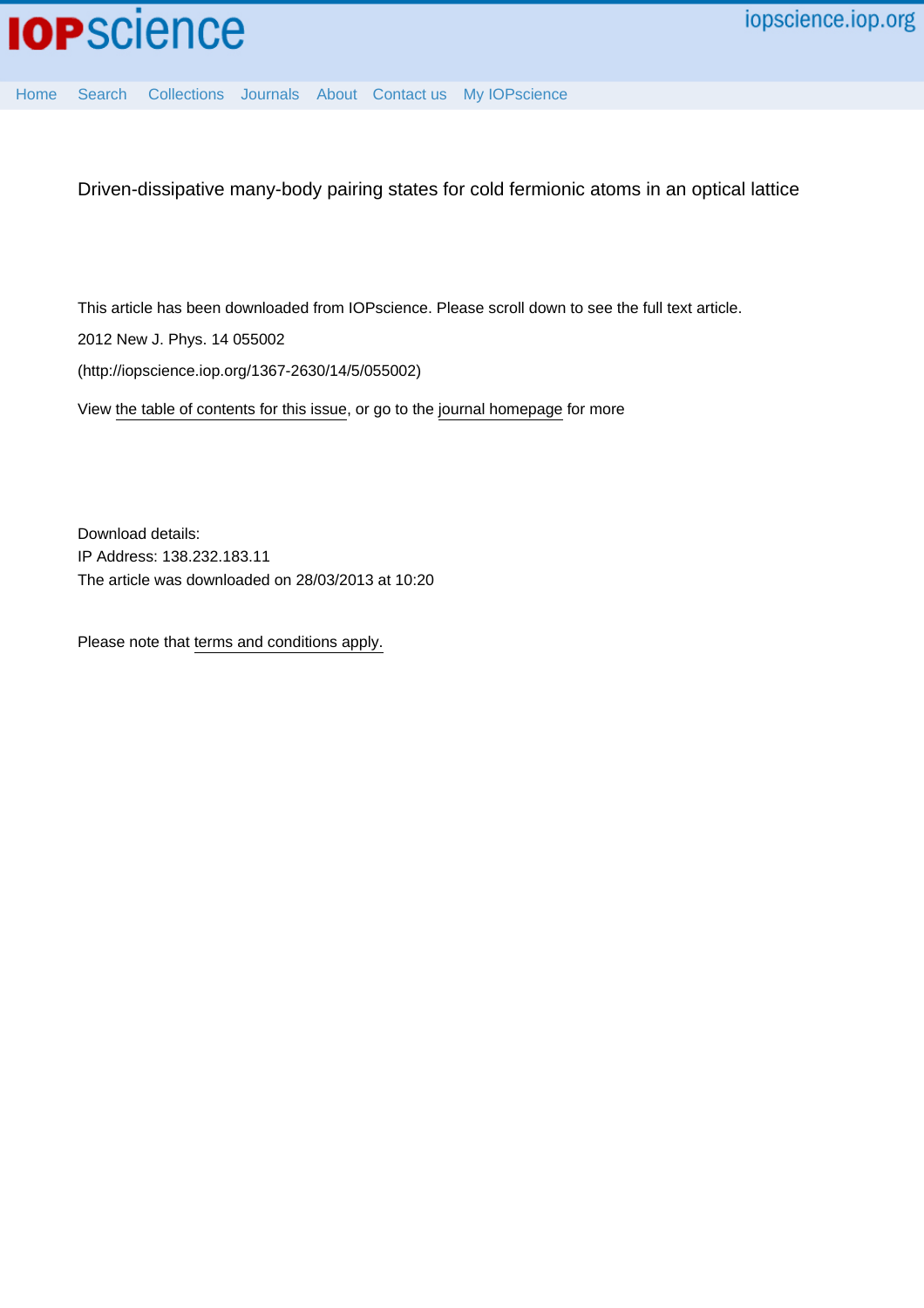# Driven-dissipative many-body pairing states for cold fermionic atoms in an optical lattice

This article has been downloaded from IOPscience. Please scroll down to see the full text article.

2012 New J. Phys. 14 055002

(http://iopscience.iop.org/1367-2630/14/5/055002)

View the table of contents for this issue, or go to the journal homepage for more

Download details:
IP Address: 138.232.183.11
The article was downloaded on 28/03/2013 at 10:20

Please note that terms and conditions apply.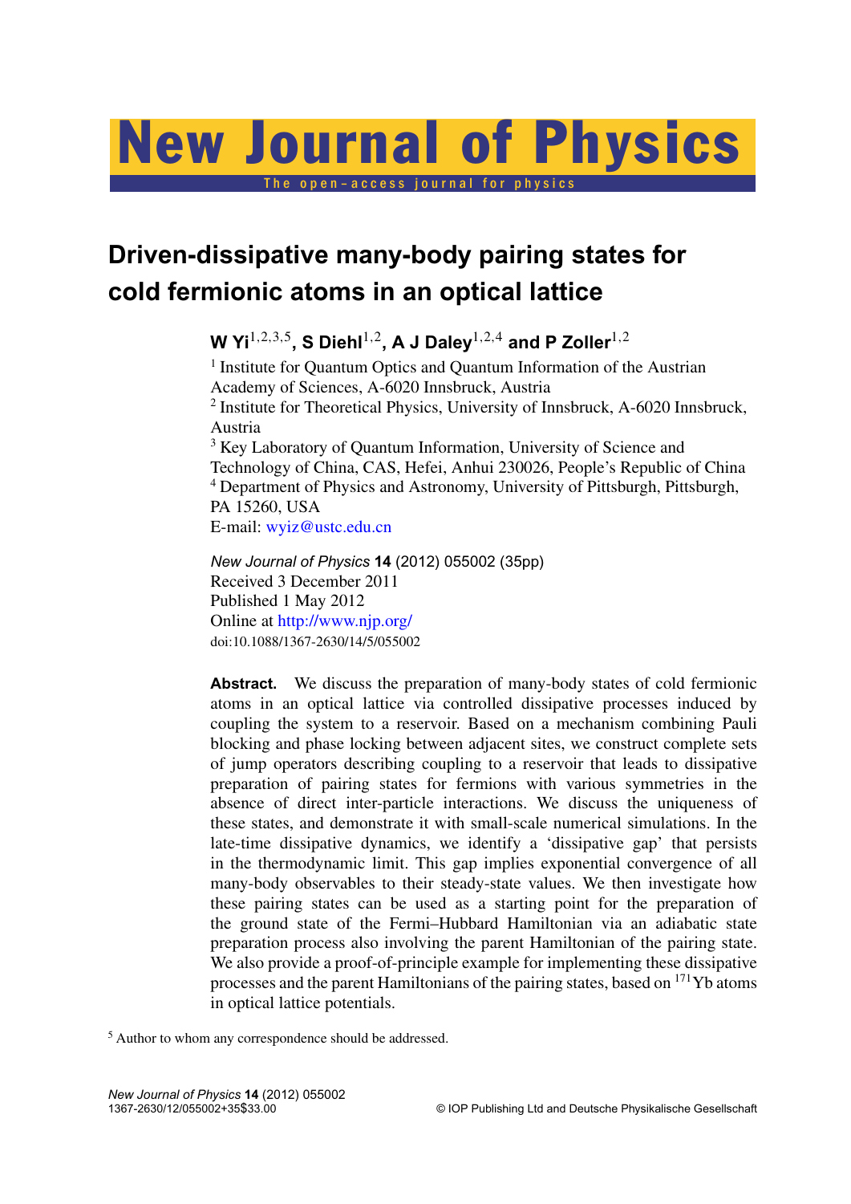# Driven-dissipative many-body pairing states for cold fermionic atoms in an optical lattice

**W Yi**[1,2,3,5], **S Diehl**[1,2], **A J Daley**[1,2,4] **and P Zoller**[1,2]

[1] Institute for Quantum Optics and Quantum Information of the Austrian Academy of Sciences, A-6020 Innsbruck, Austria
[2] Institute for Theoretical Physics, University of Innsbruck, A-6020 Innsbruck, Austria
[3] Key Laboratory of Quantum Information, University of Science and Technology of China, CAS, Hefei, Anhui 230026, People's Republic of China
[4] Department of Physics and Astronomy, University of Pittsburgh, Pittsburgh, PA 15260, USA
E-mail: wyiz@ustc.edu.cn

*New Journal of Physics* **14** (2012) 055002 (35pp)
Received 3 December 2011
Published 1 May 2012
Online at http://www.njp.org/
doi:10.1088/1367-2630/14/5/055002

**Abstract.** We discuss the preparation of many-body states of cold fermionic atoms in an optical lattice via controlled dissipative processes induced by coupling the system to a reservoir. Based on a mechanism combining Pauli blocking and phase locking between adjacent sites, we construct complete sets of jump operators describing coupling to a reservoir that leads to dissipative preparation of pairing states for fermions with various symmetries in the absence of direct inter-particle interactions. We discuss the uniqueness of these states, and demonstrate it with small-scale numerical simulations. In the late-time dissipative dynamics, we identify a 'dissipative gap' that persists in the thermodynamic limit. This gap implies exponential convergence of all many-body observables to their steady-state values. We then investigate how these pairing states can be used as a starting point for the preparation of the ground state of the Fermi–Hubbard Hamiltonian via an adiabatic state preparation process also involving the parent Hamiltonian of the pairing state. We also provide a proof-of-principle example for implementing these dissipative processes and the parent Hamiltonians of the pairing states, based on $^{171}$Yb atoms in optical lattice potentials.

[5] Author to whom any correspondence should be addressed.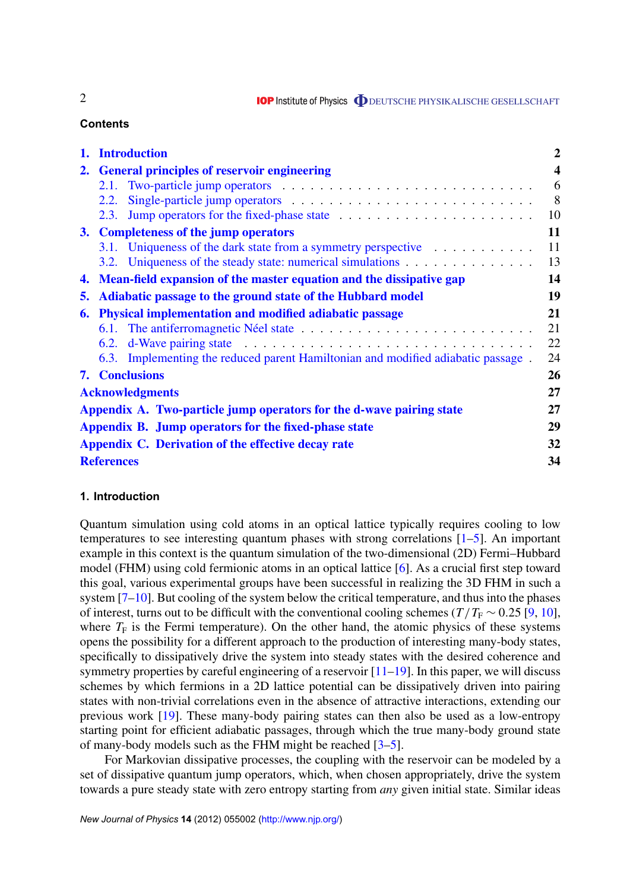## Contents

| | |
|---|---|
| **1. Introduction** | **2** |
| **2. General principles of reservoir engineering** | **4** |
| 2.1. Two-particle jump operators | 6 |
| 2.2. Single-particle jump operators | 8 |
| 2.3. Jump operators for the fixed-phase state | 10 |
| **3. Completeness of the jump operators** | **11** |
| 3.1. Uniqueness of the dark state from a symmetry perspective | 11 |
| 3.2. Uniqueness of the steady state: numerical simulations | 13 |
| **4. Mean-field expansion of the master equation and the dissipative gap** | **14** |
| **5. Adiabatic passage to the ground state of the Hubbard model** | **19** |
| **6. Physical implementation and modified adiabatic passage** | **21** |
| 6.1. The antiferromagnetic Néel state | 21 |
| 6.2. d-Wave pairing state | 22 |
| 6.3. Implementing the reduced parent Hamiltonian and modified adiabatic passage | 24 |
| **7. Conclusions** | **26** |
| **Acknowledgments** | **27** |
| **Appendix A. Two-particle jump operators for the d-wave pairing state** | **27** |
| **Appendix B. Jump operators for the fixed-phase state** | **29** |
| **Appendix C. Derivation of the effective decay rate** | **32** |
| **References** | **34** |

## 1. Introduction

Quantum simulation using cold atoms in an optical lattice typically requires cooling to low temperatures to see interesting quantum phases with strong correlations [1–5]. An important example in this context is the quantum simulation of the two-dimensional (2D) Fermi–Hubbard model (FHM) using cold fermionic atoms in an optical lattice [6]. As a crucial first step toward this goal, various experimental groups have been successful in realizing the 3D FHM in such a system [7–10]. But cooling of the system below the critical temperature, and thus into the phases of interest, turns out to be difficult with the conventional cooling schemes ($T/T_{\mathrm{F}} \sim 0.25$ [9, 10], where $T_{\mathrm{F}}$ is the Fermi temperature). On the other hand, the atomic physics of these systems opens the possibility for a different approach to the production of interesting many-body states, specifically to dissipatively drive the system into steady states with the desired coherence and symmetry properties by careful engineering of a reservoir [11–19]. In this paper, we will discuss schemes by which fermions in a 2D lattice potential can be dissipatively driven into pairing states with non-trivial correlations even in the absence of attractive interactions, extending our previous work [19]. These many-body pairing states can then also be used as a low-entropy starting point for efficient adiabatic passages, through which the true many-body ground state of many-body models such as the FHM might be reached [3–5].

For Markovian dissipative processes, the coupling with the reservoir can be modeled by a set of dissipative quantum jump operators, which, when chosen appropriately, drive the system towards a pure steady state with zero entropy starting from *any* given initial state. Similar ideas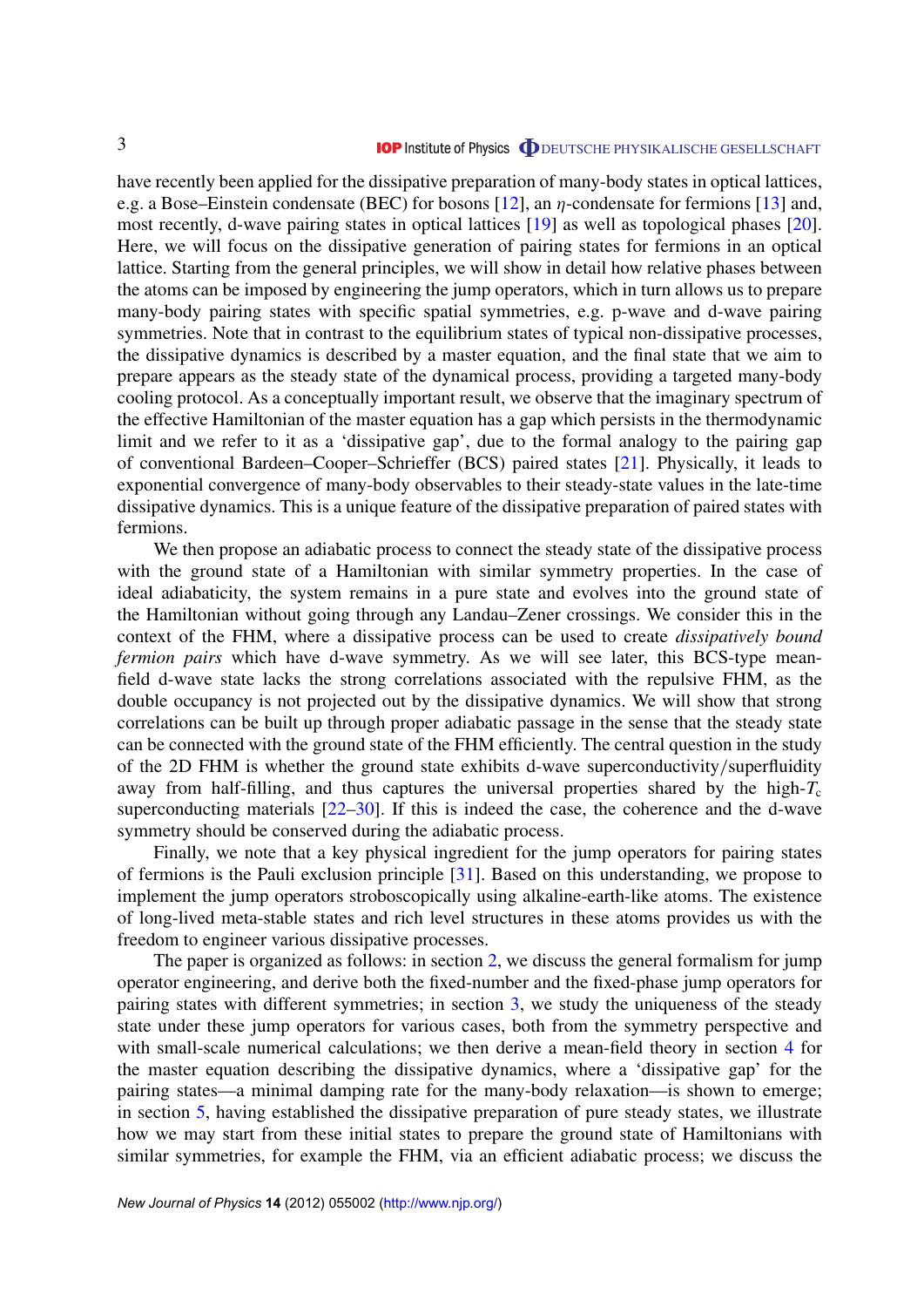have recently been applied for the dissipative preparation of many-body states in optical lattices, e.g. a Bose–Einstein condensate (BEC) for bosons [12], an $\eta$-condensate for fermions [13] and, most recently, d-wave pairing states in optical lattices [19] as well as topological phases [20]. Here, we will focus on the dissipative generation of pairing states for fermions in an optical lattice. Starting from the general principles, we will show in detail how relative phases between the atoms can be imposed by engineering the jump operators, which in turn allows us to prepare many-body pairing states with specific spatial symmetries, e.g. p-wave and d-wave pairing symmetries. Note that in contrast to the equilibrium states of typical non-dissipative processes, the dissipative dynamics is described by a master equation, and the final state that we aim to prepare appears as the steady state of the dynamical process, providing a targeted many-body cooling protocol. As a conceptually important result, we observe that the imaginary spectrum of the effective Hamiltonian of the master equation has a gap which persists in the thermodynamic limit and we refer to it as a 'dissipative gap', due to the formal analogy to the pairing gap of conventional Bardeen–Cooper–Schrieffer (BCS) paired states [21]. Physically, it leads to exponential convergence of many-body observables to their steady-state values in the late-time dissipative dynamics. This is a unique feature of the dissipative preparation of paired states with fermions.

We then propose an adiabatic process to connect the steady state of the dissipative process with the ground state of a Hamiltonian with similar symmetry properties. In the case of ideal adiabaticity, the system remains in a pure state and evolves into the ground state of the Hamiltonian without going through any Landau–Zener crossings. We consider this in the context of the FHM, where a dissipative process can be used to create *dissipatively bound fermion pairs* which have d-wave symmetry. As we will see later, this BCS-type mean-field d-wave state lacks the strong correlations associated with the repulsive FHM, as the double occupancy is not projected out by the dissipative dynamics. We will show that strong correlations can be built up through proper adiabatic passage in the sense that the steady state can be connected with the ground state of the FHM efficiently. The central question in the study of the 2D FHM is whether the ground state exhibits d-wave superconductivity/superfluidity away from half-filling, and thus captures the universal properties shared by the high-$T_c$ superconducting materials [22–30]. If this is indeed the case, the coherence and the d-wave symmetry should be conserved during the adiabatic process.

Finally, we note that a key physical ingredient for the jump operators for pairing states of fermions is the Pauli exclusion principle [31]. Based on this understanding, we propose to implement the jump operators stroboscopically using alkaline-earth-like atoms. The existence of long-lived meta-stable states and rich level structures in these atoms provides us with the freedom to engineer various dissipative processes.

The paper is organized as follows: in section 2, we discuss the general formalism for jump operator engineering, and derive both the fixed-number and the fixed-phase jump operators for pairing states with different symmetries; in section 3, we study the uniqueness of the steady state under these jump operators for various cases, both from the symmetry perspective and with small-scale numerical calculations; we then derive a mean-field theory in section 4 for the master equation describing the dissipative dynamics, where a 'dissipative gap' for the pairing states—a minimal damping rate for the many-body relaxation—is shown to emerge; in section 5, having established the dissipative preparation of pure steady states, we illustrate how we may start from these initial states to prepare the ground state of Hamiltonians with similar symmetries, for example the FHM, via an efficient adiabatic process; we discuss the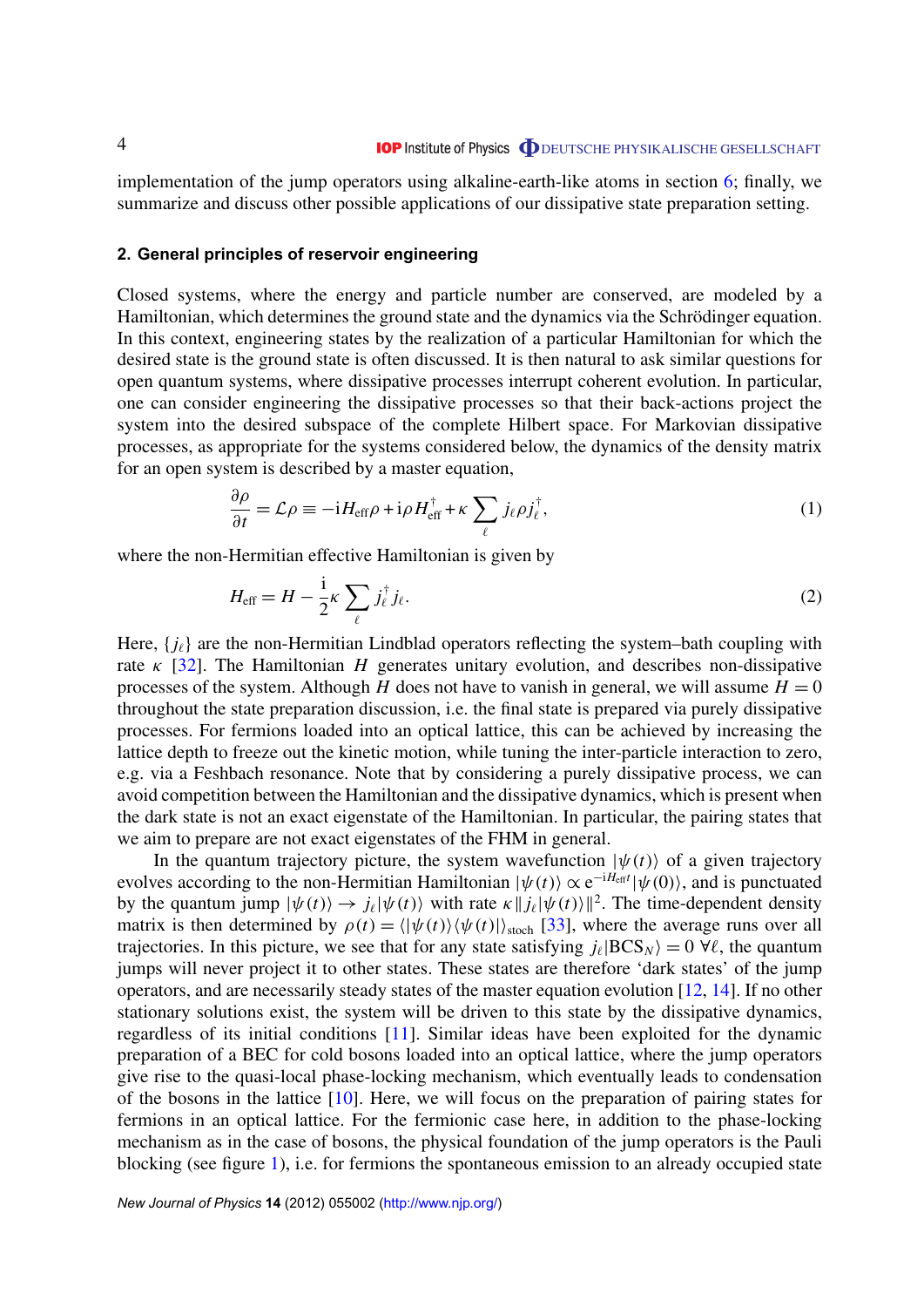implementation of the jump operators using alkaline-earth-like atoms in section 6; finally, we summarize and discuss other possible applications of our dissipative state preparation setting.

## 2. General principles of reservoir engineering

Closed systems, where the energy and particle number are conserved, are modeled by a Hamiltonian, which determines the ground state and the dynamics via the Schrödinger equation. In this context, engineering states by the realization of a particular Hamiltonian for which the desired state is the ground state is often discussed. It is then natural to ask similar questions for open quantum systems, where dissipative processes interrupt coherent evolution. In particular, one can consider engineering the dissipative processes so that their back-actions project the system into the desired subspace of the complete Hilbert space. For Markovian dissipative processes, as appropriate for the systems considered below, the dynamics of the density matrix for an open system is described by a master equation,

$$\frac{\partial \rho}{\partial t} = \mathcal{L}\rho \equiv -\mathrm{i}H_{\mathrm{eff}}\rho + \mathrm{i}\rho H_{\mathrm{eff}}^{\dagger} + \kappa \sum_{\ell} j_{\ell}\rho j_{\ell}^{\dagger}, \tag{1}$$

where the non-Hermitian effective Hamiltonian is given by

$$H_{\mathrm{eff}} = H - \frac{\mathrm{i}}{2}\kappa \sum_{\ell} j_{\ell}^{\dagger} j_{\ell}. \tag{2}$$

Here, $\{j_\ell\}$ are the non-Hermitian Lindblad operators reflecting the system–bath coupling with rate $\kappa$ [32]. The Hamiltonian $H$ generates unitary evolution, and describes non-dissipative processes of the system. Although $H$ does not have to vanish in general, we will assume $H = 0$ throughout the state preparation discussion, i.e. the final state is prepared via purely dissipative processes. For fermions loaded into an optical lattice, this can be achieved by increasing the lattice depth to freeze out the kinetic motion, while tuning the inter-particle interaction to zero, e.g. via a Feshbach resonance. Note that by considering a purely dissipative process, we can avoid competition between the Hamiltonian and the dissipative dynamics, which is present when the dark state is not an exact eigenstate of the Hamiltonian. In particular, the pairing states that we aim to prepare are not exact eigenstates of the FHM in general.

In the quantum trajectory picture, the system wavefunction $|\psi(t)\rangle$ of a given trajectory evolves according to the non-Hermitian Hamiltonian $|\psi(t)\rangle \propto \mathrm{e}^{-\mathrm{i}H_{\mathrm{eff}}t}|\psi(0)\rangle$, and is punctuated by the quantum jump $|\psi(t)\rangle \to j_\ell|\psi(t)\rangle$ with rate $\kappa\| j_\ell|\psi(t)\rangle\|^2$. The time-dependent density matrix is then determined by $\rho(t) = \langle|\psi(t)\rangle\langle\psi(t)|\rangle_{\mathrm{stoch}}$ [33], where the average runs over all trajectories. In this picture, we see that for any state satisfying $j_\ell|\mathrm{BCS}_N\rangle = 0\ \forall \ell$, the quantum jumps will never project it to other states. These states are therefore 'dark states' of the jump operators, and are necessarily steady states of the master equation evolution [12, 14]. If no other stationary solutions exist, the system will be driven to this state by the dissipative dynamics, regardless of its initial conditions [11]. Similar ideas have been exploited for the dynamic preparation of a BEC for cold bosons loaded into an optical lattice, where the jump operators give rise to the quasi-local phase-locking mechanism, which eventually leads to condensation of the bosons in the lattice [10]. Here, we will focus on the preparation of pairing states for fermions in an optical lattice. For the fermionic case here, in addition to the phase-locking mechanism as in the case of bosons, the physical foundation of the jump operators is the Pauli blocking (see figure 1), i.e. for fermions the spontaneous emission to an already occupied state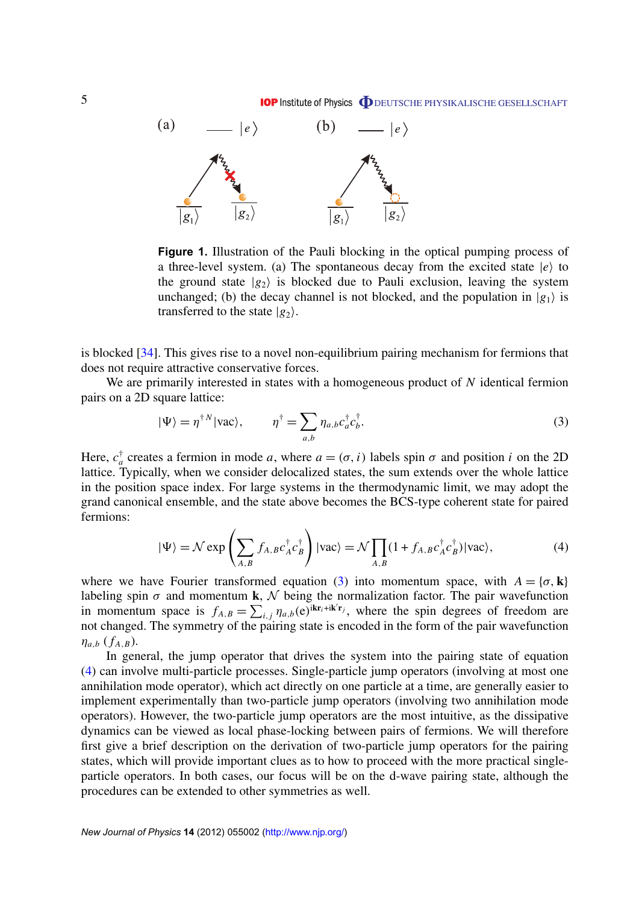**Figure 1.** Illustration of the Pauli blocking in the optical pumping process of a three-level system. (a) The spontaneous decay from the excited state $|e\rangle$ to the ground state $|g_2\rangle$ is blocked due to Pauli exclusion, leaving the system unchanged; (b) the decay channel is not blocked, and the population in $|g_1\rangle$ is transferred to the state $|g_2\rangle$.

is blocked [34]. This gives rise to a novel non-equilibrium pairing mechanism for fermions that does not require attractive conservative forces.

We are primarily interested in states with a homogeneous product of $N$ identical fermion pairs on a 2D square lattice:

$$|\Psi\rangle = \eta^{\dagger N}|\text{vac}\rangle, \qquad \eta^{\dagger} = \sum_{a,b} \eta_{a,b} c_a^{\dagger} c_b^{\dagger}. \tag{3}$$

Here, $c_a^{\dagger}$ creates a fermion in mode $a$, where $a = (\sigma, i)$ labels spin $\sigma$ and position $i$ on the 2D lattice. Typically, when we consider delocalized states, the sum extends over the whole lattice in the position space index. For large systems in the thermodynamic limit, we may adopt the grand canonical ensemble, and the state above becomes the BCS-type coherent state for paired fermions:

$$|\Psi\rangle = \mathcal{N} \exp\left(\sum_{A,B} f_{A,B} c_A^{\dagger} c_B^{\dagger}\right)|\text{vac}\rangle = \mathcal{N} \prod_{A,B} (1 + f_{A,B} c_A^{\dagger} c_B^{\dagger})|\text{vac}\rangle, \tag{4}$$

where we have Fourier transformed equation (3) into momentum space, with $A = \{\sigma, \mathbf{k}\}$ labeling spin $\sigma$ and momentum $\mathbf{k}$, $\mathcal{N}$ being the normalization factor. The pair wavefunction in momentum space is $f_{A,B} = \sum_{i,j} \eta_{a,b} (\mathrm{e})^{\mathrm{i}\mathbf{k}\mathbf{r}_i + \mathrm{i}\mathbf{k}'\mathbf{r}_j}$, where the spin degrees of freedom are not changed. The symmetry of the pairing state is encoded in the form of the pair wavefunction $\eta_{a,b}$ ($f_{A,B}$).

In general, the jump operator that drives the system into the pairing state of equation (4) can involve multi-particle processes. Single-particle jump operators (involving at most one annihilation mode operator), which act directly on one particle at a time, are generally easier to implement experimentally than two-particle jump operators (involving two annihilation mode operators). However, the two-particle jump operators are the most intuitive, as the dissipative dynamics can be viewed as local phase-locking between pairs of fermions. We will therefore first give a brief description on the derivation of two-particle jump operators for the pairing states, which will provide important clues as to how to proceed with the more practical single-particle operators. In both cases, our focus will be on the d-wave pairing state, although the procedures can be extended to other symmetries as well.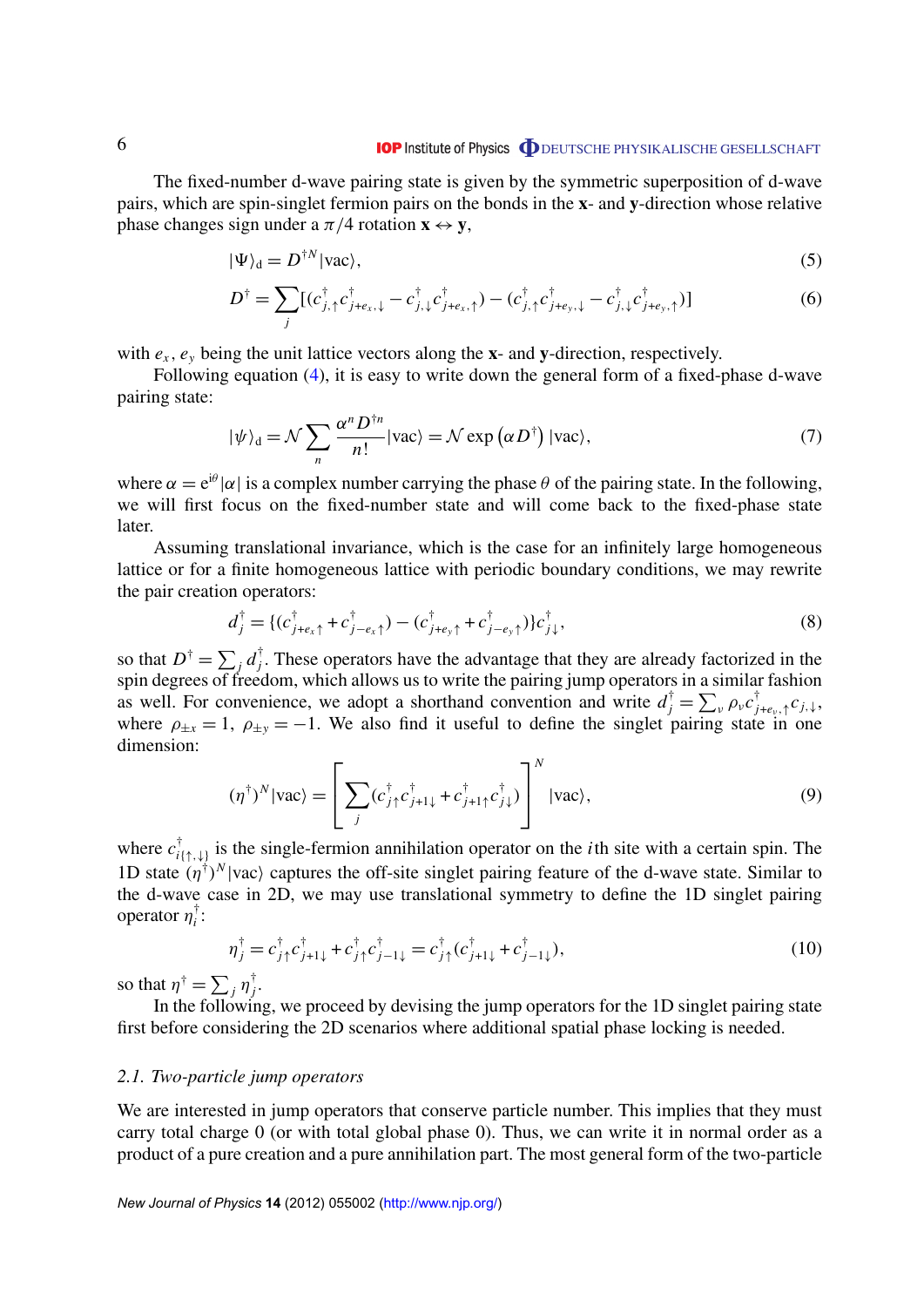The fixed-number d-wave pairing state is given by the symmetric superposition of d-wave pairs, which are spin-singlet fermion pairs on the bonds in the **x**- and **y**-direction whose relative phase changes sign under a $\pi/4$ rotation $\mathbf{x} \leftrightarrow \mathbf{y}$,

$$|\Psi\rangle_{\mathrm{d}} = D^{\dagger N}|\mathrm{vac}\rangle, \tag{5}$$

$$D^{\dagger} = \sum_j [(c^{\dagger}_{j,\uparrow}c^{\dagger}_{j+e_x,\downarrow} - c^{\dagger}_{j,\downarrow}c^{\dagger}_{j+e_x,\uparrow}) - (c^{\dagger}_{j,\uparrow}c^{\dagger}_{j+e_y,\downarrow} - c^{\dagger}_{j,\downarrow}c^{\dagger}_{j+e_y,\uparrow})] \tag{6}$$

with $e_x$, $e_y$ being the unit lattice vectors along the **x**- and **y**-direction, respectively.

Following equation (4), it is easy to write down the general form of a fixed-phase d-wave pairing state:

$$|\psi\rangle_{\mathrm{d}} = \mathcal{N}\sum_n \frac{\alpha^n D^{\dagger n}}{n!}|\mathrm{vac}\rangle = \mathcal{N}\exp\left(\alpha D^{\dagger}\right)|\mathrm{vac}\rangle, \tag{7}$$

where $\alpha = \mathrm{e}^{\mathrm{i}\theta}|\alpha|$ is a complex number carrying the phase $\theta$ of the pairing state. In the following, we will first focus on the fixed-number state and will come back to the fixed-phase state later.

Assuming translational invariance, which is the case for an infinitely large homogeneous lattice or for a finite homogeneous lattice with periodic boundary conditions, we may rewrite the pair creation operators:

$$d^{\dagger}_j = \{(c^{\dagger}_{j+e_x\uparrow} + c^{\dagger}_{j-e_x\uparrow}) - (c^{\dagger}_{j+e_y\uparrow} + c^{\dagger}_{j-e_y\uparrow})\}c^{\dagger}_{j\downarrow}, \tag{8}$$

so that $D^{\dagger} = \sum_j d^{\dagger}_j$. These operators have the advantage that they are already factorized in the spin degrees of freedom, which allows us to write the pairing jump operators in a similar fashion as well. For convenience, we adopt a shorthand convention and write $d^{\dagger}_j = \sum_{\nu}\rho_{\nu}c^{\dagger}_{j+e_{\nu},\uparrow}c_{j,\downarrow}$, where $\rho_{\pm x} = 1$, $\rho_{\pm y} = -1$. We also find it useful to define the singlet pairing state in one dimension:

$$(\eta^{\dagger})^N|\mathrm{vac}\rangle = \left[\sum_j (c^{\dagger}_{j\uparrow}c^{\dagger}_{j+1\downarrow} + c^{\dagger}_{j+1\uparrow}c^{\dagger}_{j\downarrow})\right]^N|\mathrm{vac}\rangle, \tag{9}$$

where $c^{\dagger}_{i\{\uparrow,\downarrow\}}$ is the single-fermion annihilation operator on the $i$th site with a certain spin. The 1D state $(\eta^{\dagger})^N|\mathrm{vac}\rangle$ captures the off-site singlet pairing feature of the d-wave state. Similar to the d-wave case in 2D, we may use translational symmetry to define the 1D singlet pairing operator $\eta^{\dagger}_i$:

$$\eta^{\dagger}_j = c^{\dagger}_{j\uparrow}c^{\dagger}_{j+1\downarrow} + c^{\dagger}_{j\uparrow}c^{\dagger}_{j-1\downarrow} = c^{\dagger}_{j\uparrow}(c^{\dagger}_{j+1\downarrow} + c^{\dagger}_{j-1\downarrow}), \tag{10}$$

so that $\eta^{\dagger} = \sum_j \eta^{\dagger}_j$.

In the following, we proceed by devising the jump operators for the 1D singlet pairing state first before considering the 2D scenarios where additional spatial phase locking is needed.

### *2.1. Two-particle jump operators*

We are interested in jump operators that conserve particle number. This implies that they must carry total charge 0 (or with total global phase 0). Thus, we can write it in normal order as a product of a pure creation and a pure annihilation part. The most general form of the two-particle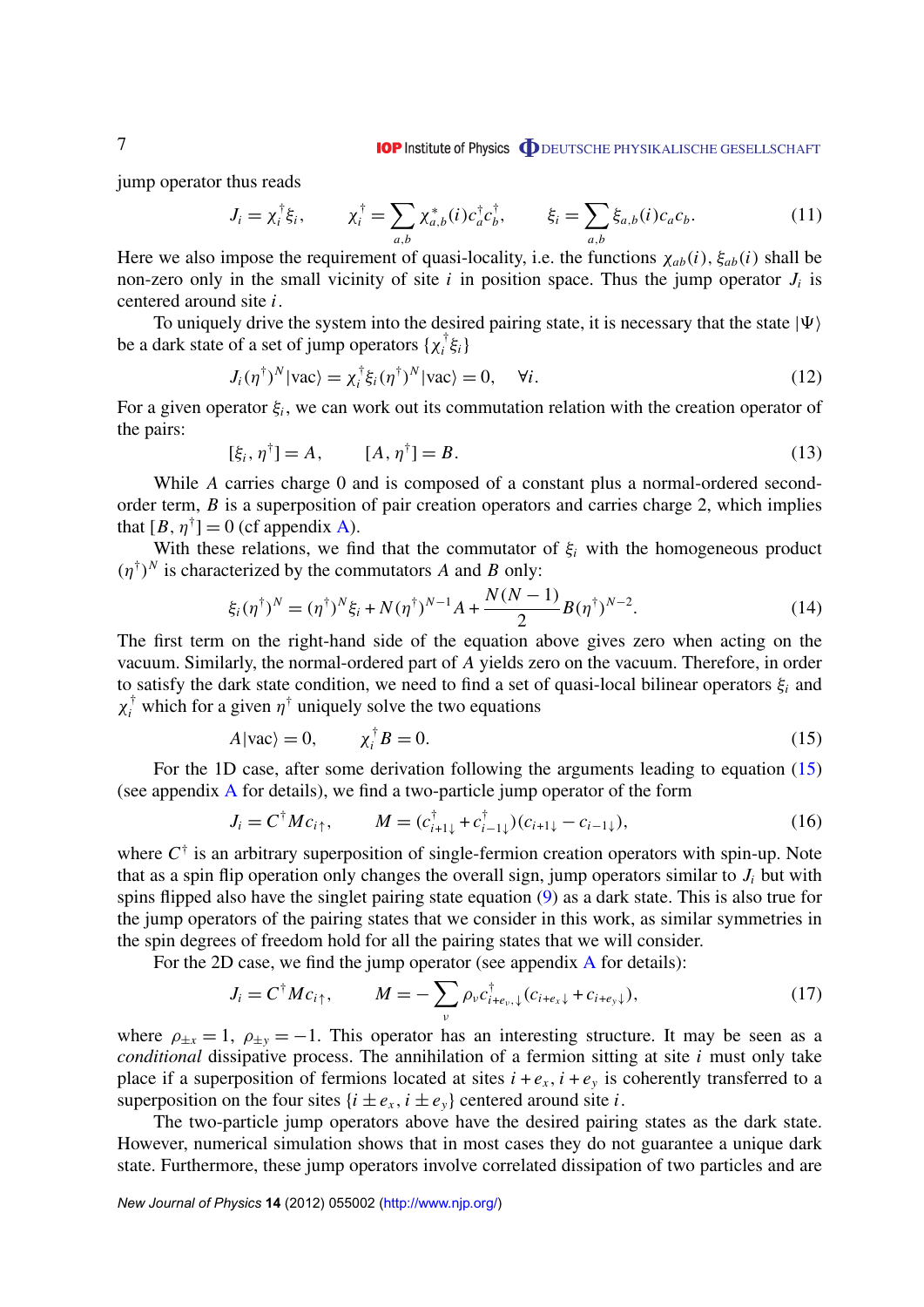jump operator thus reads

$$J_i = \chi_i^\dagger \xi_i, \qquad \chi_i^\dagger = \sum_{a,b} \chi_{a,b}^*(i) c_a^\dagger c_b^\dagger, \qquad \xi_i = \sum_{a,b} \xi_{a,b}(i) c_a c_b. \tag{11}$$

Here we also impose the requirement of quasi-locality, i.e. the functions $\chi_{ab}(i)$, $\xi_{ab}(i)$ shall be non-zero only in the small vicinity of site $i$ in position space. Thus the jump operator $J_i$ is centered around site $i$.

To uniquely drive the system into the desired pairing state, it is necessary that the state $|\Psi\rangle$ be a dark state of a set of jump operators $\{\chi_i^\dagger \xi_i\}$

$$J_i (\eta^\dagger)^N |\text{vac}\rangle = \chi_i^\dagger \xi_i (\eta^\dagger)^N |\text{vac}\rangle = 0, \quad \forall i. \tag{12}$$

For a given operator $\xi_i$, we can work out its commutation relation with the creation operator of the pairs:

$$[\xi_i, \eta^\dagger] = A, \qquad [A, \eta^\dagger] = B. \tag{13}$$

While $A$ carries charge 0 and is composed of a constant plus a normal-ordered second-order term, $B$ is a superposition of pair creation operators and carries charge 2, which implies that $[B, \eta^\dagger] = 0$ (cf appendix A).

With these relations, we find that the commutator of $\xi_i$ with the homogeneous product $(\eta^\dagger)^N$ is characterized by the commutators $A$ and $B$ only:

$$\xi_i (\eta^\dagger)^N = (\eta^\dagger)^N \xi_i + N (\eta^\dagger)^{N-1} A + \frac{N(N-1)}{2} B (\eta^\dagger)^{N-2}. \tag{14}$$

The first term on the right-hand side of the equation above gives zero when acting on the vacuum. Similarly, the normal-ordered part of $A$ yields zero on the vacuum. Therefore, in order to satisfy the dark state condition, we need to find a set of quasi-local bilinear operators $\xi_i$ and $\chi_i^\dagger$ which for a given $\eta^\dagger$ uniquely solve the two equations

$$A|\text{vac}\rangle = 0, \qquad \chi_i^\dagger B = 0. \tag{15}$$

For the 1D case, after some derivation following the arguments leading to equation (15) (see appendix A for details), we find a two-particle jump operator of the form

$$J_i = C^\dagger M c_{i\uparrow}, \qquad M = (c_{i+1\downarrow}^\dagger + c_{i-1\downarrow}^\dagger)(c_{i+1\downarrow} - c_{i-1\downarrow}), \tag{16}$$

where $C^\dagger$ is an arbitrary superposition of single-fermion creation operators with spin-up. Note that as a spin flip operation only changes the overall sign, jump operators similar to $J_i$ but with spins flipped also have the singlet pairing state equation (9) as a dark state. This is also true for the jump operators of the pairing states that we consider in this work, as similar symmetries in the spin degrees of freedom hold for all the pairing states that we will consider.

For the 2D case, we find the jump operator (see appendix A for details):

$$J_i = C^\dagger M c_{i\uparrow}, \qquad M = -\sum_\nu \rho_\nu c_{i+e_\nu,\downarrow}^\dagger (c_{i+e_x\downarrow} + c_{i+e_y\downarrow}), \tag{17}$$

where $\rho_{\pm x} = 1$, $\rho_{\pm y} = -1$. This operator has an interesting structure. It may be seen as a *conditional* dissipative process. The annihilation of a fermion sitting at site $i$ must only take place if a superposition of fermions located at sites $i + e_x$, $i + e_y$ is coherently transferred to a superposition on the four sites $\{i \pm e_x, i \pm e_y\}$ centered around site $i$.

The two-particle jump operators above have the desired pairing states as the dark state. However, numerical simulation shows that in most cases they do not guarantee a unique dark state. Furthermore, these jump operators involve correlated dissipation of two particles and are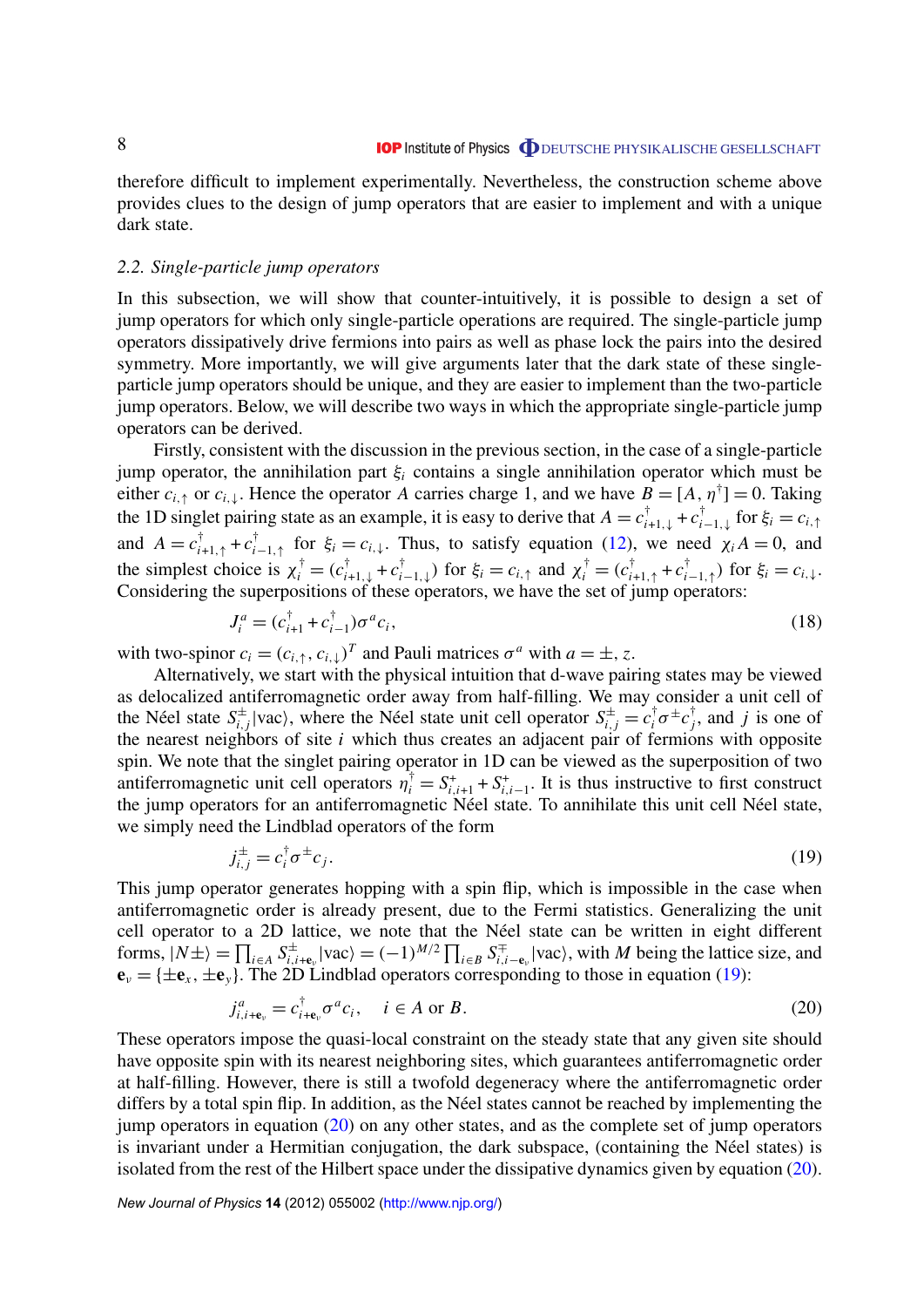therefore difficult to implement experimentally. Nevertheless, the construction scheme above provides clues to the design of jump operators that are easier to implement and with a unique dark state.

### 2.2. Single-particle jump operators

In this subsection, we will show that counter-intuitively, it is possible to design a set of jump operators for which only single-particle operations are required. The single-particle jump operators dissipatively drive fermions into pairs as well as phase lock the pairs into the desired symmetry. More importantly, we will give arguments later that the dark state of these single-particle jump operators should be unique, and they are easier to implement than the two-particle jump operators. Below, we will describe two ways in which the appropriate single-particle jump operators can be derived.

Firstly, consistent with the discussion in the previous section, in the case of a single-particle jump operator, the annihilation part $\xi_i$ contains a single annihilation operator which must be either $c_{i,\uparrow}$ or $c_{i,\downarrow}$. Hence the operator $A$ carries charge 1, and we have $B = [A, \eta^\dagger] = 0$. Taking the 1D singlet pairing state as an example, it is easy to derive that $A = c^\dagger_{i+1,\downarrow} + c^\dagger_{i-1,\downarrow}$ for $\xi_i = c_{i,\uparrow}$ and $A = c^\dagger_{i+1,\uparrow} + c^\dagger_{i-1,\uparrow}$ for $\xi_i = c_{i,\downarrow}$. Thus, to satisfy equation (12), we need $\chi_i A = 0$, and the simplest choice is $\chi^\dagger_i = (c^\dagger_{i+1,\downarrow} + c^\dagger_{i-1,\downarrow})$ for $\xi_i = c_{i,\uparrow}$ and $\chi^\dagger_i = (c^\dagger_{i+1,\uparrow} + c^\dagger_{i-1,\uparrow})$ for $\xi_i = c_{i,\downarrow}$. Considering the superpositions of these operators, we have the set of jump operators:

$$J^a_i = (c^\dagger_{i+1} + c^\dagger_{i-1})\sigma^a c_i, \tag{18}$$

with two-spinor $c_i = (c_{i,\uparrow}, c_{i,\downarrow})^T$ and Pauli matrices $\sigma^a$ with $a = \pm, z$.

Alternatively, we start with the physical intuition that d-wave pairing states may be viewed as delocalized antiferromagnetic order away from half-filling. We may consider a unit cell of the Néel state $S^\pm_{i,j}|\text{vac}\rangle$, where the Néel state unit cell operator $S^\pm_{i,j} = c^\dagger_i \sigma^\pm c^\dagger_j$, and $j$ is one of the nearest neighbors of site $i$ which thus creates an adjacent pair of fermions with opposite spin. We note that the singlet pairing operator in 1D can be viewed as the superposition of two antiferromagnetic unit cell operators $\eta^\dagger_i = S^+_{i,i+1} + S^+_{i,i-1}$. It is thus instructive to first construct the jump operators for an antiferromagnetic Néel state. To annihilate this unit cell Néel state, we simply need the Lindblad operators of the form

$$j^\pm_{i,j} = c^\dagger_i \sigma^\pm c_j. \tag{19}$$

This jump operator generates hopping with a spin flip, which is impossible in the case when antiferromagnetic order is already present, due to the Fermi statistics. Generalizing the unit cell operator to a 2D lattice, we note that the Néel state can be written in eight different forms, $|N\pm\rangle = \prod_{i\in A} S^\pm_{i,i+\mathbf{e}_\nu}|\text{vac}\rangle = (-1)^{M/2}\prod_{i\in B} S^\mp_{i,i-\mathbf{e}_\nu}|\text{vac}\rangle$, with $M$ being the lattice size, and $\mathbf{e}_\nu = \{\pm\mathbf{e}_x, \pm\mathbf{e}_y\}$. The 2D Lindblad operators corresponding to those in equation (19):

$$j^a_{i,i+\mathbf{e}_\nu} = c^\dagger_{i+\mathbf{e}_\nu}\sigma^a c_i, \quad i \in A \text{ or } B. \tag{20}$$

These operators impose the quasi-local constraint on the steady state that any given site should have opposite spin with its nearest neighboring sites, which guarantees antiferromagnetic order at half-filling. However, there is still a twofold degeneracy where the antiferromagnetic order differs by a total spin flip. In addition, as the Néel states cannot be reached by implementing the jump operators in equation (20) on any other states, and as the complete set of jump operators is invariant under a Hermitian conjugation, the dark subspace, (containing the Néel states) is isolated from the rest of the Hilbert space under the dissipative dynamics given by equation (20).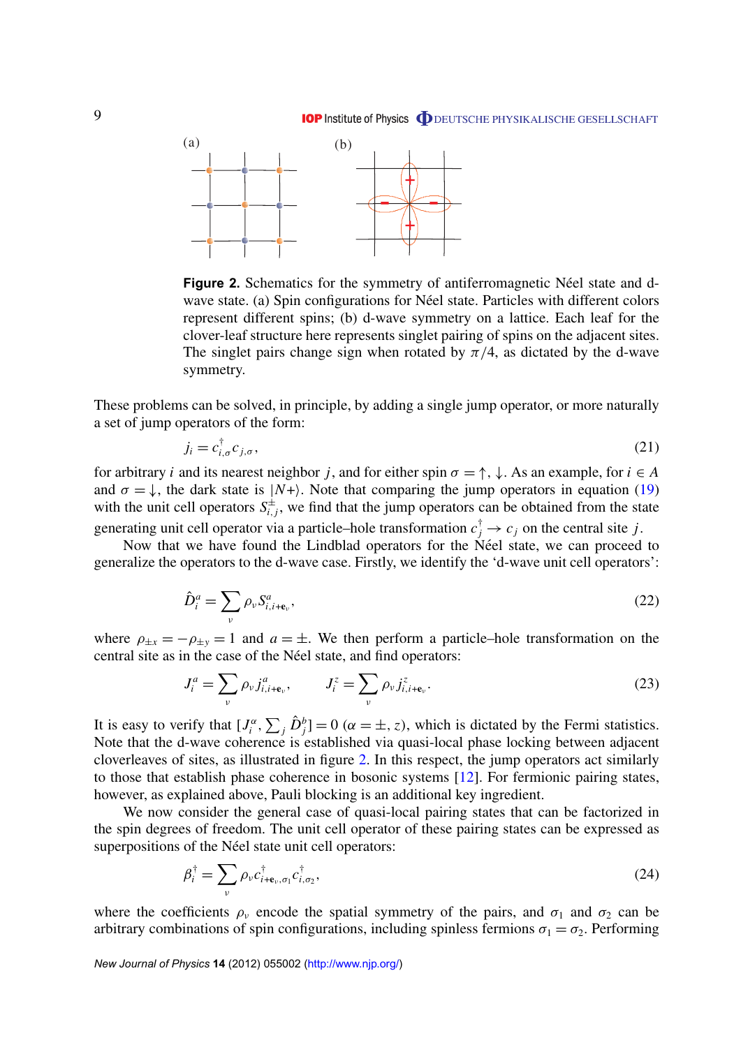**Figure 2.** Schematics for the symmetry of antiferromagnetic Néel state and d-wave state. (a) Spin configurations for Néel state. Particles with different colors represent different spins; (b) d-wave symmetry on a lattice. Each leaf for the clover-leaf structure here represents singlet pairing of spins on the adjacent sites. The singlet pairs change sign when rotated by $\pi/4$, as dictated by the d-wave symmetry.

These problems can be solved, in principle, by adding a single jump operator, or more naturally a set of jump operators of the form:

$$j_i = c^\dagger_{i,\sigma} c_{j,\sigma}, \tag{21}$$

for arbitrary $i$ and its nearest neighbor $j$, and for either spin $\sigma = \uparrow, \downarrow$. As an example, for $i \in A$ and $\sigma = \downarrow$, the dark state is $|N+\rangle$. Note that comparing the jump operators in equation (19) with the unit cell operators $S^{\pm}_{i,j}$, we find that the jump operators can be obtained from the state generating unit cell operator via a particle–hole transformation $c^\dagger_j \to c_j$ on the central site $j$.

Now that we have found the Lindblad operators for the Néel state, we can proceed to generalize the operators to the d-wave case. Firstly, we identify the 'd-wave unit cell operators':

$$\hat{D}^a_i = \sum_\nu \rho_\nu S^a_{i,i+\mathbf{e}_\nu}, \tag{22}$$

where $\rho_{\pm x} = -\rho_{\pm y} = 1$ and $a = \pm$. We then perform a particle–hole transformation on the central site as in the case of the Néel state, and find operators:

$$J^a_i = \sum_\nu \rho_\nu j^a_{i,i+\mathbf{e}_\nu}, \qquad J^z_i = \sum_\nu \rho_\nu j^z_{i,i+\mathbf{e}_\nu}. \tag{23}$$

It is easy to verify that $[J^\alpha_i, \sum_j \hat{D}^b_j] = 0$ ($\alpha = \pm, z$), which is dictated by the Fermi statistics. Note that the d-wave coherence is established via quasi-local phase locking between adjacent cloverleaves of sites, as illustrated in figure 2. In this respect, the jump operators act similarly to those that establish phase coherence in bosonic systems [12]. For fermionic pairing states, however, as explained above, Pauli blocking is an additional key ingredient.

We now consider the general case of quasi-local pairing states that can be factorized in the spin degrees of freedom. The unit cell operator of these pairing states can be expressed as superpositions of the Néel state unit cell operators:

$$\beta^\dagger_i = \sum_\nu \rho_\nu c^\dagger_{i+\mathbf{e}_\nu,\sigma_1} c^\dagger_{i,\sigma_2}, \tag{24}$$

where the coefficients $\rho_\nu$ encode the spatial symmetry of the pairs, and $\sigma_1$ and $\sigma_2$ can be arbitrary combinations of spin configurations, including spinless fermions $\sigma_1 = \sigma_2$. Performing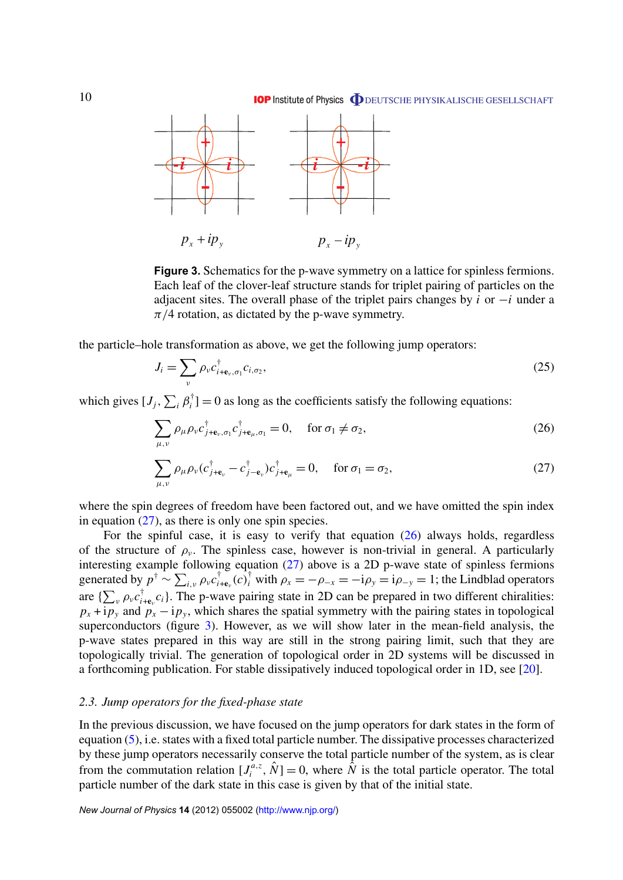**Figure 3.** Schematics for the p-wave symmetry on a lattice for spinless fermions. Each leaf of the clover-leaf structure stands for triplet pairing of particles on the adjacent sites. The overall phase of the triplet pairs changes by $i$ or $-i$ under a $\pi/4$ rotation, as dictated by the p-wave symmetry.

the particle–hole transformation as above, we get the following jump operators:

$$J_i = \sum_{\nu} \rho_\nu c^\dagger_{i+\mathbf{e}_\nu,\sigma_1} c_{i,\sigma_2}, \tag{25}$$

which gives $[J_j, \sum_i \beta_i^\dagger] = 0$ as long as the coefficients satisfy the following equations:

$$\sum_{\mu,\nu} \rho_\mu \rho_\nu c^\dagger_{j+\mathbf{e}_\nu,\sigma_1} c^\dagger_{j+\mathbf{e}_\mu,\sigma_1} = 0, \quad \text{for } \sigma_1 \neq \sigma_2, \tag{26}$$

$$\sum_{\mu,\nu} \rho_\mu \rho_\nu (c^\dagger_{j+\mathbf{e}_\nu} - c^\dagger_{j-\mathbf{e}_\nu}) c^\dagger_{j+\mathbf{e}_\mu} = 0, \quad \text{for } \sigma_1 = \sigma_2, \tag{27}$$

where the spin degrees of freedom have been factored out, and we have omitted the spin index in equation (27), as there is only one spin species.

For the spinful case, it is easy to verify that equation (26) always holds, regardless of the structure of $\rho_\nu$. The spinless case, however is non-trivial in general. A particularly interesting example following equation (27) above is a 2D p-wave state of spinless fermions generated by $p^\dagger \sim \sum_{i,\nu} \rho_\nu c^\dagger_{i+\mathbf{e}_\nu}(c)^\dagger_i$ with $\rho_x = -\rho_{-x} = -\mathrm{i}\rho_y = \mathrm{i}\rho_{-y} = 1$; the Lindblad operators are $\{\sum_\nu \rho_\nu c^\dagger_{i+\mathbf{e}_\nu} c_i\}$. The p-wave pairing state in 2D can be prepared in two different chiralities: $p_x + \mathrm{i}p_y$ and $p_x - \mathrm{i}p_y$, which shares the spatial symmetry with the pairing states in topological superconductors (figure 3). However, as we will show later in the mean-field analysis, the p-wave states prepared in this way are still in the strong pairing limit, such that they are topologically trivial. The generation of topological order in 2D systems will be discussed in a forthcoming publication. For stable dissipatively induced topological order in 1D, see [20].

### 2.3. Jump operators for the fixed-phase state

In the previous discussion, we have focused on the jump operators for dark states in the form of equation (5), i.e. states with a fixed total particle number. The dissipative processes characterized by these jump operators necessarily conserve the total particle number of the system, as is clear from the commutation relation $[J_i^{a,z}, \hat{N}] = 0$, where $\hat{N}$ is the total particle operator. The total particle number of the dark state in this case is given by that of the initial state.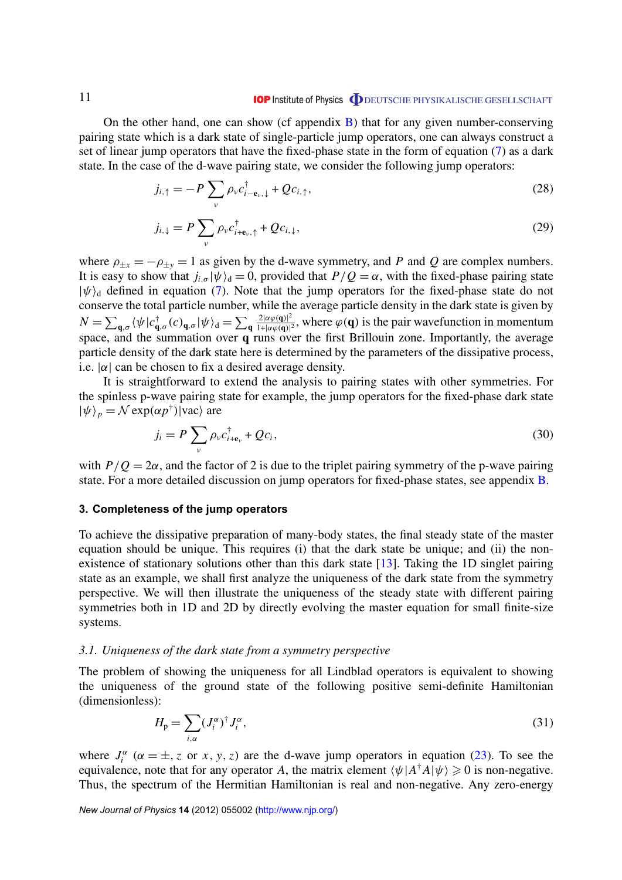On the other hand, one can show (cf appendix B) that for any given number-conserving pairing state which is a dark state of single-particle jump operators, one can always construct a set of linear jump operators that have the fixed-phase state in the form of equation (7) as a dark state. In the case of the d-wave pairing state, we consider the following jump operators:

$$j_{i,\uparrow} = -P \sum_{\nu} \rho_\nu c^\dagger_{i-\mathbf{e}_\nu,\downarrow} + Q c_{i,\uparrow}, \tag{28}$$

$$j_{i,\downarrow} = P \sum_{\nu} \rho_\nu c^\dagger_{i+\mathbf{e}_\nu,\uparrow} + Q c_{i,\downarrow}, \tag{29}$$

where $\rho_{\pm x} = -\rho_{\pm y} = 1$ as given by the d-wave symmetry, and $P$ and $Q$ are complex numbers. It is easy to show that $j_{i,\sigma}|\psi\rangle_{\rm d} = 0$, provided that $P/Q = \alpha$, with the fixed-phase pairing state $|\psi\rangle_{\rm d}$ defined in equation (7). Note that the jump operators for the fixed-phase state do not conserve the total particle number, while the average particle density in the dark state is given by $N = \sum_{\mathbf{q},\sigma} \langle\psi|c^\dagger_{\mathbf{q},\sigma}(c)_{\mathbf{q},\sigma}|\psi\rangle_{\rm d} = \sum_{\mathbf{q}} \frac{2|\alpha\varphi(\mathbf{q})|^2}{1+|\alpha\varphi(\mathbf{q})|^2}$, where $\varphi(\mathbf{q})$ is the pair wavefunction in momentum space, and the summation over $\mathbf{q}$ runs over the first Brillouin zone. Importantly, the average particle density of the dark state here is determined by the parameters of the dissipative process, i.e. $|\alpha|$ can be chosen to fix a desired average density.

It is straightforward to extend the analysis to pairing states with other symmetries. For the spinless p-wave pairing state for example, the jump operators for the fixed-phase dark state $|\psi\rangle_p = \mathcal{N}\exp(\alpha p^\dagger)|\text{vac}\rangle$ are

$$j_i = P \sum_{\nu} \rho_\nu c^\dagger_{i+\mathbf{e}_\nu} + Q c_i, \tag{30}$$

with $P/Q = 2\alpha$, and the factor of 2 is due to the triplet pairing symmetry of the p-wave pairing state. For a more detailed discussion on jump operators for fixed-phase states, see appendix B.

## 3. Completeness of the jump operators

To achieve the dissipative preparation of many-body states, the final steady state of the master equation should be unique. This requires (i) that the dark state be unique; and (ii) the non-existence of stationary solutions other than this dark state [13]. Taking the 1D singlet pairing state as an example, we shall first analyze the uniqueness of the dark state from the symmetry perspective. We will then illustrate the uniqueness of the steady state with different pairing symmetries both in 1D and 2D by directly evolving the master equation for small finite-size systems.

### *3.1. Uniqueness of the dark state from a symmetry perspective*

The problem of showing the uniqueness for all Lindblad operators is equivalent to showing the uniqueness of the ground state of the following positive semi-definite Hamiltonian (dimensionless):

$$H_{\rm p} = \sum_{i,\alpha} (J^\alpha_i)^\dagger J^\alpha_i, \tag{31}$$

where $J^\alpha_i$ ($\alpha = \pm, z$ or $x, y, z$) are the d-wave jump operators in equation (23). To see the equivalence, note that for any operator $A$, the matrix element $\langle\psi|A^\dagger A|\psi\rangle \geqslant 0$ is non-negative. Thus, the spectrum of the Hermitian Hamiltonian is real and non-negative. Any zero-energy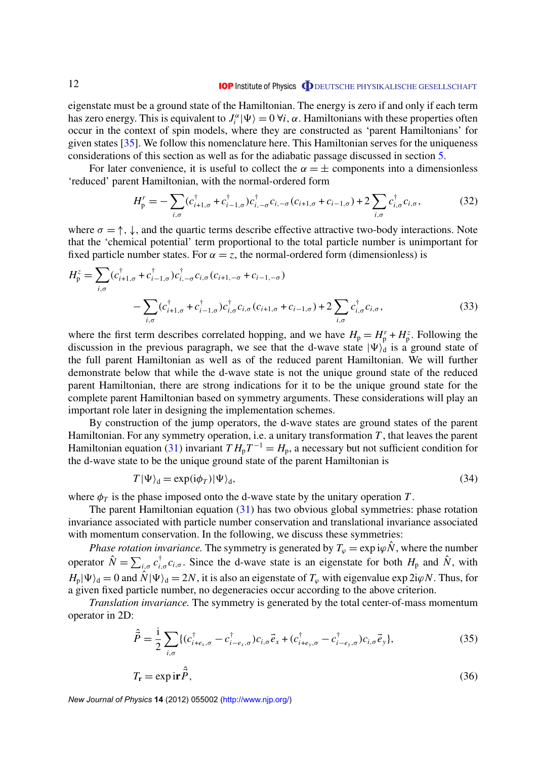eigenstate must be a ground state of the Hamiltonian. The energy is zero if and only if each term has zero energy. This is equivalent to $J_i^\alpha|\Psi\rangle = 0\ \forall i, \alpha$. Hamiltonians with these properties often occur in the context of spin models, where they are constructed as 'parent Hamiltonians' for given states [35]. We follow this nomenclature here. This Hamiltonian serves for the uniqueness considerations of this section as well as for the adiabatic passage discussed in section 5.

For later convenience, it is useful to collect the $\alpha = \pm$ components into a dimensionless 'reduced' parent Hamiltonian, with the normal-ordered form

$$H_{\mathrm{p}}^{r} = -\sum_{i,\sigma} (c_{i+1,\sigma}^\dagger + c_{i-1,\sigma}^\dagger) c_{i,-\sigma}^\dagger c_{i,-\sigma} (c_{i+1,\sigma} + c_{i-1,\sigma}) + 2\sum_{i,\sigma} c_{i,\sigma}^\dagger c_{i,\sigma}, \tag{32}$$

where $\sigma = \uparrow, \downarrow$, and the quartic terms describe effective attractive two-body interactions. Note that the 'chemical potential' term proportional to the total particle number is unimportant for fixed particle number states. For $\alpha = z$, the normal-ordered form (dimensionless) is

$$\begin{aligned} H_{\mathrm{p}}^{z} = &\sum_{i,\sigma} (c_{i+1,\sigma}^\dagger + c_{i-1,\sigma}^\dagger) c_{i,-\sigma}^\dagger c_{i,\sigma} (c_{i+1,-\sigma} + c_{i-1,-\sigma}) \\ &- \sum_{i,\sigma} (c_{i+1,\sigma}^\dagger + c_{i-1,\sigma}^\dagger) c_{i,\sigma}^\dagger c_{i,\sigma} (c_{i+1,\sigma} + c_{i-1,\sigma}) + 2\sum_{i,\sigma} c_{i,\sigma}^\dagger c_{i,\sigma}, \end{aligned} \tag{33}$$

where the first term describes correlated hopping, and we have $H_{\mathrm{p}} = H_{\mathrm{p}}^{r} + H_{\mathrm{p}}^{z}$. Following the discussion in the previous paragraph, we see that the d-wave state $|\Psi\rangle_{\mathrm{d}}$ is a ground state of the full parent Hamiltonian as well as of the reduced parent Hamiltonian. We will further demonstrate below that while the d-wave state is not the unique ground state of the reduced parent Hamiltonian, there are strong indications for it to be the unique ground state for the complete parent Hamiltonian based on symmetry arguments. These considerations will play an important role later in designing the implementation schemes.

By construction of the jump operators, the d-wave states are ground states of the parent Hamiltonian. For any symmetry operation, i.e. a unitary transformation $T$, that leaves the parent Hamiltonian equation (31) invariant $T H_{\mathrm{p}} T^{-1} = H_{\mathrm{p}}$, a necessary but not sufficient condition for the d-wave state to be the unique ground state of the parent Hamiltonian is

$$T|\Psi\rangle_{\mathrm{d}} = \exp(\mathrm{i}\phi_T)|\Psi\rangle_{\mathrm{d}}, \tag{34}$$

where $\phi_T$ is the phase imposed onto the d-wave state by the unitary operation $T$.

The parent Hamiltonian equation (31) has two obvious global symmetries: phase rotation invariance associated with particle number conservation and translational invariance associated with momentum conservation. In the following, we discuss these symmetries:

*Phase rotation invariance.* The symmetry is generated by $T_\varphi = \exp \mathrm{i}\varphi\hat{N}$, where the number operator $\hat{N} = \sum_{i,\sigma} c_{i,\sigma}^\dagger c_{i,\sigma}$. Since the d-wave state is an eigenstate for both $H_{\mathrm{p}}$ and $\hat{N}$, with $H_{\mathrm{p}}|\Psi\rangle_{\mathrm{d}} = 0$ and $\hat{N}|\Psi\rangle_{\mathrm{d}} = 2N$, it is also an eigenstate of $T_\varphi$ with eigenvalue $\exp 2\mathrm{i}\varphi N$. Thus, for a given fixed particle number, no degeneracies occur according to the above criterion.

*Translation invariance.* The symmetry is generated by the total center-of-mass momentum operator in 2D:

$$\hat{\vec{P}} = \frac{\mathrm{i}}{2}\sum_{i,\sigma} \{(c_{i+e_x,\sigma}^\dagger - c_{i-e_x,\sigma}^\dagger) c_{i,\sigma}\vec{e}_x + (c_{i+e_y,\sigma}^\dagger - c_{i-e_y,\sigma}^\dagger) c_{i,\sigma}\vec{e}_y\}, \tag{35}$$

$$T_{\mathbf{r}} = \exp \mathrm{i}\mathbf{r}\hat{\vec{P}}, \tag{36}$$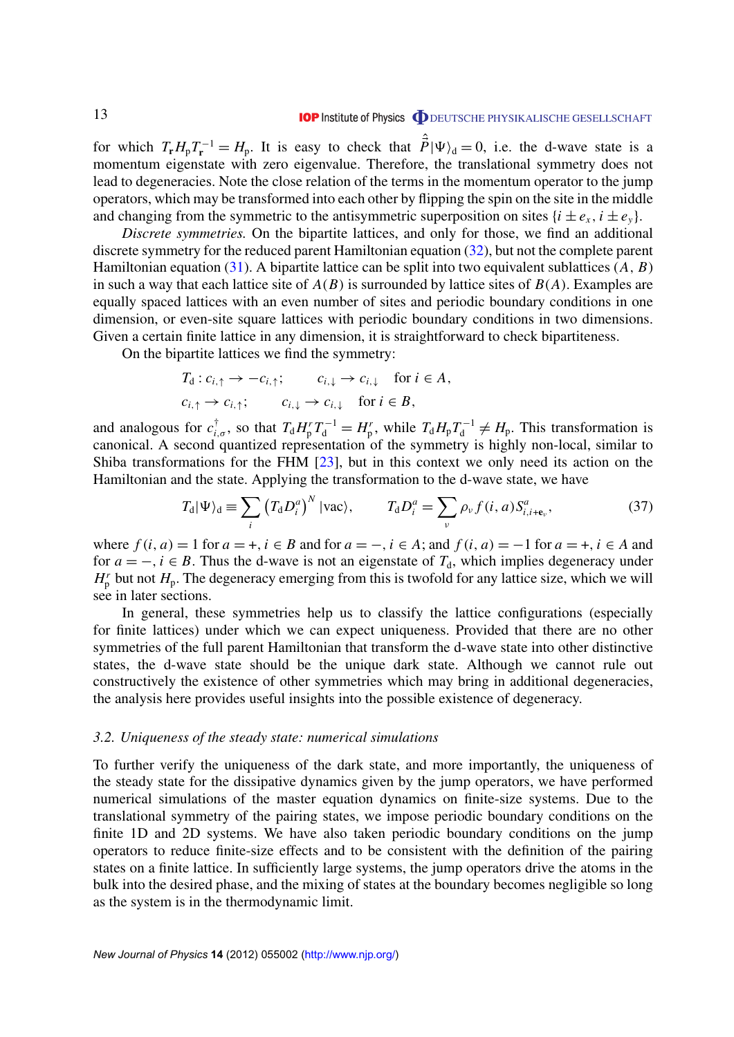for which $T_{\mathbf{r}} H_{\mathrm{p}} T_{\mathbf{r}}^{-1} = H_{\mathrm{p}}$. It is easy to check that $\hat{\hat{P}}|\Psi\rangle_{\mathrm{d}} = 0$, i.e. the d-wave state is a momentum eigenstate with zero eigenvalue. Therefore, the translational symmetry does not lead to degeneracies. Note the close relation of the terms in the momentum operator to the jump operators, which may be transformed into each other by flipping the spin on the site in the middle and changing from the symmetric to the antisymmetric superposition on sites $\{i \pm e_x, i \pm e_y\}$.

*Discrete symmetries.* On the bipartite lattices, and only for those, we find an additional discrete symmetry for the reduced parent Hamiltonian equation (32), but not the complete parent Hamiltonian equation (31). A bipartite lattice can be split into two equivalent sublattices $(A, B)$ in such a way that each lattice site of $A(B)$ is surrounded by lattice sites of $B(A)$. Examples are equally spaced lattices with an even number of sites and periodic boundary conditions in one dimension, or even-site square lattices with periodic boundary conditions in two dimensions. Given a certain finite lattice in any dimension, it is straightforward to check bipartiteness.

On the bipartite lattices we find the symmetry:

$$
\begin{aligned}
T_{\mathrm{d}} : c_{i,\uparrow} &\to -c_{i,\uparrow}; \qquad c_{i,\downarrow} \to c_{i,\downarrow} \quad \text{for } i \in A, \\
c_{i,\uparrow} &\to c_{i,\uparrow}; \qquad c_{i,\downarrow} \to c_{i,\downarrow} \quad \text{for } i \in B,
\end{aligned}
$$

and analogous for $c_{i,\sigma}^{\dagger}$, so that $T_{\mathrm{d}} H_{\mathrm{p}}^{r} T_{\mathrm{d}}^{-1} = H_{\mathrm{p}}^{r}$, while $T_{\mathrm{d}} H_{\mathrm{p}} T_{\mathrm{d}}^{-1} \neq H_{\mathrm{p}}$. This transformation is canonical. A second quantized representation of the symmetry is highly non-local, similar to Shiba transformations for the FHM [23], but in this context we only need its action on the Hamiltonian and the state. Applying the transformation to the d-wave state, we have

$$
T_{\mathrm{d}} |\Psi\rangle_{\mathrm{d}} \equiv \sum_i \left(T_{\mathrm{d}} D_i^{a}\right)^{N} |\mathrm{vac}\rangle, \qquad T_{\mathrm{d}} D_i^{a} = \sum_{\nu} \rho_{\nu} f(i,a) S^{a}_{i,i+\mathbf{e}_{\nu}}, \tag{37}
$$

where $f(i,a) = 1$ for $a = +, i \in B$ and for $a = -, i \in A$; and $f(i,a) = -1$ for $a = +, i \in A$ and for $a = -, i \in B$. Thus the d-wave is not an eigenstate of $T_{\mathrm{d}}$, which implies degeneracy under $H_{\mathrm{p}}^{r}$ but not $H_{\mathrm{p}}$. The degeneracy emerging from this is twofold for any lattice size, which we will see in later sections.

In general, these symmetries help us to classify the lattice configurations (especially for finite lattices) under which we can expect uniqueness. Provided that there are no other symmetries of the full parent Hamiltonian that transform the d-wave state into other distinctive states, the d-wave state should be the unique dark state. Although we cannot rule out constructively the existence of other symmetries which may bring in additional degeneracies, the analysis here provides useful insights into the possible existence of degeneracy.

### *3.2. Uniqueness of the steady state: numerical simulations*

To further verify the uniqueness of the dark state, and more importantly, the uniqueness of the steady state for the dissipative dynamics given by the jump operators, we have performed numerical simulations of the master equation dynamics on finite-size systems. Due to the translational symmetry of the pairing states, we impose periodic boundary conditions on the finite 1D and 2D systems. We have also taken periodic boundary conditions on the jump operators to reduce finite-size effects and to be consistent with the definition of the pairing states on a finite lattice. In sufficiently large systems, the jump operators drive the atoms in the bulk into the desired phase, and the mixing of states at the boundary becomes negligible so long as the system is in the thermodynamic limit.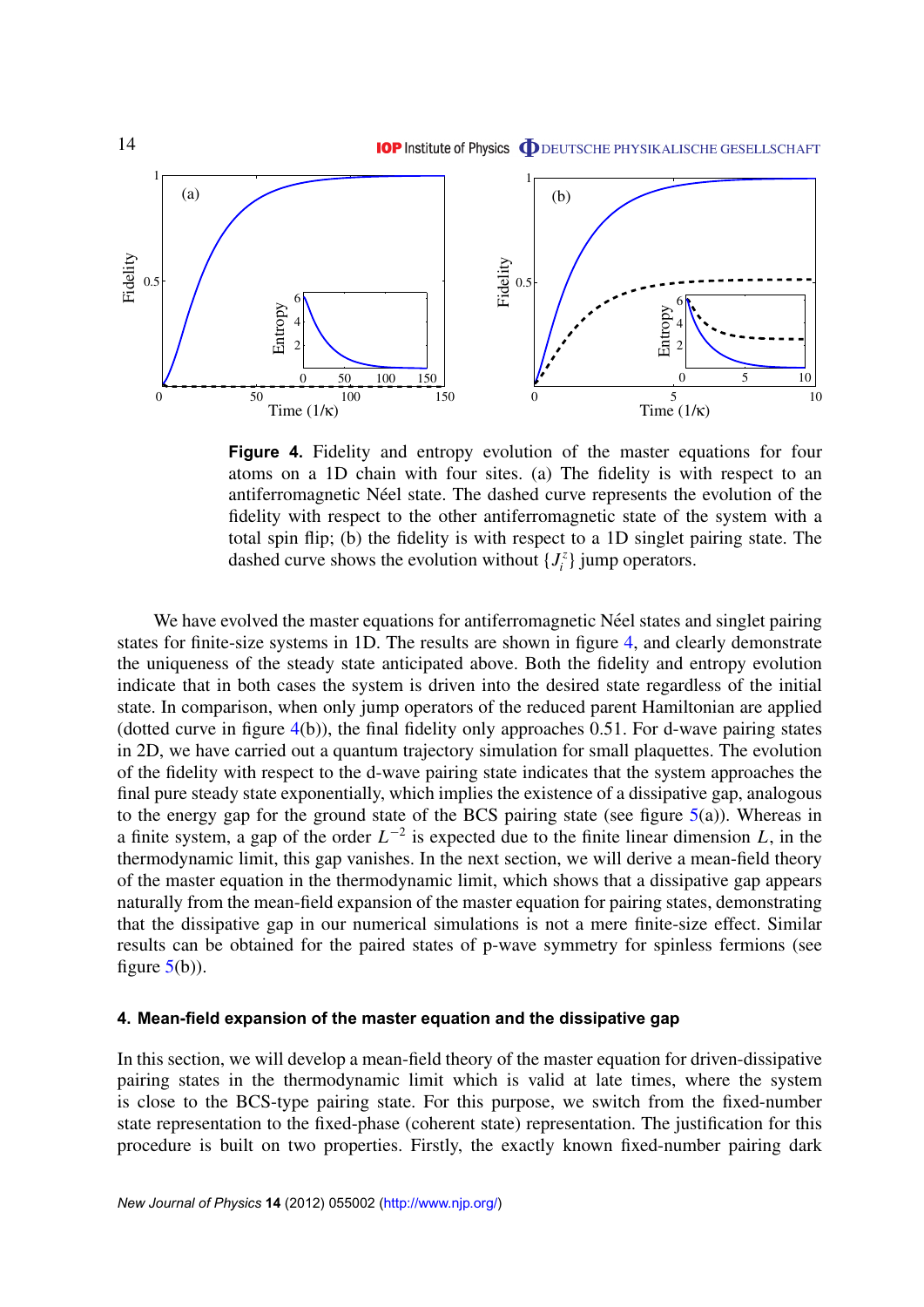**Figure 4.** Fidelity and entropy evolution of the master equations for four atoms on a 1D chain with four sites. (a) The fidelity is with respect to an antiferromagnetic Néel state. The dashed curve represents the evolution of the fidelity with respect to the other antiferromagnetic state of the system with a total spin flip; (b) the fidelity is with respect to a 1D singlet pairing state. The dashed curve shows the evolution without $\{J_i^z\}$ jump operators.

We have evolved the master equations for antiferromagnetic Néel states and singlet pairing states for finite-size systems in 1D. The results are shown in figure 4, and clearly demonstrate the uniqueness of the steady state anticipated above. Both the fidelity and entropy evolution indicate that in both cases the system is driven into the desired state regardless of the initial state. In comparison, when only jump operators of the reduced parent Hamiltonian are applied (dotted curve in figure 4(b)), the final fidelity only approaches 0.51. For d-wave pairing states in 2D, we have carried out a quantum trajectory simulation for small plaquettes. The evolution of the fidelity with respect to the d-wave pairing state indicates that the system approaches the final pure steady state exponentially, which implies the existence of a dissipative gap, analogous to the energy gap for the ground state of the BCS pairing state (see figure 5(a)). Whereas in a finite system, a gap of the order $L^{-2}$ is expected due to the finite linear dimension $L$, in the thermodynamic limit, this gap vanishes. In the next section, we will derive a mean-field theory of the master equation in the thermodynamic limit, which shows that a dissipative gap appears naturally from the mean-field expansion of the master equation for pairing states, demonstrating that the dissipative gap in our numerical simulations is not a mere finite-size effect. Similar results can be obtained for the paired states of p-wave symmetry for spinless fermions (see figure 5(b)).

## 4. Mean-field expansion of the master equation and the dissipative gap

In this section, we will develop a mean-field theory of the master equation for driven-dissipative pairing states in the thermodynamic limit which is valid at late times, where the system is close to the BCS-type pairing state. For this purpose, we switch from the fixed-number state representation to the fixed-phase (coherent state) representation. The justification for this procedure is built on two properties. Firstly, the exactly known fixed-number pairing dark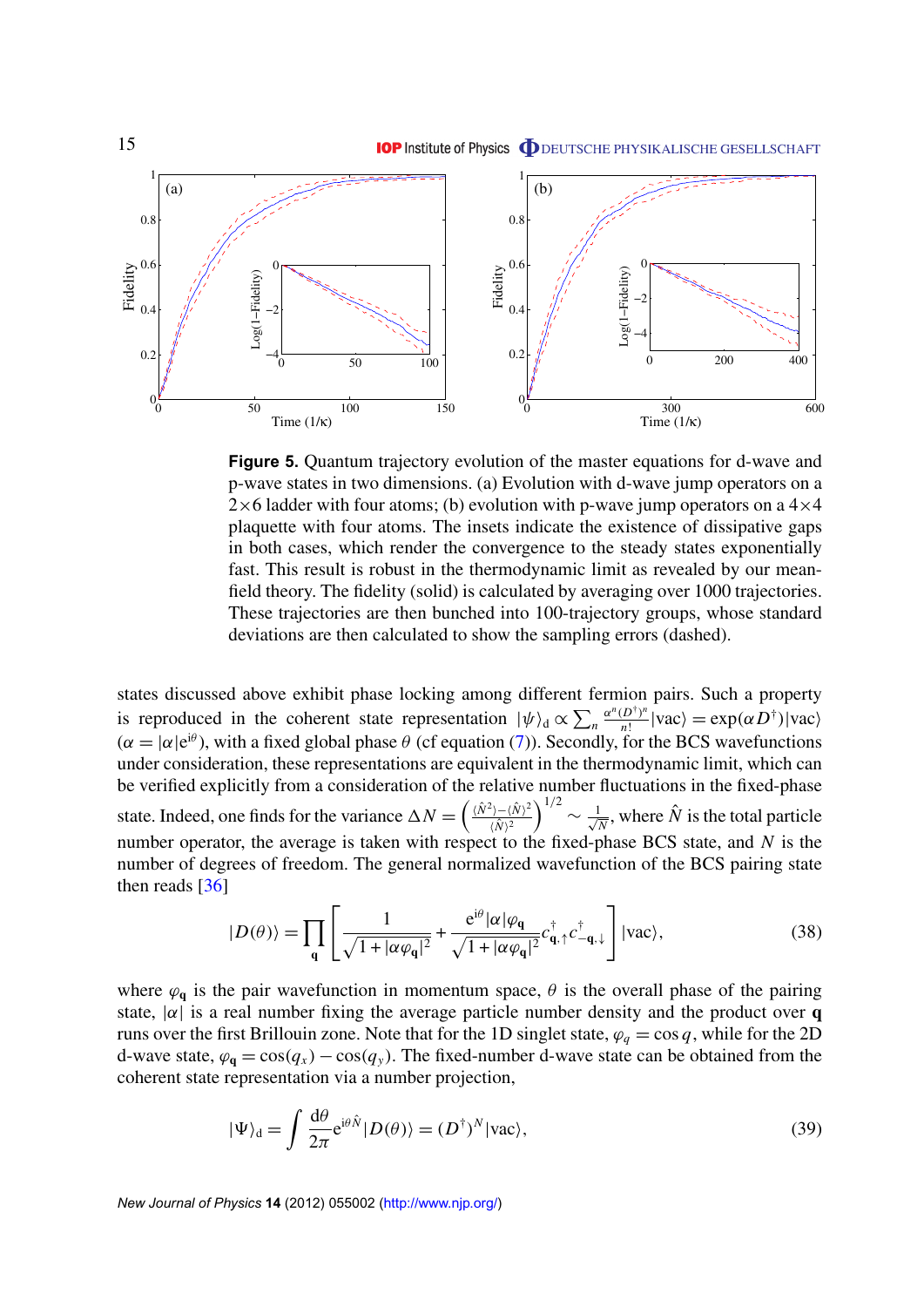**Figure 5.** Quantum trajectory evolution of the master equations for d-wave and p-wave states in two dimensions. (a) Evolution with d-wave jump operators on a $2\times 6$ ladder with four atoms; (b) evolution with p-wave jump operators on a $4\times 4$ plaquette with four atoms. The insets indicate the existence of dissipative gaps in both cases, which render the convergence to the steady states exponentially fast. This result is robust in the thermodynamic limit as revealed by our mean-field theory. The fidelity (solid) is calculated by averaging over 1000 trajectories. These trajectories are then bunched into 100-trajectory groups, whose standard deviations are then calculated to show the sampling errors (dashed).

states discussed above exhibit phase locking among different fermion pairs. Such a property is reproduced in the coherent state representation $|\psi\rangle_{\rm d} \propto \sum_n \frac{\alpha^n (D^\dagger)^n}{n!}|{\rm vac}\rangle = \exp(\alpha D^\dagger)|{\rm vac}\rangle$ ($\alpha = |\alpha| {\rm e}^{{\rm i}\theta}$), with a fixed global phase $\theta$ (cf equation (7)). Secondly, for the BCS wavefunctions under consideration, these representations are equivalent in the thermodynamic limit, which can be verified explicitly from a consideration of the relative number fluctuations in the fixed-phase state. Indeed, one finds for the variance $\Delta N = \left(\frac{\langle \hat{N}^2\rangle - \langle \hat{N}\rangle^2}{\langle \hat{N}\rangle^2}\right)^{1/2} \sim \frac{1}{\sqrt{N}}$, where $\hat{N}$ is the total particle number operator, the average is taken with respect to the fixed-phase BCS state, and $N$ is the number of degrees of freedom. The general normalized wavefunction of the BCS pairing state then reads [36]

$$|D(\theta)\rangle = \prod_{\mathbf{q}} \left[ \frac{1}{\sqrt{1+|\alpha\varphi_{\mathbf{q}}|^2}} + \frac{{\rm e}^{{\rm i}\theta}|\alpha|\varphi_{\mathbf{q}}}{\sqrt{1+|\alpha\varphi_{\mathbf{q}}|^2}} c^\dagger_{\mathbf{q},\uparrow} c^\dagger_{-\mathbf{q},\downarrow} \right] |{\rm vac}\rangle, \tag{38}$$

where $\varphi_{\mathbf{q}}$ is the pair wavefunction in momentum space, $\theta$ is the overall phase of the pairing state, $|\alpha|$ is a real number fixing the average particle number density and the product over $\mathbf{q}$ runs over the first Brillouin zone. Note that for the 1D singlet state, $\varphi_q = \cos q$, while for the 2D d-wave state, $\varphi_{\mathbf{q}} = \cos(q_x) - \cos(q_y)$. The fixed-number d-wave state can be obtained from the coherent state representation via a number projection,

$$|\Psi\rangle_{\rm d} = \int \frac{{\rm d}\theta}{2\pi} {\rm e}^{{\rm i}\theta \hat{N}} |D(\theta)\rangle = (D^\dagger)^N |{\rm vac}\rangle, \tag{39}$$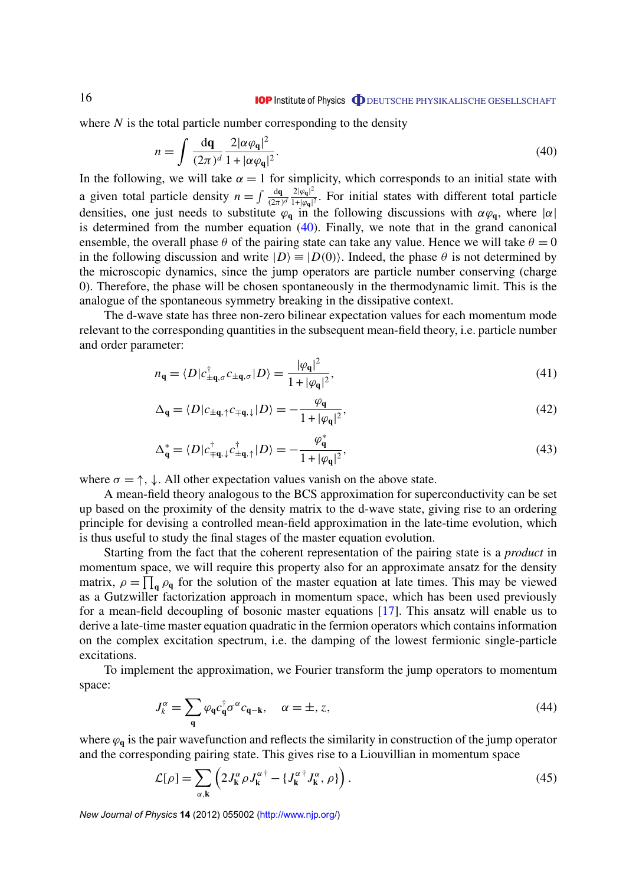where $N$ is the total particle number corresponding to the density

$$n = \int \frac{\mathrm{d}\mathbf{q}}{(2\pi)^d} \frac{2|\alpha\varphi_{\mathbf{q}}|^2}{1+|\alpha\varphi_{\mathbf{q}}|^2}. \tag{40}$$

In the following, we will take $\alpha = 1$ for simplicity, which corresponds to an initial state with a given total particle density $n = \int \frac{\mathrm{d}\mathbf{q}}{(2\pi)^d} \frac{2|\varphi_{\mathbf{q}}|^2}{1+|\varphi_{\mathbf{q}}|^2}$. For initial states with different total particle densities, one just needs to substitute $\varphi_{\mathbf{q}}$ in the following discussions with $\alpha\varphi_{\mathbf{q}}$, where $|\alpha|$ is determined from the number equation (40). Finally, we note that in the grand canonical ensemble, the overall phase $\theta$ of the pairing state can take any value. Hence we will take $\theta = 0$ in the following discussion and write $|D\rangle \equiv |D(0)\rangle$. Indeed, the phase $\theta$ is not determined by the microscopic dynamics, since the jump operators are particle number conserving (charge 0). Therefore, the phase will be chosen spontaneously in the thermodynamic limit. This is the analogue of the spontaneous symmetry breaking in the dissipative context.

The d-wave state has three non-zero bilinear expectation values for each momentum mode relevant to the corresponding quantities in the subsequent mean-field theory, i.e. particle number and order parameter:

$$n_{\mathbf{q}} = \langle D|c^{\dagger}_{\pm\mathbf{q},\sigma} c_{\pm\mathbf{q},\sigma}|D\rangle = \frac{|\varphi_{\mathbf{q}}|^2}{1+|\varphi_{\mathbf{q}}|^2}, \tag{41}$$

$$\Delta_{\mathbf{q}} = \langle D|c_{\pm\mathbf{q},\uparrow} c_{\mp\mathbf{q},\downarrow}|D\rangle = -\frac{\varphi_{\mathbf{q}}}{1+|\varphi_{\mathbf{q}}|^2}, \tag{42}$$

$$\Delta^*_{\mathbf{q}} = \langle D|c^{\dagger}_{\mp\mathbf{q},\downarrow} c^{\dagger}_{\pm\mathbf{q},\uparrow}|D\rangle = -\frac{\varphi^*_{\mathbf{q}}}{1+|\varphi_{\mathbf{q}}|^2}, \tag{43}$$

where $\sigma = \uparrow, \downarrow$. All other expectation values vanish on the above state.

A mean-field theory analogous to the BCS approximation for superconductivity can be set up based on the proximity of the density matrix to the d-wave state, giving rise to an ordering principle for devising a controlled mean-field approximation in the late-time evolution, which is thus useful to study the final stages of the master equation evolution.

Starting from the fact that the coherent representation of the pairing state is a *product* in momentum space, we will require this property also for an approximate ansatz for the density matrix, $\rho = \prod_{\mathbf{q}} \rho_{\mathbf{q}}$ for the solution of the master equation at late times. This may be viewed as a Gutzwiller factorization approach in momentum space, which has been used previously for a mean-field decoupling of bosonic master equations [17]. This ansatz will enable us to derive a late-time master equation quadratic in the fermion operators which contains information on the complex excitation spectrum, i.e. the damping of the lowest fermionic single-particle excitations.

To implement the approximation, we Fourier transform the jump operators to momentum space:

$$J^{\alpha}_{k} = \sum_{\mathbf{q}} \varphi_{\mathbf{q}} c^{\dagger}_{\mathbf{q}} \sigma^{\alpha} c_{\mathbf{q}-\mathbf{k}}, \quad \alpha = \pm, z, \tag{44}$$

where $\varphi_{\mathbf{q}}$ is the pair wavefunction and reflects the similarity in construction of the jump operator and the corresponding pairing state. This gives rise to a Liouvillian in momentum space

$$\mathcal{L}[\rho] = \sum_{\alpha,\mathbf{k}} \left( 2J^{\alpha}_{\mathbf{k}} \rho J^{\alpha\,\dagger}_{\mathbf{k}} - \{J^{\alpha\,\dagger}_{\mathbf{k}} J^{\alpha}_{\mathbf{k}}, \rho\} \right). \tag{45}$$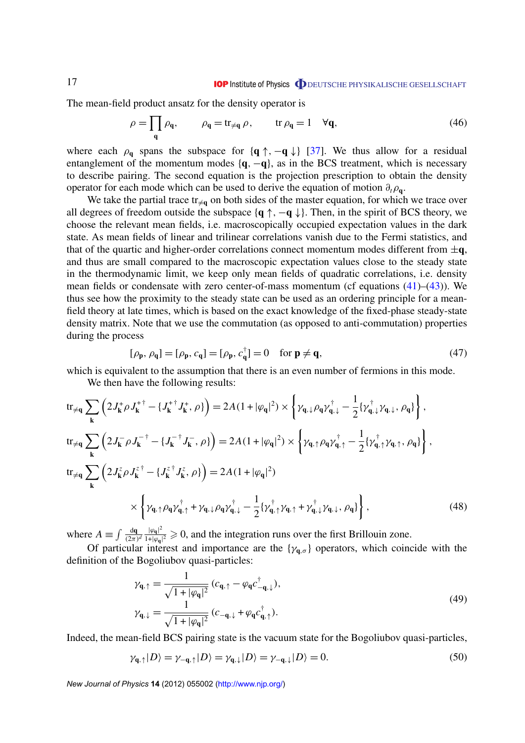The mean-field product ansatz for the density operator is

$$\rho = \prod_{\mathbf{q}} \rho_{\mathbf{q}}, \qquad \rho_{\mathbf{q}} = \mathrm{tr}_{\neq \mathbf{q}}\, \rho, \qquad \mathrm{tr}\, \rho_{\mathbf{q}} = 1 \quad \forall \mathbf{q}, \tag{46}$$

where each $\rho_{\mathbf{q}}$ spans the subspace for $\{\mathbf{q}\uparrow, -\mathbf{q}\downarrow\}$ [37]. We thus allow for a residual entanglement of the momentum modes $\{\mathbf{q}, -\mathbf{q}\}$, as in the BCS treatment, which is necessary to describe pairing. The second equation is the projection prescription to obtain the density operator for each mode which can be used to derive the equation of motion $\partial_t \rho_{\mathbf{q}}$.

We take the partial trace $\mathrm{tr}_{\neq \mathbf{q}}$ on both sides of the master equation, for which we trace over all degrees of freedom outside the subspace $\{\mathbf{q}\uparrow, -\mathbf{q}\downarrow\}$. Then, in the spirit of BCS theory, we choose the relevant mean fields, i.e. macroscopically occupied expectation values in the dark state. As mean fields of linear and trilinear correlations vanish due to the Fermi statistics, and that of the quartic and higher-order correlations connect momentum modes different from $\pm\mathbf{q}$, and thus are small compared to the macroscopic expectation values close to the steady state in the thermodynamic limit, we keep only mean fields of quadratic correlations, i.e. density mean fields or condensate with zero center-of-mass momentum (cf equations (41)–(43)). We thus see how the proximity to the steady state can be used as an ordering principle for a mean-field theory at late times, which is based on the exact knowledge of the fixed-phase steady-state density matrix. Note that we use the commutation (as opposed to anti-commutation) properties during the process

$$[\rho_{\mathbf{p}}, \rho_{\mathbf{q}}] = [\rho_{\mathbf{p}}, c_{\mathbf{q}}] = [\rho_{\mathbf{p}}, c^\dagger_{\mathbf{q}}] = 0 \quad \text{for } \mathbf{p} \neq \mathbf{q}, \tag{47}$$

which is equivalent to the assumption that there is an even number of fermions in this mode.

We then have the following results:

$$\mathrm{tr}_{\neq \mathbf{q}} \sum_{\mathbf{k}} \left( 2 J^{+}_{\mathbf{k}} \rho J^{+\dagger}_{\mathbf{k}} - \{ J^{+\dagger}_{\mathbf{k}} J^{+}_{\mathbf{k}}, \rho \} \right) = 2A(1 + |\varphi_{\mathbf{q}}|^2) \times \left\{ \gamma_{\mathbf{q},\downarrow} \rho_{\mathbf{q}} \gamma^\dagger_{\mathbf{q},\downarrow} - \frac{1}{2} \{ \gamma^\dagger_{\mathbf{q},\downarrow} \gamma_{\mathbf{q},\downarrow}, \rho_{\mathbf{q}} \} \right\},$$

$$\mathrm{tr}_{\neq \mathbf{q}} \sum_{\mathbf{k}} \left( 2 J^{-}_{\mathbf{k}} \rho J^{-\dagger}_{\mathbf{k}} - \{ J^{-\dagger}_{\mathbf{k}} J^{-}_{\mathbf{k}}, \rho \} \right) = 2A(1 + |\varphi_{\mathbf{q}}|^2) \times \left\{ \gamma_{\mathbf{q},\uparrow} \rho_{\mathbf{q}} \gamma^\dagger_{\mathbf{q},\uparrow} - \frac{1}{2} \{ \gamma^\dagger_{\mathbf{q},\uparrow} \gamma_{\mathbf{q},\uparrow}, \rho_{\mathbf{q}} \} \right\},$$

$$\mathrm{tr}_{\neq \mathbf{q}} \sum_{\mathbf{k}} \left( 2 J^{z}_{\mathbf{k}} \rho J^{z\dagger}_{\mathbf{k}} - \{ J^{z\dagger}_{\mathbf{k}} J^{z}_{\mathbf{k}}, \rho \} \right) = 2A(1 + |\varphi_{\mathbf{q}}|^2)$$

$$\times \left\{ \gamma_{\mathbf{q},\uparrow} \rho_{\mathbf{q}} \gamma^\dagger_{\mathbf{q},\uparrow} + \gamma_{\mathbf{q},\downarrow} \rho_{\mathbf{q}} \gamma^\dagger_{\mathbf{q},\downarrow} - \frac{1}{2} \{ \gamma^\dagger_{\mathbf{q},\uparrow} \gamma_{\mathbf{q},\uparrow} + \gamma^\dagger_{\mathbf{q},\downarrow} \gamma_{\mathbf{q},\downarrow}, \rho_{\mathbf{q}} \} \right\}, \tag{48}$$

where $A \equiv \int \frac{d\mathbf{q}}{(2\pi)^d} \frac{|\varphi_{\mathbf{q}}|^2}{1+|\varphi_{\mathbf{q}}|^2} \geqslant 0$, and the integration runs over the first Brillouin zone.

Of particular interest and importance are the $\{\gamma_{\mathbf{q},\sigma}\}$ operators, which coincide with the definition of the Bogoliubov quasi-particles:

$$\gamma_{\mathbf{q},\uparrow} = \frac{1}{\sqrt{1 + |\varphi_{\mathbf{q}}|^2}} (c_{\mathbf{q},\uparrow} - \varphi_{\mathbf{q}} c^\dagger_{-\mathbf{q},\downarrow}),$$
$$\gamma_{\mathbf{q},\downarrow} = \frac{1}{\sqrt{1 + |\varphi_{\mathbf{q}}|^2}} (c_{-\mathbf{q},\downarrow} + \varphi_{\mathbf{q}} c^\dagger_{\mathbf{q},\uparrow}). \tag{49}$$

Indeed, the mean-field BCS pairing state is the vacuum state for the Bogoliubov quasi-particles,

$$\gamma_{\mathbf{q},\uparrow} |D\rangle = \gamma_{-\mathbf{q},\uparrow} |D\rangle = \gamma_{\mathbf{q},\downarrow} |D\rangle = \gamma_{-\mathbf{q},\downarrow} |D\rangle = 0. \tag{50}$$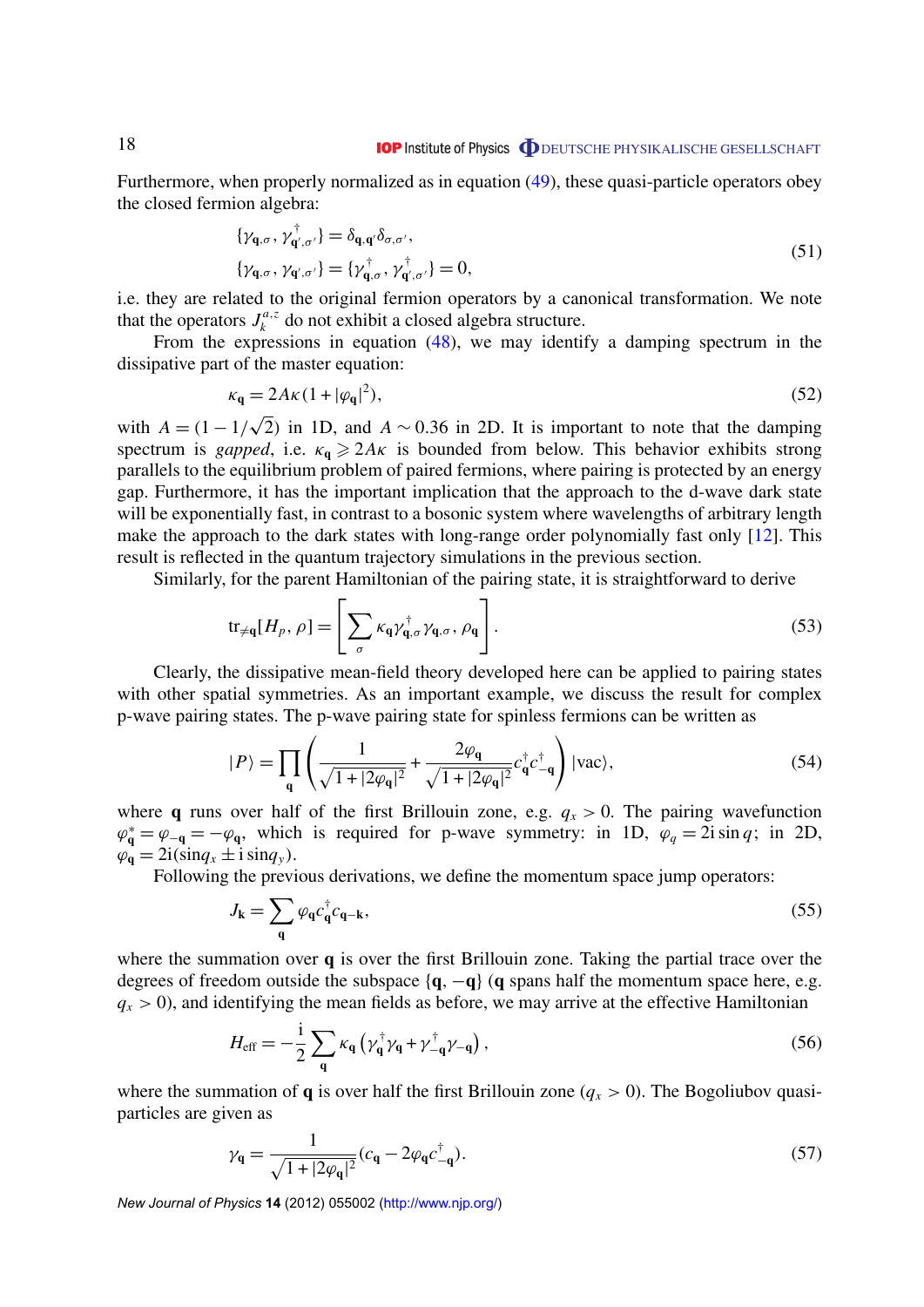Furthermore, when properly normalized as in equation (49), these quasi-particle operators obey the closed fermion algebra:

$$
\begin{aligned}
&\{\gamma_{\mathbf{q},\sigma}, \gamma^{\dagger}_{\mathbf{q}',\sigma'}\} = \delta_{\mathbf{q},\mathbf{q}'}\delta_{\sigma,\sigma'},\\
&\{\gamma_{\mathbf{q},\sigma}, \gamma_{\mathbf{q}',\sigma'}\} = \{\gamma^{\dagger}_{\mathbf{q},\sigma}, \gamma^{\dagger}_{\mathbf{q}',\sigma'}\} = 0,
\end{aligned}
\tag{51}
$$

i.e. they are related to the original fermion operators by a canonical transformation. We note that the operators $J^{a,z}_{k}$ do not exhibit a closed algebra structure.

From the expressions in equation (48), we may identify a damping spectrum in the dissipative part of the master equation:

$$
\kappa_{\mathbf{q}} = 2A\kappa(1 + |\varphi_{\mathbf{q}}|^2), \tag{52}
$$

with $A = (1 - 1/\sqrt{2})$ in 1D, and $A \sim 0.36$ in 2D. It is important to note that the damping spectrum is *gapped*, i.e. $\kappa_{\mathbf{q}} \geqslant 2A\kappa$ is bounded from below. This behavior exhibits strong parallels to the equilibrium problem of paired fermions, where pairing is protected by an energy gap. Furthermore, it has the important implication that the approach to the d-wave dark state will be exponentially fast, in contrast to a bosonic system where wavelengths of arbitrary length make the approach to the dark states with long-range order polynomially fast only [12]. This result is reflected in the quantum trajectory simulations in the previous section.

Similarly, for the parent Hamiltonian of the pairing state, it is straightforward to derive

$$
\mathrm{tr}_{\neq \mathbf{q}}[H_p, \rho] = \left[\sum_{\sigma} \kappa_{\mathbf{q}} \gamma^{\dagger}_{\mathbf{q},\sigma}\gamma_{\mathbf{q},\sigma}, \rho_{\mathbf{q}}\right]. \tag{53}
$$

Clearly, the dissipative mean-field theory developed here can be applied to pairing states with other spatial symmetries. As an important example, we discuss the result for complex p-wave pairing states. The p-wave pairing state for spinless fermions can be written as

$$
|P\rangle = \prod_{\mathbf{q}} \left( \frac{1}{\sqrt{1 + |2\varphi_{\mathbf{q}}|^2}} + \frac{2\varphi_{\mathbf{q}}}{\sqrt{1 + |2\varphi_{\mathbf{q}}|^2}} c^{\dagger}_{\mathbf{q}} c^{\dagger}_{-\mathbf{q}} \right) |\mathrm{vac}\rangle, \tag{54}
$$

where $\mathbf{q}$ runs over half of the first Brillouin zone, e.g. $q_x > 0$. The pairing wavefunction $\varphi^{*}_{\mathbf{q}} = \varphi_{-\mathbf{q}} = -\varphi_{\mathbf{q}}$, which is required for p-wave symmetry: in 1D, $\varphi_q = 2\mathrm{i}\sin q$; in 2D, $\varphi_{\mathbf{q}} = 2\mathrm{i}(\sin q_x \pm \mathrm{i}\sin q_y)$.

Following the previous derivations, we define the momentum space jump operators:

$$
J_{\mathbf{k}} = \sum_{\mathbf{q}} \varphi_{\mathbf{q}} c^{\dagger}_{\mathbf{q}} c_{\mathbf{q}-\mathbf{k}}, \tag{55}
$$

where the summation over $\mathbf{q}$ is over the first Brillouin zone. Taking the partial trace over the degrees of freedom outside the subspace $\{\mathbf{q}, -\mathbf{q}\}$ ($\mathbf{q}$ spans half the momentum space here, e.g. $q_x > 0$), and identifying the mean fields as before, we may arrive at the effective Hamiltonian

$$
H_{\mathrm{eff}} = -\frac{\mathrm{i}}{2}\sum_{\mathbf{q}} \kappa_{\mathbf{q}} \left( \gamma^{\dagger}_{\mathbf{q}}\gamma_{\mathbf{q}} + \gamma^{\dagger}_{-\mathbf{q}}\gamma_{-\mathbf{q}} \right), \tag{56}
$$

where the summation of $\mathbf{q}$ is over half the first Brillouin zone ($q_x > 0$). The Bogoliubov quasi-particles are given as

$$
\gamma_{\mathbf{q}} = \frac{1}{\sqrt{1 + |2\varphi_{\mathbf{q}}|^2}} (c_{\mathbf{q}} - 2\varphi_{\mathbf{q}} c^{\dagger}_{-\mathbf{q}}). \tag{57}
$$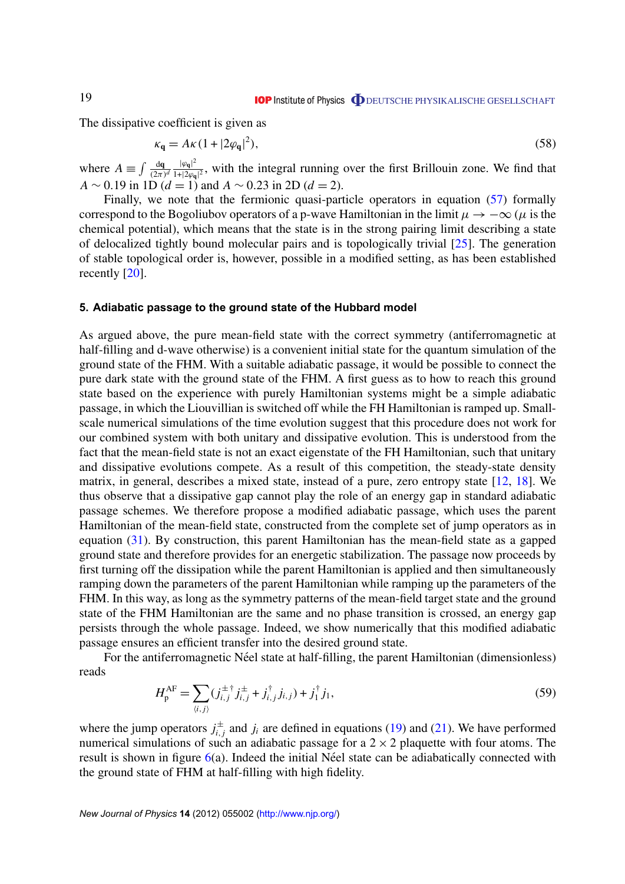The dissipative coefficient is given as

$$\kappa_{\mathbf{q}} = A\kappa(1 + |2\varphi_{\mathbf{q}}|^2), \tag{58}$$

where $A \equiv \int \frac{d\mathbf{q}}{(2\pi)^d} \frac{|\varphi_{\mathbf{q}}|^2}{1+|2\varphi_{\mathbf{q}}|^2}$, with the integral running over the first Brillouin zone. We find that $A \sim 0.19$ in 1D ($d = 1$) and $A \sim 0.23$ in 2D ($d = 2$).

Finally, we note that the fermionic quasi-particle operators in equation (57) formally correspond to the Bogoliubov operators of a p-wave Hamiltonian in the limit $\mu \to -\infty$ ($\mu$ is the chemical potential), which means that the state is in the strong pairing limit describing a state of delocalized tightly bound molecular pairs and is topologically trivial [25]. The generation of stable topological order is, however, possible in a modified setting, as has been established recently [20].

## 5. Adiabatic passage to the ground state of the Hubbard model

As argued above, the pure mean-field state with the correct symmetry (antiferromagnetic at half-filling and d-wave otherwise) is a convenient initial state for the quantum simulation of the ground state of the FHM. With a suitable adiabatic passage, it would be possible to connect the pure dark state with the ground state of the FHM. A first guess as to how to reach this ground state based on the experience with purely Hamiltonian systems might be a simple adiabatic passage, in which the Liouvillian is switched off while the FH Hamiltonian is ramped up. Small-scale numerical simulations of the time evolution suggest that this procedure does not work for our combined system with both unitary and dissipative evolution. This is understood from the fact that the mean-field state is not an exact eigenstate of the FH Hamiltonian, such that unitary and dissipative evolutions compete. As a result of this competition, the steady-state density matrix, in general, describes a mixed state, instead of a pure, zero entropy state [12, 18]. We thus observe that a dissipative gap cannot play the role of an energy gap in standard adiabatic passage schemes. We therefore propose a modified adiabatic passage, which uses the parent Hamiltonian of the mean-field state, constructed from the complete set of jump operators as in equation (31). By construction, this parent Hamiltonian has the mean-field state as a gapped ground state and therefore provides for an energetic stabilization. The passage now proceeds by first turning off the dissipation while the parent Hamiltonian is applied and then simultaneously ramping down the parameters of the parent Hamiltonian while ramping up the parameters of the FHM. In this way, as long as the symmetry patterns of the mean-field target state and the ground state of the FHM Hamiltonian are the same and no phase transition is crossed, an energy gap persists through the whole passage. Indeed, we show numerically that this modified adiabatic passage ensures an efficient transfer into the desired ground state.

For the antiferromagnetic Néel state at half-filling, the parent Hamiltonian (dimensionless) reads

$$H_{\mathrm{p}}^{\mathrm{AF}} = \sum_{\langle i,j \rangle} (j_{i,j}^{\pm\dagger} j_{i,j}^{\pm} + j_{i,j}^{\dagger} j_{i,j}) + j_1^{\dagger} j_1, \tag{59}$$

where the jump operators $j_{i,j}^{\pm}$ and $j_i$ are defined in equations (19) and (21). We have performed numerical simulations of such an adiabatic passage for a $2 \times 2$ plaquette with four atoms. The result is shown in figure 6(a). Indeed the initial Néel state can be adiabatically connected with the ground state of FHM at half-filling with high fidelity.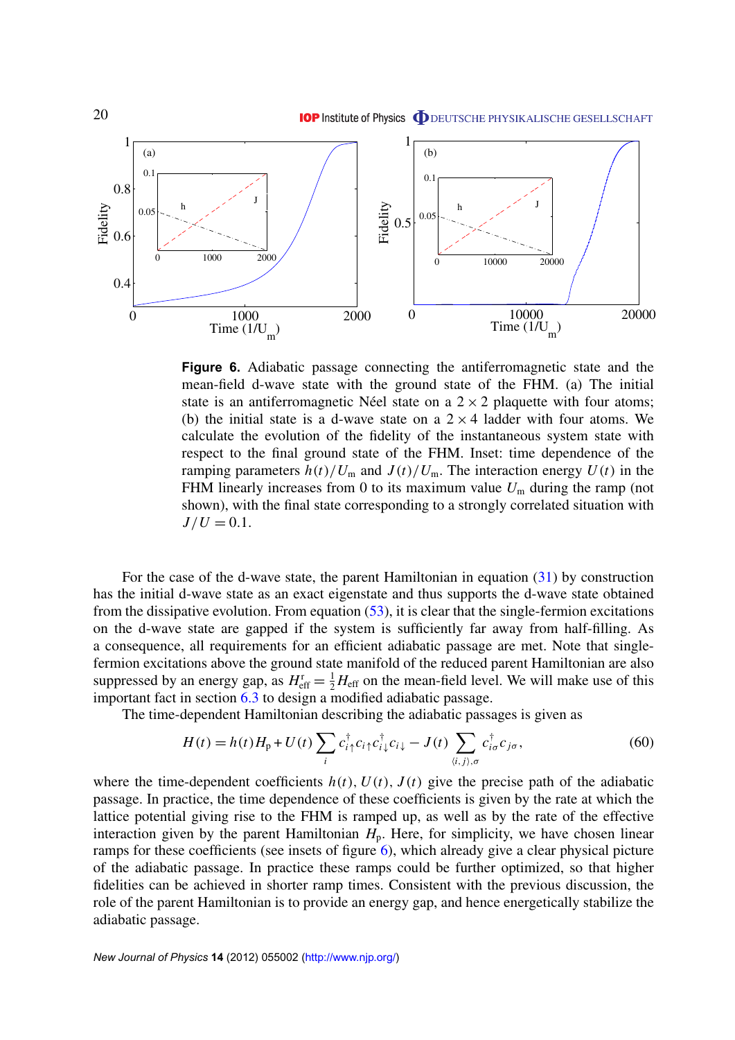**Figure 6.** Adiabatic passage connecting the antiferromagnetic state and the mean-field d-wave state with the ground state of the FHM. (a) The initial state is an antiferromagnetic Néel state on a $2 \times 2$ plaquette with four atoms; (b) the initial state is a d-wave state on a $2 \times 4$ ladder with four atoms. We calculate the evolution of the fidelity of the instantaneous system state with respect to the final ground state of the FHM. Inset: time dependence of the ramping parameters $h(t)/U_\mathrm{m}$ and $J(t)/U_\mathrm{m}$. The interaction energy $U(t)$ in the FHM linearly increases from 0 to its maximum value $U_\mathrm{m}$ during the ramp (not shown), with the final state corresponding to a strongly correlated situation with $J/U = 0.1$.

For the case of the d-wave state, the parent Hamiltonian in equation (31) by construction has the initial d-wave state as an exact eigenstate and thus supports the d-wave state obtained from the dissipative evolution. From equation (53), it is clear that the single-fermion excitations on the d-wave state are gapped if the system is sufficiently far away from half-filling. As a consequence, all requirements for an efficient adiabatic passage are met. Note that single-fermion excitations above the ground state manifold of the reduced parent Hamiltonian are also suppressed by an energy gap, as $H^\mathrm{r}_\mathrm{eff} = \frac{1}{2} H_\mathrm{eff}$ on the mean-field level. We will make use of this important fact in section 6.3 to design a modified adiabatic passage.

The time-dependent Hamiltonian describing the adiabatic passages is given as

$$H(t) = h(t) H_\mathrm{p} + U(t) \sum_i c^\dagger_{i\uparrow} c_{i\uparrow} c^\dagger_{i\downarrow} c_{i\downarrow} - J(t) \sum_{\langle i,j \rangle, \sigma} c^\dagger_{i\sigma} c_{j\sigma}, \tag{60}$$

where the time-dependent coefficients $h(t)$, $U(t)$, $J(t)$ give the precise path of the adiabatic passage. In practice, the time dependence of these coefficients is given by the rate at which the lattice potential giving rise to the FHM is ramped up, as well as by the rate of the effective interaction given by the parent Hamiltonian $H_\mathrm{p}$. Here, for simplicity, we have chosen linear ramps for these coefficients (see insets of figure 6), which already give a clear physical picture of the adiabatic passage. In practice these ramps could be further optimized, so that higher fidelities can be achieved in shorter ramp times. Consistent with the previous discussion, the role of the parent Hamiltonian is to provide an energy gap, and hence energetically stabilize the adiabatic passage.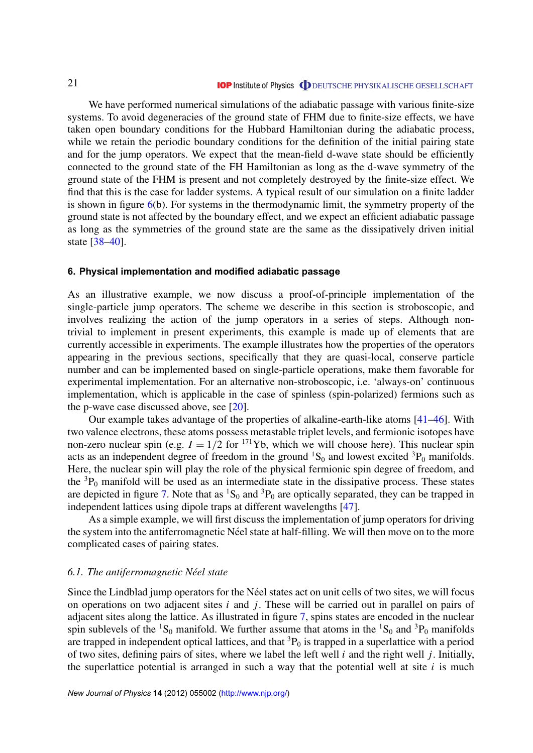We have performed numerical simulations of the adiabatic passage with various finite-size systems. To avoid degeneracies of the ground state of FHM due to finite-size effects, we have taken open boundary conditions for the Hubbard Hamiltonian during the adiabatic process, while we retain the periodic boundary conditions for the definition of the initial pairing state and for the jump operators. We expect that the mean-field d-wave state should be efficiently connected to the ground state of the FH Hamiltonian as long as the d-wave symmetry of the ground state of the FHM is present and not completely destroyed by the finite-size effect. We find that this is the case for ladder systems. A typical result of our simulation on a finite ladder is shown in figure 6(b). For systems in the thermodynamic limit, the symmetry property of the ground state is not affected by the boundary effect, and we expect an efficient adiabatic passage as long as the symmetries of the ground state are the same as the dissipatively driven initial state [38–40].

## 6. Physical implementation and modified adiabatic passage

As an illustrative example, we now discuss a proof-of-principle implementation of the single-particle jump operators. The scheme we describe in this section is stroboscopic, and involves realizing the action of the jump operators in a series of steps. Although non-trivial to implement in present experiments, this example is made up of elements that are currently accessible in experiments. The example illustrates how the properties of the operators appearing in the previous sections, specifically that they are quasi-local, conserve particle number and can be implemented based on single-particle operations, make them favorable for experimental implementation. For an alternative non-stroboscopic, i.e. 'always-on' continuous implementation, which is applicable in the case of spinless (spin-polarized) fermions such as the p-wave case discussed above, see [20].

Our example takes advantage of the properties of alkaline-earth-like atoms [41–46]. With two valence electrons, these atoms possess metastable triplet levels, and fermionic isotopes have non-zero nuclear spin (e.g. $I = 1/2$ for $^{171}$Yb, which we will choose here). This nuclear spin acts as an independent degree of freedom in the ground $^1S_0$ and lowest excited $^3P_0$ manifolds. Here, the nuclear spin will play the role of the physical fermionic spin degree of freedom, and the $^3P_0$ manifold will be used as an intermediate state in the dissipative process. These states are depicted in figure 7. Note that as $^1S_0$ and $^3P_0$ are optically separated, they can be trapped in independent lattices using dipole traps at different wavelengths [47].

As a simple example, we will first discuss the implementation of jump operators for driving the system into the antiferromagnetic Néel state at half-filling. We will then move on to the more complicated cases of pairing states.

### *6.1. The antiferromagnetic Néel state*

Since the Lindblad jump operators for the Néel states act on unit cells of two sites, we will focus on operations on two adjacent sites $i$ and $j$. These will be carried out in parallel on pairs of adjacent sites along the lattice. As illustrated in figure 7, spins states are encoded in the nuclear spin sublevels of the $^1S_0$ manifold. We further assume that atoms in the $^1S_0$ and $^3P_0$ manifolds are trapped in independent optical lattices, and that $^3P_0$ is trapped in a superlattice with a period of two sites, defining pairs of sites, where we label the left well $i$ and the right well $j$. Initially, the superlattice potential is arranged in such a way that the potential well at site $i$ is much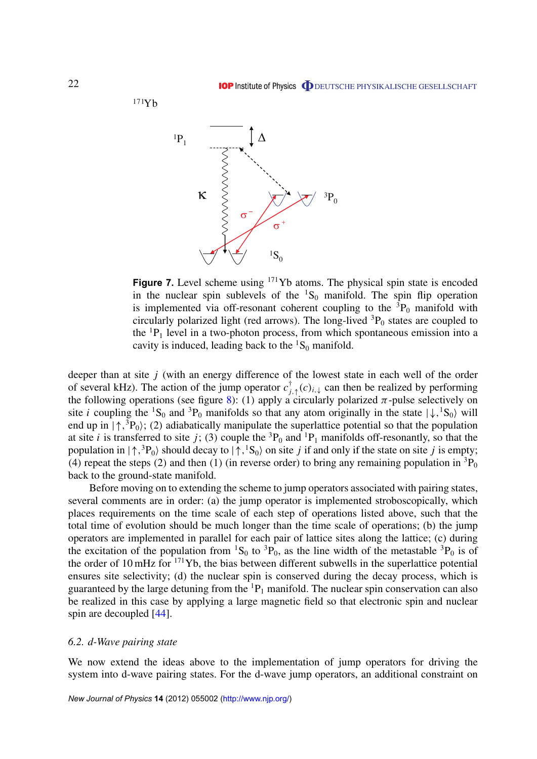**Figure 7.** Level scheme using $^{171}$Yb atoms. The physical spin state is encoded in the nuclear spin sublevels of the $^1S_0$ manifold. The spin flip operation is implemented via off-resonant coherent coupling to the $^3P_0$ manifold with circularly polarized light (red arrows). The long-lived $^3P_0$ states are coupled to the $^1P_1$ level in a two-photon process, from which spontaneous emission into a cavity is induced, leading back to the $^1S_0$ manifold.

deeper than at site $j$ (with an energy difference of the lowest state in each well of the order of several kHz). The action of the jump operator $c^{\dagger}_{j,\uparrow}(c)_{i,\downarrow}$ can then be realized by performing the following operations (see figure 8): (1) apply a circularly polarized $\pi$-pulse selectively on site $i$ coupling the $^1S_0$ and $^3P_0$ manifolds so that any atom originally in the state $|\downarrow,{}^1S_0\rangle$ will end up in $|\uparrow,{}^3P_0\rangle$; (2) adiabatically manipulate the superlattice potential so that the population at site $i$ is transferred to site $j$; (3) couple the $^3P_0$ and $^1P_1$ manifolds off-resonantly, so that the population in $|\uparrow,{}^3P_0\rangle$ should decay to $|\uparrow,{}^1S_0\rangle$ on site $j$ if and only if the state on site $j$ is empty; (4) repeat the steps (2) and then (1) (in reverse order) to bring any remaining population in $^3P_0$ back to the ground-state manifold.

Before moving on to extending the scheme to jump operators associated with pairing states, several comments are in order: (a) the jump operator is implemented stroboscopically, which places requirements on the time scale of each step of operations listed above, such that the total time of evolution should be much longer than the time scale of operations; (b) the jump operators are implemented in parallel for each pair of lattice sites along the lattice; (c) during the excitation of the population from $^1S_0$ to $^3P_0$, as the line width of the metastable $^3P_0$ is of the order of 10 mHz for $^{171}$Yb, the bias between different subwells in the superlattice potential ensures site selectivity; (d) the nuclear spin is conserved during the decay process, which is guaranteed by the large detuning from the $^1P_1$ manifold. The nuclear spin conservation can also be realized in this case by applying a large magnetic field so that electronic spin and nuclear spin are decoupled [44].

### *6.2. d-Wave pairing state*

We now extend the ideas above to the implementation of jump operators for driving the system into d-wave pairing states. For the d-wave jump operators, an additional constraint on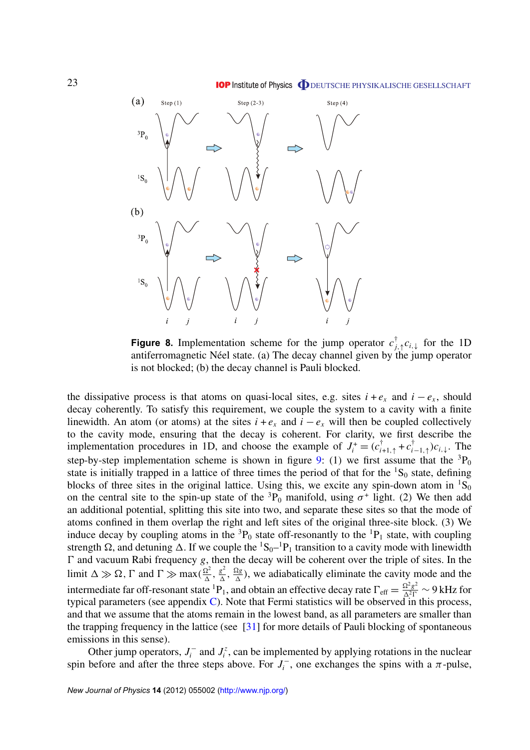**Figure 8.** Implementation scheme for the jump operator $c^\dagger_{j,\uparrow}c_{i,\downarrow}$ for the 1D antiferromagnetic Néel state. (a) The decay channel given by the jump operator is not blocked; (b) the decay channel is Pauli blocked.

the dissipative process is that atoms on quasi-local sites, e.g. sites $i+e_x$ and $i-e_x$, should decay coherently. To satisfy this requirement, we couple the system to a cavity with a finite linewidth. An atom (or atoms) at the sites $i+e_x$ and $i-e_x$ will then be coupled collectively to the cavity mode, ensuring that the decay is coherent. For clarity, we first describe the implementation procedures in 1D, and choose the example of $J_i^+ = (c^\dagger_{i+1,\uparrow} + c^\dagger_{i-1,\uparrow})c_{i,\downarrow}$. The step-by-step implementation scheme is shown in figure 9: (1) we first assume that the $^3\mathrm{P}_0$ state is initially trapped in a lattice of three times the period of that for the $^1\mathrm{S}_0$ state, defining blocks of three sites in the original lattice. Using this, we excite any spin-down atom in $^1\mathrm{S}_0$ on the central site to the spin-up state of the $^3\mathrm{P}_0$ manifold, using $\sigma^+$ light. (2) We then add an additional potential, splitting this site into two, and separate these sites so that the mode of atoms confined in them overlap the right and left sites of the original three-site block. (3) We induce decay by coupling atoms in the $^3\mathrm{P}_0$ state off-resonantly to the $^1\mathrm{P}_1$ state, with coupling strength $\Omega$, and detuning $\Delta$. If we couple the $^1\mathrm{S}_0$–$^1\mathrm{P}_1$ transition to a cavity mode with linewidth $\Gamma$ and vacuum Rabi frequency $g$, then the decay will be coherent over the triple of sites. In the limit $\Delta \gg \Omega, \Gamma$ and $\Gamma \gg \max(\frac{\Omega^2}{\Delta}, \frac{g^2}{\Delta}, \frac{\Omega g}{\Delta})$, we adiabatically eliminate the cavity mode and the intermediate far off-resonant state $^1\mathrm{P}_1$, and obtain an effective decay rate $\Gamma_{\mathrm{eff}} = \frac{\Omega^2 g^2}{\Delta^2 \Gamma} \sim 9\,\mathrm{kHz}$ for typical parameters (see appendix C). Note that Fermi statistics will be observed in this process, and that we assume that the atoms remain in the lowest band, as all parameters are smaller than the trapping frequency in the lattice (see [31] for more details of Pauli blocking of spontaneous emissions in this sense).

Other jump operators, $J_i^-$ and $J_i^z$, can be implemented by applying rotations in the nuclear spin before and after the three steps above. For $J_i^-$, one exchanges the spins with a $\pi$-pulse,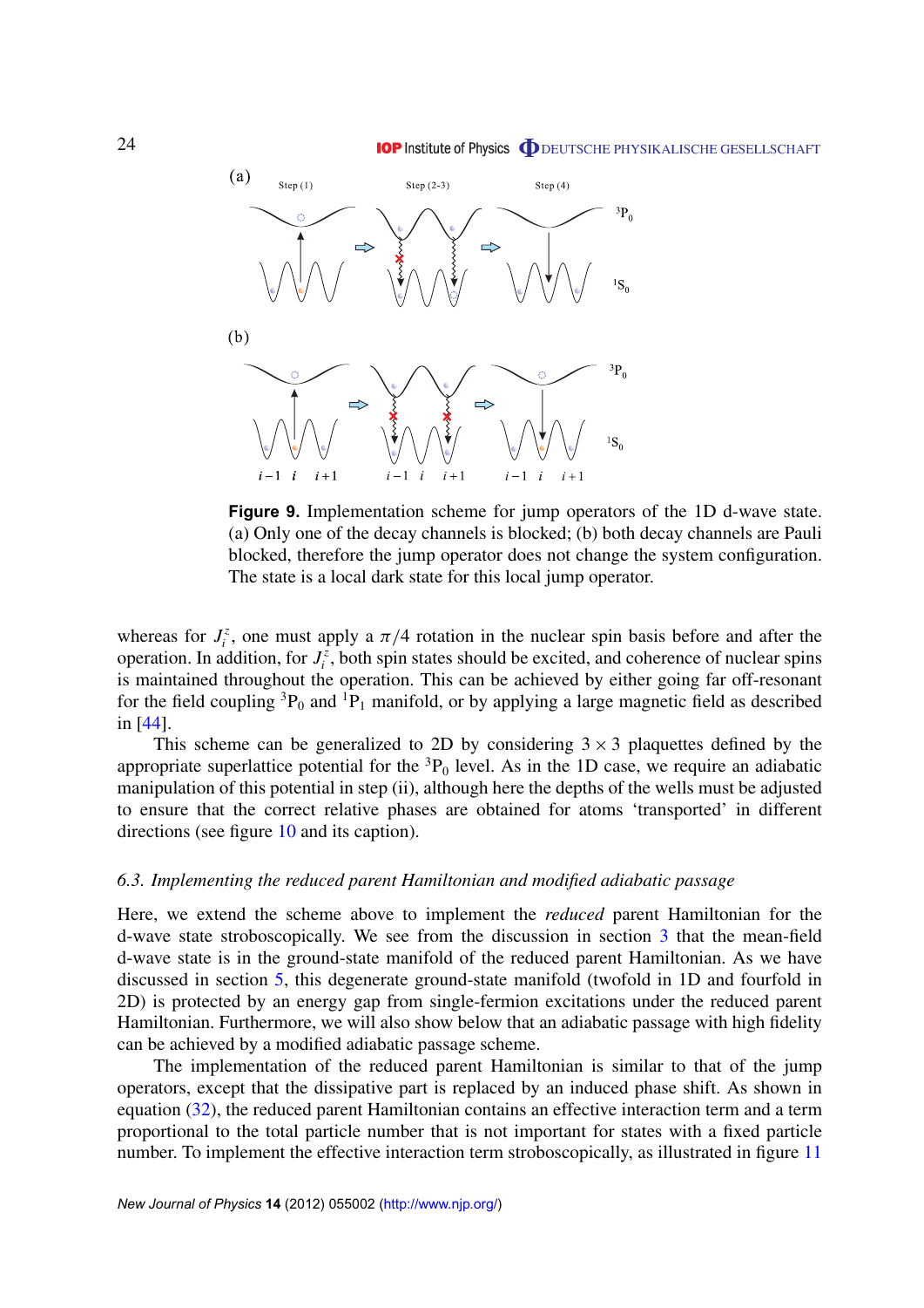**Figure 9.** Implementation scheme for jump operators of the 1D d-wave state. (a) Only one of the decay channels is blocked; (b) both decay channels are Pauli blocked, therefore the jump operator does not change the system configuration. The state is a local dark state for this local jump operator.

whereas for $J_i^z$, one must apply a $\pi/4$ rotation in the nuclear spin basis before and after the operation. In addition, for $J_i^z$, both spin states should be excited, and coherence of nuclear spins is maintained throughout the operation. This can be achieved by either going far off-resonant for the field coupling $^3\mathrm{P}_0$ and $^1\mathrm{P}_1$ manifold, or by applying a large magnetic field as described in [44].

This scheme can be generalized to 2D by considering $3 \times 3$ plaquettes defined by the appropriate superlattice potential for the $^3\mathrm{P}_0$ level. As in the 1D case, we require an adiabatic manipulation of this potential in step (ii), although here the depths of the wells must be adjusted to ensure that the correct relative phases are obtained for atoms 'transported' in different directions (see figure 10 and its caption).

### 6.3. Implementing the reduced parent Hamiltonian and modified adiabatic passage

Here, we extend the scheme above to implement the *reduced* parent Hamiltonian for the d-wave state stroboscopically. We see from the discussion in section 3 that the mean-field d-wave state is in the ground-state manifold of the reduced parent Hamiltonian. As we have discussed in section 5, this degenerate ground-state manifold (twofold in 1D and fourfold in 2D) is protected by an energy gap from single-fermion excitations under the reduced parent Hamiltonian. Furthermore, we will also show below that an adiabatic passage with high fidelity can be achieved by a modified adiabatic passage scheme.

The implementation of the reduced parent Hamiltonian is similar to that of the jump operators, except that the dissipative part is replaced by an induced phase shift. As shown in equation (32), the reduced parent Hamiltonian contains an effective interaction term and a term proportional to the total particle number that is not important for states with a fixed particle number. To implement the effective interaction term stroboscopically, as illustrated in figure 11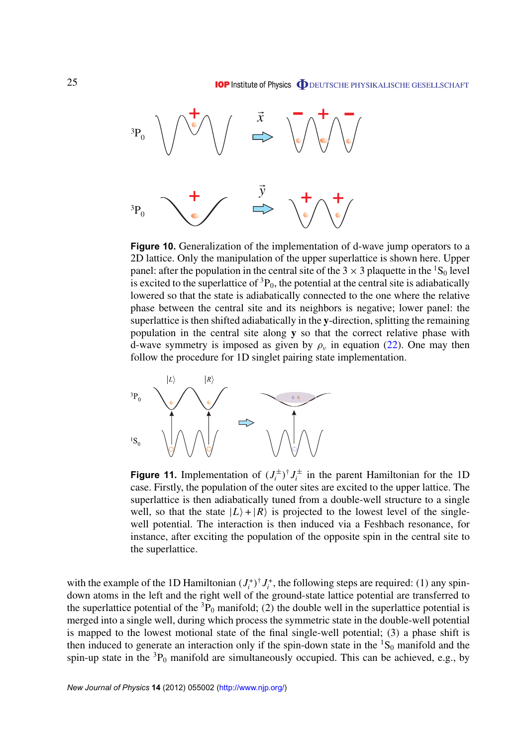**Figure 10.** Generalization of the implementation of d-wave jump operators to a 2D lattice. Only the manipulation of the upper superlattice is shown here. Upper panel: after the population in the central site of the $3 \times 3$ plaquette in the $^1S_0$ level is excited to the superlattice of $^3P_0$, the potential at the central site is adiabatically lowered so that the state is adiabatically connected to the one where the relative phase between the central site and its neighbors is negative; lower panel: the superlattice is then shifted adiabatically in the **y**-direction, splitting the remaining population in the central site along **y** so that the correct relative phase with d-wave symmetry is imposed as given by $\rho_\nu$ in equation (22). One may then follow the procedure for 1D singlet pairing state implementation.

**Figure 11.** Implementation of $(J_i^{\pm})^\dagger J_i^{\pm}$ in the parent Hamiltonian for the 1D case. Firstly, the population of the outer sites are excited to the upper lattice. The superlattice is then adiabatically tuned from a double-well structure to a single well, so that the state $|L\rangle + |R\rangle$ is projected to the lowest level of the single-well potential. The interaction is then induced via a Feshbach resonance, for instance, after exciting the population of the opposite spin in the central site to the superlattice.

with the example of the 1D Hamiltonian $(J_i^+)^\dagger J_i^+$, the following steps are required: (1) any spin-down atoms in the left and the right well of the ground-state lattice potential are transferred to the superlattice potential of the $^3P_0$ manifold; (2) the double well in the superlattice potential is merged into a single well, during which process the symmetric state in the double-well potential is mapped to the lowest motional state of the final single-well potential; (3) a phase shift is then induced to generate an interaction only if the spin-down state in the $^1S_0$ manifold and the spin-up state in the $^3P_0$ manifold are simultaneously occupied. This can be achieved, e.g., by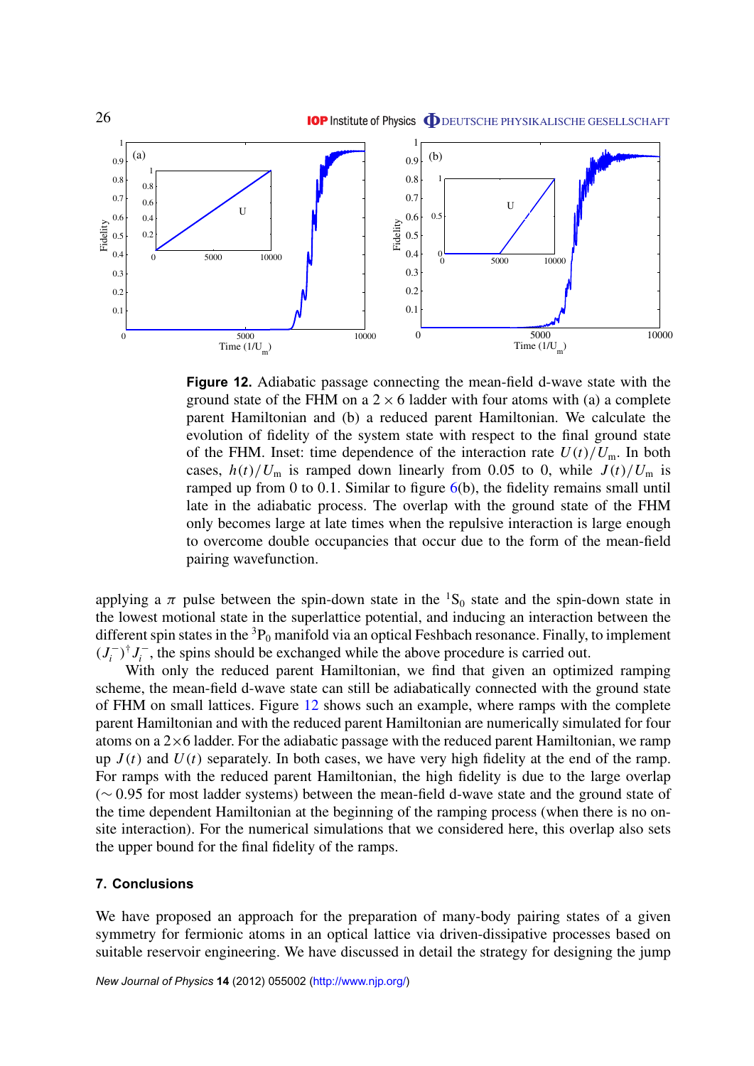**Figure 12.** Adiabatic passage connecting the mean-field d-wave state with the ground state of the FHM on a $2 \times 6$ ladder with four atoms with (a) a complete parent Hamiltonian and (b) a reduced parent Hamiltonian. We calculate the evolution of fidelity of the system state with respect to the final ground state of the FHM. Inset: time dependence of the interaction rate $U(t)/U_{\mathrm{m}}$. In both cases, $h(t)/U_{\mathrm{m}}$ is ramped down linearly from 0.05 to 0, while $J(t)/U_{\mathrm{m}}$ is ramped up from 0 to 0.1. Similar to figure 6(b), the fidelity remains small until late in the adiabatic process. The overlap with the ground state of the FHM only becomes large at late times when the repulsive interaction is large enough to overcome double occupancies that occur due to the form of the mean-field pairing wavefunction.

applying a $\pi$ pulse between the spin-down state in the ${}^1\mathrm{S}_0$ state and the spin-down state in the lowest motional state in the superlattice potential, and inducing an interaction between the different spin states in the ${}^3\mathrm{P}_0$ manifold via an optical Feshbach resonance. Finally, to implement $(J_i^-)^\dagger J_i^-$, the spins should be exchanged while the above procedure is carried out.

With only the reduced parent Hamiltonian, we find that given an optimized ramping scheme, the mean-field d-wave state can still be adiabatically connected with the ground state of FHM on small lattices. Figure 12 shows such an example, where ramps with the complete parent Hamiltonian and with the reduced parent Hamiltonian are numerically simulated for four atoms on a $2\times6$ ladder. For the adiabatic passage with the reduced parent Hamiltonian, we ramp up $J(t)$ and $U(t)$ separately. In both cases, we have very high fidelity at the end of the ramp. For ramps with the reduced parent Hamiltonian, the high fidelity is due to the large overlap ($\sim 0.95$ for most ladder systems) between the mean-field d-wave state and the ground state of the time dependent Hamiltonian at the beginning of the ramping process (when there is no on-site interaction). For the numerical simulations that we considered here, this overlap also sets the upper bound for the final fidelity of the ramps.

## 7. Conclusions

We have proposed an approach for the preparation of many-body pairing states of a given symmetry for fermionic atoms in an optical lattice via driven-dissipative processes based on suitable reservoir engineering. We have discussed in detail the strategy for designing the jump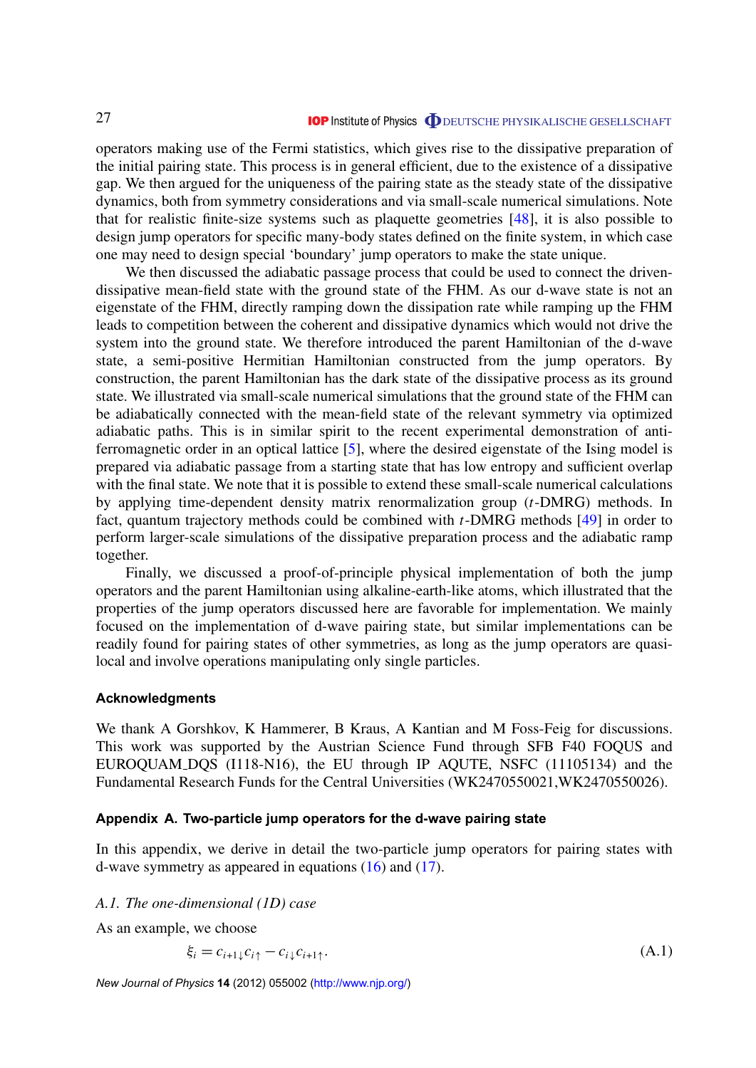operators making use of the Fermi statistics, which gives rise to the dissipative preparation of the initial pairing state. This process is in general efficient, due to the existence of a dissipative gap. We then argued for the uniqueness of the pairing state as the steady state of the dissipative dynamics, both from symmetry considerations and via small-scale numerical simulations. Note that for realistic finite-size systems such as plaquette geometries [48], it is also possible to design jump operators for specific many-body states defined on the finite system, in which case one may need to design special 'boundary' jump operators to make the state unique.

We then discussed the adiabatic passage process that could be used to connect the driven-dissipative mean-field state with the ground state of the FHM. As our d-wave state is not an eigenstate of the FHM, directly ramping down the dissipation rate while ramping up the FHM leads to competition between the coherent and dissipative dynamics which would not drive the system into the ground state. We therefore introduced the parent Hamiltonian of the d-wave state, a semi-positive Hermitian Hamiltonian constructed from the jump operators. By construction, the parent Hamiltonian has the dark state of the dissipative process as its ground state. We illustrated via small-scale numerical simulations that the ground state of the FHM can be adiabatically connected with the mean-field state of the relevant symmetry via optimized adiabatic paths. This is in similar spirit to the recent experimental demonstration of anti-ferromagnetic order in an optical lattice [5], where the desired eigenstate of the Ising model is prepared via adiabatic passage from a starting state that has low entropy and sufficient overlap with the final state. We note that it is possible to extend these small-scale numerical calculations by applying time-dependent density matrix renormalization group ($t$-DMRG) methods. In fact, quantum trajectory methods could be combined with $t$-DMRG methods [49] in order to perform larger-scale simulations of the dissipative preparation process and the adiabatic ramp together.

Finally, we discussed a proof-of-principle physical implementation of both the jump operators and the parent Hamiltonian using alkaline-earth-like atoms, which illustrated that the properties of the jump operators discussed here are favorable for implementation. We mainly focused on the implementation of d-wave pairing state, but similar implementations can be readily found for pairing states of other symmetries, as long as the jump operators are quasi-local and involve operations manipulating only single particles.

## Acknowledgments

We thank A Gorshkov, K Hammerer, B Kraus, A Kantian and M Foss-Feig for discussions. This work was supported by the Austrian Science Fund through SFB F40 FOQUS and EUROQUAM_DQS (I118-N16), the EU through IP AQUTE, NSFC (11105134) and the Fundamental Research Funds for the Central Universities (WK2470550021,WK2470550026).

## Appendix A. Two-particle jump operators for the d-wave pairing state

In this appendix, we derive in detail the two-particle jump operators for pairing states with d-wave symmetry as appeared in equations (16) and (17).

### *A.1. The one-dimensional (1D) case*

As an example, we choose

$$\xi_i = c_{i+1\downarrow}c_{i\uparrow} - c_{i\downarrow}c_{i+1\uparrow}. \tag{A.1}$$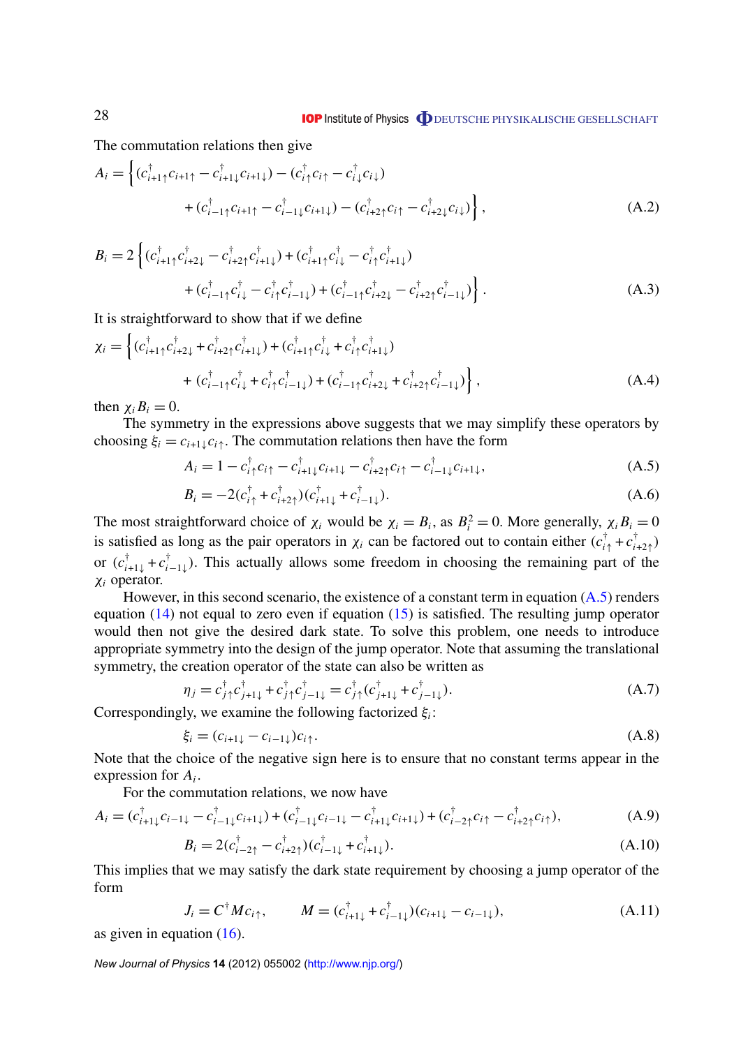The commutation relations then give

$$A_i = \Big\{ (c^\dagger_{i+1\uparrow} c_{i+1\uparrow} - c^\dagger_{i+1\downarrow} c_{i+1\downarrow}) - (c^\dagger_{i\uparrow} c_{i\uparrow} - c^\dagger_{i\downarrow} c_{i\downarrow}) + (c^\dagger_{i-1\uparrow} c_{i+1\uparrow} - c^\dagger_{i-1\downarrow} c_{i+1\downarrow}) - (c^\dagger_{i+2\uparrow} c_{i\uparrow} - c^\dagger_{i+2\downarrow} c_{i\downarrow}) \Big\}, \tag{A.2}$$

$$B_i = 2\Big\{ (c^\dagger_{i+1\uparrow} c^\dagger_{i+2\downarrow} - c^\dagger_{i+2\uparrow} c^\dagger_{i+1\downarrow}) + (c^\dagger_{i+1\uparrow} c^\dagger_{i\downarrow} - c^\dagger_{i\uparrow} c^\dagger_{i+1\downarrow}) + (c^\dagger_{i-1\uparrow} c^\dagger_{i\downarrow} - c^\dagger_{i\uparrow} c^\dagger_{i-1\downarrow}) + (c^\dagger_{i-1\uparrow} c^\dagger_{i+2\downarrow} - c^\dagger_{i+2\uparrow} c^\dagger_{i-1\downarrow}) \Big\}. \tag{A.3}$$

It is straightforward to show that if we define

$$\chi_i = \Big\{ (c^\dagger_{i+1\uparrow} c^\dagger_{i+2\downarrow} + c^\dagger_{i+2\uparrow} c^\dagger_{i+1\downarrow}) + (c^\dagger_{i+1\uparrow} c^\dagger_{i\downarrow} + c^\dagger_{i\uparrow} c^\dagger_{i+1\downarrow}) + (c^\dagger_{i-1\uparrow} c^\dagger_{i\downarrow} + c^\dagger_{i\uparrow} c^\dagger_{i-1\downarrow}) + (c^\dagger_{i-1\uparrow} c^\dagger_{i+2\downarrow} + c^\dagger_{i+2\uparrow} c^\dagger_{i-1\downarrow}) \Big\}, \tag{A.4}$$

then $\chi_i B_i = 0$.

The symmetry in the expressions above suggests that we may simplify these operators by choosing $\xi_i = c_{i+1\downarrow} c_{i\uparrow}$. The commutation relations then have the form

$$A_i = 1 - c^\dagger_{i\uparrow} c_{i\uparrow} - c^\dagger_{i+1\downarrow} c_{i+1\downarrow} - c^\dagger_{i+2\uparrow} c_{i\uparrow} - c^\dagger_{i-1\downarrow} c_{i+1\downarrow}, \tag{A.5}$$

$$B_i = -2(c^\dagger_{i\uparrow} + c^\dagger_{i+2\uparrow})(c^\dagger_{i+1\downarrow} + c^\dagger_{i-1\downarrow}). \tag{A.6}$$

The most straightforward choice of $\chi_i$ would be $\chi_i = B_i$, as $B_i^2 = 0$. More generally, $\chi_i B_i = 0$ is satisfied as long as the pair operators in $\chi_i$ can be factored out to contain either $(c^\dagger_{i\uparrow} + c^\dagger_{i+2\uparrow})$ or $(c^\dagger_{i+1\downarrow} + c^\dagger_{i-1\downarrow})$. This actually allows some freedom in choosing the remaining part of the $\chi_i$ operator.

However, in this second scenario, the existence of a constant term in equation (A.5) renders equation (14) not equal to zero even if equation (15) is satisfied. The resulting jump operator would then not give the desired dark state. To solve this problem, one needs to introduce appropriate symmetry into the design of the jump operator. Note that assuming the translational symmetry, the creation operator of the state can also be written as

$$\eta_j = c^\dagger_{j\uparrow} c^\dagger_{j+1\downarrow} + c^\dagger_{j\uparrow} c^\dagger_{j-1\downarrow} = c^\dagger_{j\uparrow}(c^\dagger_{j+1\downarrow} + c^\dagger_{j-1\downarrow}). \tag{A.7}$$

Correspondingly, we examine the following factorized $\xi_i$:

$$\xi_i = (c_{i+1\downarrow} - c_{i-1\downarrow}) c_{i\uparrow}. \tag{A.8}$$

Note that the choice of the negative sign here is to ensure that no constant terms appear in the expression for $A_i$.

For the commutation relations, we now have

$$A_i = (c^\dagger_{i+1\downarrow} c_{i-1\downarrow} - c^\dagger_{i-1\downarrow} c_{i+1\downarrow}) + (c^\dagger_{i-1\downarrow} c_{i-1\downarrow} - c^\dagger_{i+1\downarrow} c_{i+1\downarrow}) + (c^\dagger_{i-2\uparrow} c_{i\uparrow} - c^\dagger_{i+2\uparrow} c_{i\uparrow}), \tag{A.9}$$

$$B_i = 2(c^\dagger_{i-2\uparrow} - c^\dagger_{i+2\uparrow})(c^\dagger_{i-1\downarrow} + c^\dagger_{i+1\downarrow}). \tag{A.10}$$

This implies that we may satisfy the dark state requirement by choosing a jump operator of the form

$$J_i = C^\dagger M c_{i\uparrow}, \qquad M = (c^\dagger_{i+1\downarrow} + c^\dagger_{i-1\downarrow})(c_{i+1\downarrow} - c_{i-1\downarrow}), \tag{A.11}$$

as given in equation (16).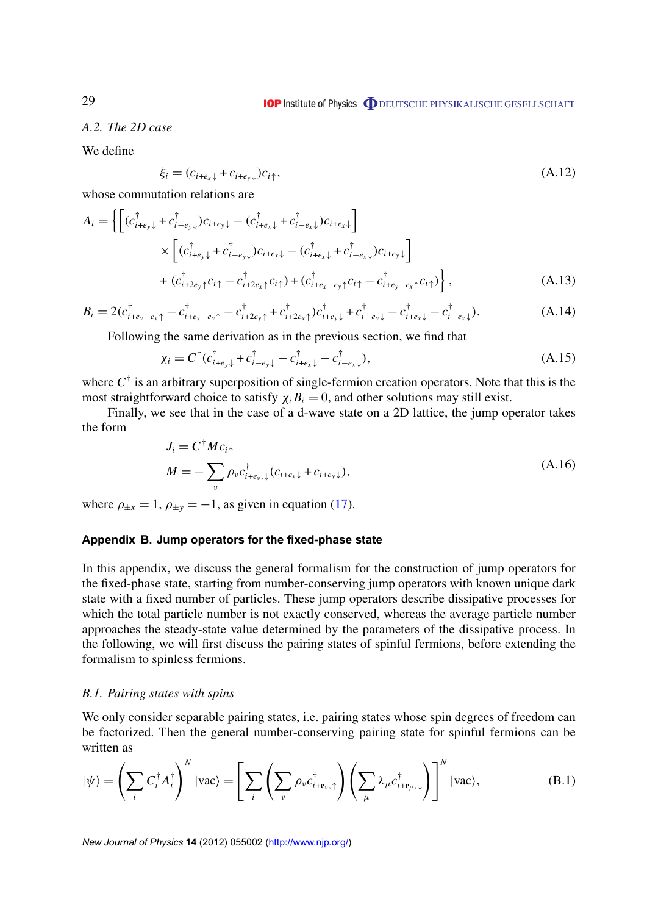*A.2. The 2D case*

We define

$$\xi_i = (c_{i+e_x\downarrow} + c_{i+e_y\downarrow})c_{i\uparrow}, \tag{A.12}$$

whose commutation relations are

$$\begin{aligned} A_i = \Big\{ &\Big[ (c^\dagger_{i+e_y\downarrow} + c^\dagger_{i-e_y\downarrow})c_{i+e_y\downarrow} - (c^\dagger_{i+e_x\downarrow} + c^\dagger_{i-e_x\downarrow})c_{i+e_x\downarrow} \Big] \\ &\times \Big[ (c^\dagger_{i+e_y\downarrow} + c^\dagger_{i-e_y\downarrow})c_{i+e_x\downarrow} - (c^\dagger_{i+e_x\downarrow} + c^\dagger_{i-e_x\downarrow})c_{i+e_y\downarrow} \Big] \\ &+ (c^\dagger_{i+2e_y\uparrow}c_{i\uparrow} - c^\dagger_{i+2e_x\uparrow}c_{i\uparrow}) + (c^\dagger_{i+e_x-e_y\uparrow}c_{i\uparrow} - c^\dagger_{i+e_y-e_x\uparrow}c_{i\uparrow}) \Big\}, \end{aligned} \tag{A.13}$$

$$B_i = 2(c^\dagger_{i+e_y-e_x\uparrow} - c^\dagger_{i+e_x-e_y\uparrow} - c^\dagger_{i+2e_y\uparrow} + c^\dagger_{i+2e_x\uparrow})c^\dagger_{i+e_y\downarrow} + c^\dagger_{i-e_y\downarrow} - c^\dagger_{i+e_x\downarrow} - c^\dagger_{i-e_x\downarrow}). \tag{A.14}$$

Following the same derivation as in the previous section, we find that

$$\chi_i = C^\dagger(c^\dagger_{i+e_y\downarrow} + c^\dagger_{i-e_y\downarrow} - c^\dagger_{i+e_x\downarrow} - c^\dagger_{i-e_x\downarrow}), \tag{A.15}$$

where $C^\dagger$ is an arbitrary superposition of single-fermion creation operators. Note that this is the most straightforward choice to satisfy $\chi_i B_i = 0$, and other solutions may still exist.

Finally, we see that in the case of a d-wave state on a 2D lattice, the jump operator takes the form

$$\begin{aligned} J_i &= C^\dagger M c_{i\uparrow} \\ M &= -\sum_\nu \rho_\nu c^\dagger_{i+e_\nu,\downarrow}(c_{i+e_x\downarrow} + c_{i+e_y\downarrow}), \end{aligned} \tag{A.16}$$

where $\rho_{\pm x} = 1$, $\rho_{\pm y} = -1$, as given in equation (17).

## Appendix B. Jump operators for the fixed-phase state

In this appendix, we discuss the general formalism for the construction of jump operators for the fixed-phase state, starting from number-conserving jump operators with known unique dark state with a fixed number of particles. These jump operators describe dissipative processes for which the total particle number is not exactly conserved, whereas the average particle number approaches the steady-state value determined by the parameters of the dissipative process. In the following, we will first discuss the pairing states of spinful fermions, before extending the formalism to spinless fermions.

### *B.1. Pairing states with spins*

We only consider separable pairing states, i.e. pairing states whose spin degrees of freedom can be factorized. Then the general number-conserving pairing state for spinful fermions can be written as

$$|\psi\rangle = \left( \sum_i C^\dagger_i A^\dagger_i \right)^N |\text{vac}\rangle = \left[ \sum_i \left( \sum_\nu \rho_\nu c^\dagger_{i+\mathbf{e}_\nu,\uparrow} \right) \left( \sum_\mu \lambda_\mu c^\dagger_{i+\mathbf{e}_\mu,\downarrow} \right) \right]^N |\text{vac}\rangle, \tag{B.1}$$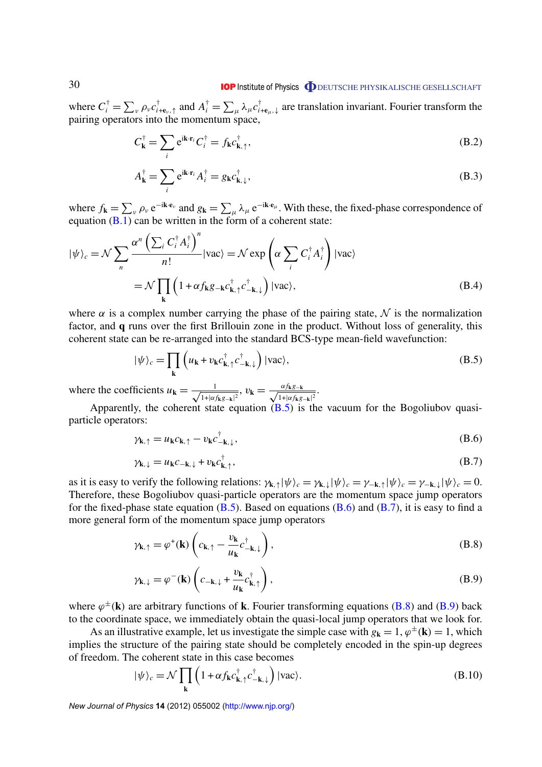where $C_i^\dagger = \sum_\nu \rho_\nu c_{i+\mathbf{e}_\nu,\uparrow}^\dagger$ and $A_i^\dagger = \sum_\mu \lambda_\mu c_{i+\mathbf{e}_\mu,\downarrow}^\dagger$ are translation invariant. Fourier transform the pairing operators into the momentum space,

$$C_{\mathbf{k}}^\dagger = \sum_i \mathrm{e}^{\mathrm{i}\mathbf{k}\cdot\mathbf{r}_i} C_i^\dagger = f_{\mathbf{k}} c_{\mathbf{k},\uparrow}^\dagger, \tag{B.2}$$

$$A_{\mathbf{k}}^\dagger = \sum_i \mathrm{e}^{\mathrm{i}\mathbf{k}\cdot\mathbf{r}_i} A_i^\dagger = g_{\mathbf{k}} c_{\mathbf{k},\downarrow}^\dagger, \tag{B.3}$$

where $f_{\mathbf{k}} = \sum_\nu \rho_\nu \, \mathrm{e}^{-\mathrm{i}\mathbf{k}\cdot\mathbf{e}_\nu}$ and $g_{\mathbf{k}} = \sum_\mu \lambda_\mu \, \mathrm{e}^{-\mathrm{i}\mathbf{k}\cdot\mathbf{e}_\mu}$. With these, the fixed-phase correspondence of equation (B.1) can be written in the form of a coherent state:

$$\begin{aligned}
|\psi\rangle_c &= \mathcal{N} \sum_n \frac{\alpha^n \left(\sum_i C_i^\dagger A_i^\dagger\right)^n}{n!} |\mathrm{vac}\rangle = \mathcal{N} \exp\left(\alpha \sum_i C_i^\dagger A_i^\dagger\right) |\mathrm{vac}\rangle \\
&= \mathcal{N} \prod_{\mathbf{k}} \left(1 + \alpha f_{\mathbf{k}} g_{-\mathbf{k}} c_{\mathbf{k},\uparrow}^\dagger c_{-\mathbf{k},\downarrow}^\dagger\right) |\mathrm{vac}\rangle,
\end{aligned} \tag{B.4}$$

where $\alpha$ is a complex number carrying the phase of the pairing state, $\mathcal{N}$ is the normalization factor, and $\mathbf{q}$ runs over the first Brillouin zone in the product. Without loss of generality, this coherent state can be re-arranged into the standard BCS-type mean-field wavefunction:

$$|\psi\rangle_c = \prod_{\mathbf{k}} \left(u_{\mathbf{k}} + v_{\mathbf{k}} c_{\mathbf{k},\uparrow}^\dagger c_{-\mathbf{k},\downarrow}^\dagger\right) |\mathrm{vac}\rangle, \tag{B.5}$$

where the coefficients $u_{\mathbf{k}} = \frac{1}{\sqrt{1+|\alpha f_{\mathbf{k}} g_{-\mathbf{k}}|^2}}$, $v_{\mathbf{k}} = \frac{\alpha f_{\mathbf{k}} g_{-\mathbf{k}}}{\sqrt{1+|\alpha f_{\mathbf{k}} g_{-\mathbf{k}}|^2}}$.

Apparently, the coherent state equation (B.5) is the vacuum for the Bogoliubov quasi-particle operators:

$$\gamma_{\mathbf{k},\uparrow} = u_{\mathbf{k}} c_{\mathbf{k},\uparrow} - v_{\mathbf{k}} c_{-\mathbf{k},\downarrow}^\dagger, \tag{B.6}$$

$$\gamma_{\mathbf{k},\downarrow} = u_{\mathbf{k}} c_{-\mathbf{k},\downarrow} + v_{\mathbf{k}} c_{\mathbf{k},\uparrow}^\dagger, \tag{B.7}$$

as it is easy to verify the following relations: $\gamma_{\mathbf{k},\uparrow}|\psi\rangle_c = \gamma_{\mathbf{k},\downarrow}|\psi\rangle_c = \gamma_{-\mathbf{k},\uparrow}|\psi\rangle_c = \gamma_{-\mathbf{k},\downarrow}|\psi\rangle_c = 0$. Therefore, these Bogoliubov quasi-particle operators are the momentum space jump operators for the fixed-phase state equation (B.5). Based on equations (B.6) and (B.7), it is easy to find a more general form of the momentum space jump operators

$$\gamma_{\mathbf{k},\uparrow} = \varphi^+(\mathbf{k}) \left(c_{\mathbf{k},\uparrow} - \frac{v_{\mathbf{k}}}{u_{\mathbf{k}}} c_{-\mathbf{k},\downarrow}^\dagger\right), \tag{B.8}$$

$$\gamma_{\mathbf{k},\downarrow} = \varphi^-(\mathbf{k}) \left(c_{-\mathbf{k},\downarrow} + \frac{v_{\mathbf{k}}}{u_{\mathbf{k}}} c_{\mathbf{k},\uparrow}^\dagger\right), \tag{B.9}$$

where $\varphi^\pm(\mathbf{k})$ are arbitrary functions of $\mathbf{k}$. Fourier transforming equations (B.8) and (B.9) back to the coordinate space, we immediately obtain the quasi-local jump operators that we look for.

As an illustrative example, let us investigate the simple case with $g_{\mathbf{k}} = 1$, $\varphi^\pm(\mathbf{k}) = 1$, which implies the structure of the pairing state should be completely encoded in the spin-up degrees of freedom. The coherent state in this case becomes

$$|\psi\rangle_c = \mathcal{N} \prod_{\mathbf{k}} \left(1 + \alpha f_{\mathbf{k}} c_{\mathbf{k},\uparrow}^\dagger c_{-\mathbf{k},\downarrow}^\dagger\right) |\mathrm{vac}\rangle. \tag{B.10}$$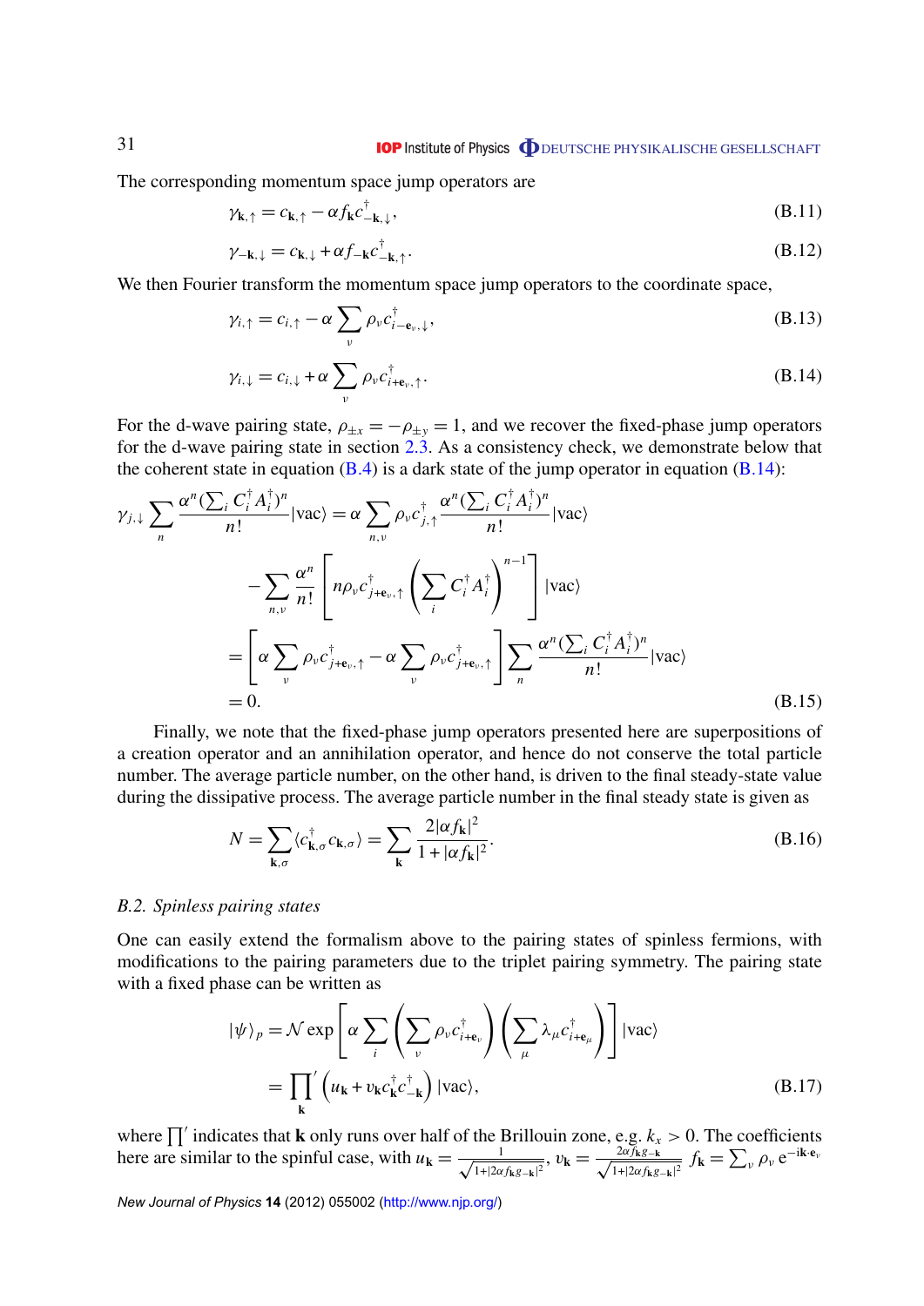The corresponding momentum space jump operators are

$$\gamma_{\mathbf{k},\uparrow} = c_{\mathbf{k},\uparrow} - \alpha f_{\mathbf{k}} c^{\dagger}_{-\mathbf{k},\downarrow}, \tag{B.11}$$

$$\gamma_{-\mathbf{k},\downarrow} = c_{\mathbf{k},\downarrow} + \alpha f_{-\mathbf{k}} c^{\dagger}_{-\mathbf{k},\uparrow}. \tag{B.12}$$

We then Fourier transform the momentum space jump operators to the coordinate space,

$$\gamma_{i,\uparrow} = c_{i,\uparrow} - \alpha \sum_{\nu} \rho_{\nu} c^{\dagger}_{i-\mathbf{e}_{\nu},\downarrow}, \tag{B.13}$$

$$\gamma_{i,\downarrow} = c_{i,\downarrow} + \alpha \sum_{\nu} \rho_{\nu} c^{\dagger}_{i+\mathbf{e}_{\nu},\uparrow}. \tag{B.14}$$

For the d-wave pairing state, $\rho_{\pm x} = -\rho_{\pm y} = 1$, and we recover the fixed-phase jump operators for the d-wave pairing state in section 2.3. As a consistency check, we demonstrate below that the coherent state in equation (B.4) is a dark state of the jump operator in equation (B.14):

$$\begin{aligned}
\gamma_{j,\downarrow} \sum_{n} \frac{\alpha^{n}(\sum_{i} C_{i}^{\dagger} A_{i}^{\dagger})^{n}}{n!}|\text{vac}\rangle &= \alpha \sum_{n,\nu} \rho_{\nu} c^{\dagger}_{j,\uparrow} \frac{\alpha^{n}(\sum_{i} C_{i}^{\dagger} A_{i}^{\dagger})^{n}}{n!}|\text{vac}\rangle \\
&\quad - \sum_{n,\nu} \frac{\alpha^{n}}{n!} \left[ n \rho_{\nu} c^{\dagger}_{j+\mathbf{e}_{\nu},\uparrow} \left( \sum_{i} C_{i}^{\dagger} A_{i}^{\dagger} \right)^{n-1} \right] |\text{vac}\rangle \\
&= \left[ \alpha \sum_{\nu} \rho_{\nu} c^{\dagger}_{j+\mathbf{e}_{\nu},\uparrow} - \alpha \sum_{\nu} \rho_{\nu} c^{\dagger}_{j+\mathbf{e}_{\nu},\uparrow} \right] \sum_{n} \frac{\alpha^{n}(\sum_{i} C_{i}^{\dagger} A_{i}^{\dagger})^{n}}{n!}|\text{vac}\rangle \\
&= 0.
\end{aligned} \tag{B.15}$$

Finally, we note that the fixed-phase jump operators presented here are superpositions of a creation operator and an annihilation operator, and hence do not conserve the total particle number. The average particle number, on the other hand, is driven to the final steady-state value during the dissipative process. The average particle number in the final steady state is given as

$$N = \sum_{\mathbf{k},\sigma} \langle c^{\dagger}_{\mathbf{k},\sigma} c_{\mathbf{k},\sigma} \rangle = \sum_{\mathbf{k}} \frac{2|\alpha f_{\mathbf{k}}|^{2}}{1+|\alpha f_{\mathbf{k}}|^{2}}. \tag{B.16}$$

### *B.2. Spinless pairing states*

One can easily extend the formalism above to the pairing states of spinless fermions, with modifications to the pairing parameters due to the triplet pairing symmetry. The pairing state with a fixed phase can be written as

$$\begin{aligned}
|\psi\rangle_{p} &= \mathcal{N} \exp\left[ \alpha \sum_{i} \left( \sum_{\nu} \rho_{\nu} c^{\dagger}_{i+\mathbf{e}_{\nu}} \right) \left( \sum_{\mu} \lambda_{\mu} c^{\dagger}_{i+\mathbf{e}_{\mu}} \right) \right] |\text{vac}\rangle \\
&= \prod_{\mathbf{k}}{}' \left( u_{\mathbf{k}} + v_{\mathbf{k}} c^{\dagger}_{\mathbf{k}} c^{\dagger}_{-\mathbf{k}} \right) |\text{vac}\rangle,
\end{aligned} \tag{B.17}$$

where $\prod'$ indicates that $\mathbf{k}$ only runs over half of the Brillouin zone, e.g. $k_x > 0$. The coefficients here are similar to the spinful case, with $u_{\mathbf{k}} = \frac{1}{\sqrt{1+|2\alpha f_{\mathbf{k}} g_{-\mathbf{k}}|^{2}}}$, $v_{\mathbf{k}} = \frac{2\alpha f_{\mathbf{k}} g_{-\mathbf{k}}}{\sqrt{1+|2\alpha f_{\mathbf{k}} g_{-\mathbf{k}}|^{2}}}$, $f_{\mathbf{k}} = \sum_{\nu} \rho_{\nu}\, \mathrm{e}^{-\mathrm{i}\mathbf{k}\cdot\mathbf{e}_{\nu}}$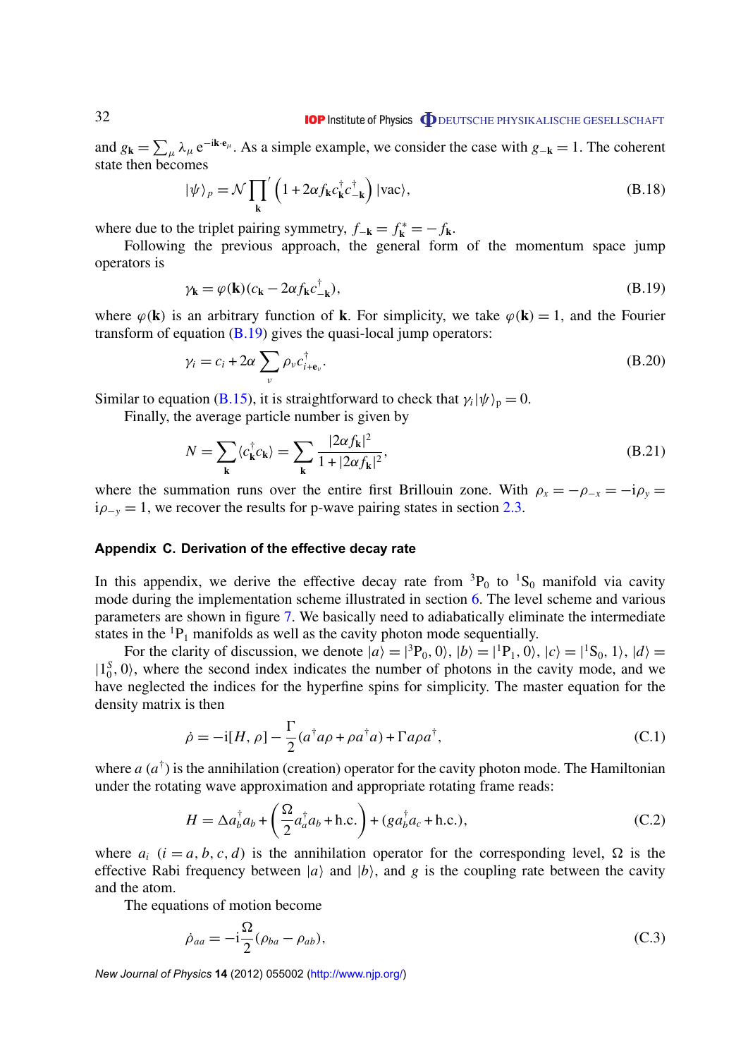and $g_{\mathbf{k}} = \sum_\mu \lambda_\mu \, \mathrm{e}^{-\mathrm{i}\mathbf{k}\cdot\mathbf{e}_\mu}$. As a simple example, we consider the case with $g_{-\mathbf{k}} = 1$. The coherent state then becomes

$$|\psi\rangle_p = \mathcal{N} \prod_{\mathbf{k}}{}' \left(1 + 2\alpha f_{\mathbf{k}} c^\dagger_{\mathbf{k}} c^\dagger_{-\mathbf{k}}\right) |\mathrm{vac}\rangle, \tag{B.18}$$

where due to the triplet pairing symmetry, $f_{-\mathbf{k}} = f^*_{\mathbf{k}} = -f_{\mathbf{k}}$.

Following the previous approach, the general form of the momentum space jump operators is

$$\gamma_{\mathbf{k}} = \varphi(\mathbf{k})(c_{\mathbf{k}} - 2\alpha f_{\mathbf{k}} c^\dagger_{-\mathbf{k}}), \tag{B.19}$$

where $\varphi(\mathbf{k})$ is an arbitrary function of $\mathbf{k}$. For simplicity, we take $\varphi(\mathbf{k}) = 1$, and the Fourier transform of equation (B.19) gives the quasi-local jump operators:

$$\gamma_i = c_i + 2\alpha \sum_\nu \rho_\nu c^\dagger_{i+\mathbf{e}_\nu}. \tag{B.20}$$

Similar to equation (B.15), it is straightforward to check that $\gamma_i |\psi\rangle_{\mathrm{p}} = 0$.

Finally, the average particle number is given by

$$N = \sum_{\mathbf{k}} \langle c^\dagger_{\mathbf{k}} c_{\mathbf{k}} \rangle = \sum_{\mathbf{k}} \frac{|2\alpha f_{\mathbf{k}}|^2}{1 + |2\alpha f_{\mathbf{k}}|^2}, \tag{B.21}$$

where the summation runs over the entire first Brillouin zone. With $\rho_x = -\rho_{-x} = -\mathrm{i}\rho_y = \mathrm{i}\rho_{-y} = 1$, we recover the results for p-wave pairing states in section 2.3.

## Appendix C. Derivation of the effective decay rate

In this appendix, we derive the effective decay rate from $^3\mathrm{P}_0$ to $^1\mathrm{S}_0$ manifold via cavity mode during the implementation scheme illustrated in section 6. The level scheme and various parameters are shown in figure 7. We basically need to adiabatically eliminate the intermediate states in the $^1\mathrm{P}_1$ manifolds as well as the cavity photon mode sequentially.

For the clarity of discussion, we denote $|a\rangle = |^3\mathrm{P}_0, 0\rangle$, $|b\rangle = |^1\mathrm{P}_1, 0\rangle$, $|c\rangle = |^1\mathrm{S}_0, 1\rangle$, $|d\rangle = |1^S_0, 0\rangle$, where the second index indicates the number of photons in the cavity mode, and we have neglected the indices for the hyperfine spins for simplicity. The master equation for the density matrix is then

$$\dot{\rho} = -\mathrm{i}[H, \rho] - \frac{\Gamma}{2}(a^\dagger a \rho + \rho a^\dagger a) + \Gamma a \rho a^\dagger, \tag{C.1}$$

where $a$ ($a^\dagger$) is the annihilation (creation) operator for the cavity photon mode. The Hamiltonian under the rotating wave approximation and appropriate rotating frame reads:

$$H = \Delta a^\dagger_b a_b + \left(\frac{\Omega}{2} a^\dagger_a a_b + \mathrm{h.c.}\right) + (g a^\dagger_b a_c + \mathrm{h.c.}), \tag{C.2}$$

where $a_i$ $(i = a, b, c, d)$ is the annihilation operator for the corresponding level, $\Omega$ is the effective Rabi frequency between $|a\rangle$ and $|b\rangle$, and $g$ is the coupling rate between the cavity and the atom.

The equations of motion become

$$\dot{\rho}_{aa} = -\mathrm{i}\frac{\Omega}{2}(\rho_{ba} - \rho_{ab}), \tag{C.3}$$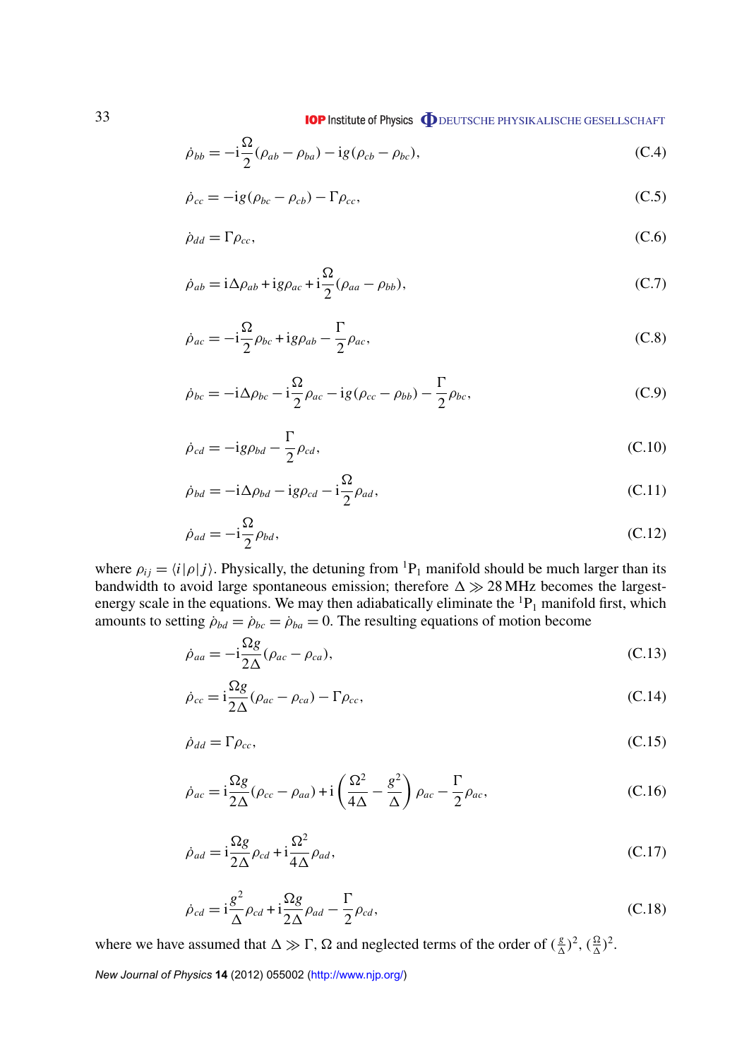$$\dot{\rho}_{bb} = -\mathrm{i}\frac{\Omega}{2}(\rho_{ab} - \rho_{ba}) - \mathrm{i}g(\rho_{cb} - \rho_{bc}), \tag{C.4}$$

$$\dot{\rho}_{cc} = -\mathrm{i}g(\rho_{bc} - \rho_{cb}) - \Gamma\rho_{cc}, \tag{C.5}$$

$$\dot{\rho}_{dd} = \Gamma\rho_{cc}, \tag{C.6}$$

$$\dot{\rho}_{ab} = \mathrm{i}\Delta\rho_{ab} + \mathrm{i}g\rho_{ac} + \mathrm{i}\frac{\Omega}{2}(\rho_{aa} - \rho_{bb}), \tag{C.7}$$

$$\dot{\rho}_{ac} = -\mathrm{i}\frac{\Omega}{2}\rho_{bc} + \mathrm{i}g\rho_{ab} - \frac{\Gamma}{2}\rho_{ac}, \tag{C.8}$$

$$\dot{\rho}_{bc} = -\mathrm{i}\Delta\rho_{bc} - \mathrm{i}\frac{\Omega}{2}\rho_{ac} - \mathrm{i}g(\rho_{cc} - \rho_{bb}) - \frac{\Gamma}{2}\rho_{bc}, \tag{C.9}$$

$$\dot{\rho}_{cd} = -\mathrm{i}g\rho_{bd} - \frac{\Gamma}{2}\rho_{cd}, \tag{C.10}$$

$$\dot{\rho}_{bd} = -\mathrm{i}\Delta\rho_{bd} - \mathrm{i}g\rho_{cd} - \mathrm{i}\frac{\Omega}{2}\rho_{ad}, \tag{C.11}$$

$$\dot{\rho}_{ad} = -\mathrm{i}\frac{\Omega}{2}\rho_{bd}, \tag{C.12}$$

where $\rho_{ij} = \langle i|\rho|j\rangle$. Physically, the detuning from $^1\mathrm{P}_1$ manifold should be much larger than its bandwidth to avoid large spontaneous emission; therefore $\Delta \gg 28\,\mathrm{MHz}$ becomes the largest-energy scale in the equations. We may then adiabatically eliminate the $^1\mathrm{P}_1$ manifold first, which amounts to setting $\dot{\rho}_{bd} = \dot{\rho}_{bc} = \dot{\rho}_{ba} = 0$. The resulting equations of motion become

$$\dot{\rho}_{aa} = -\mathrm{i}\frac{\Omega g}{2\Delta}(\rho_{ac} - \rho_{ca}), \tag{C.13}$$

$$\dot{\rho}_{cc} = \mathrm{i}\frac{\Omega g}{2\Delta}(\rho_{ac} - \rho_{ca}) - \Gamma\rho_{cc}, \tag{C.14}$$

$$\dot{\rho}_{dd} = \Gamma\rho_{cc}, \tag{C.15}$$

$$\dot{\rho}_{ac} = \mathrm{i}\frac{\Omega g}{2\Delta}(\rho_{cc} - \rho_{aa}) + \mathrm{i}\left(\frac{\Omega^2}{4\Delta} - \frac{g^2}{\Delta}\right)\rho_{ac} - \frac{\Gamma}{2}\rho_{ac}, \tag{C.16}$$

$$\dot{\rho}_{ad} = \mathrm{i}\frac{\Omega g}{2\Delta}\rho_{cd} + \mathrm{i}\frac{\Omega^2}{4\Delta}\rho_{ad}, \tag{C.17}$$

$$\dot{\rho}_{cd} = \mathrm{i}\frac{g^2}{\Delta}\rho_{cd} + \mathrm{i}\frac{\Omega g}{2\Delta}\rho_{ad} - \frac{\Gamma}{2}\rho_{cd}, \tag{C.18}$$

where we have assumed that $\Delta \gg \Gamma$, $\Omega$ and neglected terms of the order of $(\frac{g}{\Delta})^2$, $(\frac{\Omega}{\Delta})^2$.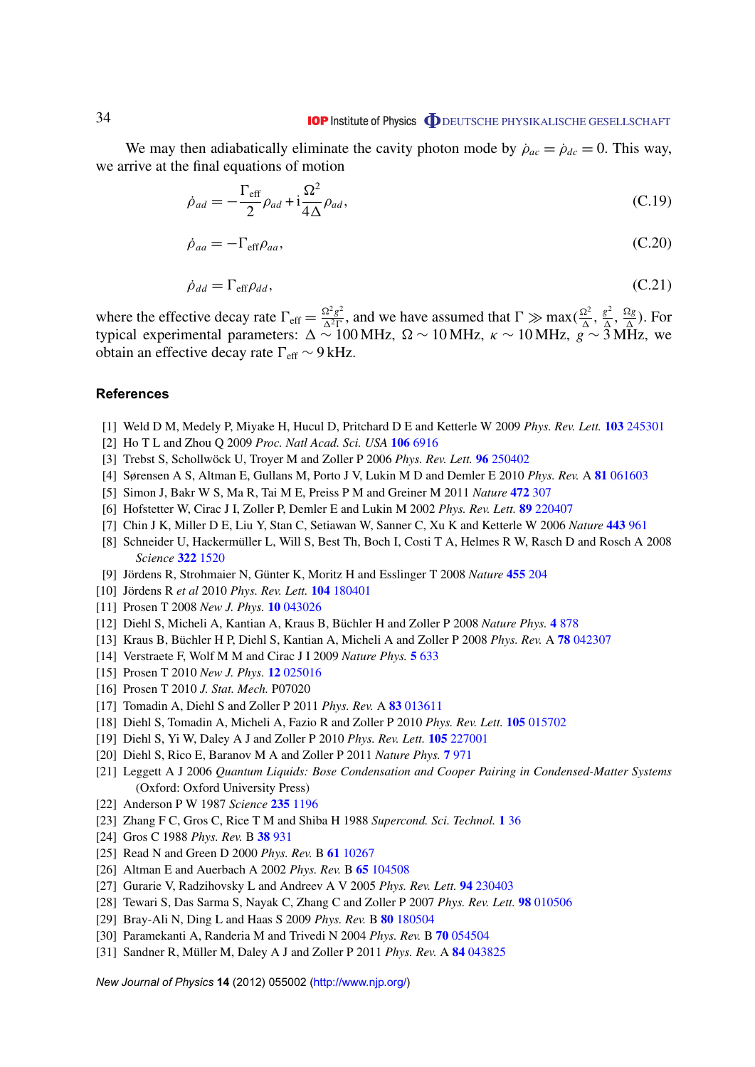We may then adiabatically eliminate the cavity photon mode by $\dot{\rho}_{ac} = \dot{\rho}_{dc} = 0$. This way, we arrive at the final equations of motion

$$\dot{\rho}_{ad} = -\frac{\Gamma_{\text{eff}}}{2}\rho_{ad} + \mathrm{i}\frac{\Omega^2}{4\Delta}\rho_{ad}, \tag{C.19}$$

$$\dot{\rho}_{aa} = -\Gamma_{\text{eff}}\rho_{aa}, \tag{C.20}$$

$$\dot{\rho}_{dd} = \Gamma_{\text{eff}}\rho_{dd}, \tag{C.21}$$

where the effective decay rate $\Gamma_{\text{eff}} = \frac{\Omega^2 g^2}{\Delta^2 \Gamma}$, and we have assumed that $\Gamma \gg \max(\frac{\Omega^2}{\Delta}, \frac{g^2}{\Delta}, \frac{\Omega g}{\Delta})$. For typical experimental parameters: $\Delta \sim 100\,\text{MHz}$, $\Omega \sim 10\,\text{MHz}$, $\kappa \sim 10\,\text{MHz}$, $g \sim 3\,\text{MHz}$, we obtain an effective decay rate $\Gamma_{\text{eff}} \sim 9\,\text{kHz}$.

## References

[1] Weld D M, Medely P, Miyake H, Hucul D, Pritchard D E and Ketterle W 2009 *Phys. Rev. Lett.* **103** 245301

[2] Ho T L and Zhou Q 2009 *Proc. Natl Acad. Sci. USA* **106** 6916

[3] Trebst S, Schollwöck U, Troyer M and Zoller P 2006 *Phys. Rev. Lett.* **96** 250402

[4] Sørensen A S, Altman E, Gullans M, Porto J V, Lukin M D and Demler E 2010 *Phys. Rev.* A **81** 061603

[5] Simon J, Bakr W S, Ma R, Tai M E, Preiss P M and Greiner M 2011 *Nature* **472** 307

[6] Hofstetter W, Cirac J I, Zoller P, Demler E and Lukin M 2002 *Phys. Rev. Lett.* **89** 220407

[7] Chin J K, Miller D E, Liu Y, Stan C, Setiawan W, Sanner C, Xu K and Ketterle W 2006 *Nature* **443** 961

[8] Schneider U, Hackermüller L, Will S, Best Th, Bloch I, Costi T A, Helmes R W, Rasch D and Rosch A 2008 *Science* **322** 1520

[9] Jördens R, Strohmaier N, Günter K, Moritz H and Esslinger T 2008 *Nature* **455** 204

[10] Jördens R *et al* 2010 *Phys. Rev. Lett.* **104** 180401

[11] Prosen T 2008 *New J. Phys.* **10** 043026

[12] Diehl S, Micheli A, Kantian A, Kraus B, Büchler H and Zoller P 2008 *Nature Phys.* **4** 878

[13] Kraus B, Büchler H P, Diehl S, Kantian A, Micheli A and Zoller P 2008 *Phys. Rev.* A **78** 042307

[14] Verstraete F, Wolf M M and Cirac J I 2009 *Nature Phys.* **5** 633

[15] Prosen T 2010 *New J. Phys.* **12** 025016

[16] Prosen T 2010 *J. Stat. Mech.* P07020

[17] Tomadin A, Diehl S and Zoller P 2011 *Phys. Rev.* A **83** 013611

[18] Diehl S, Tomadin A, Micheli A, Fazio R and Zoller P 2010 *Phys. Rev. Lett.* **105** 015702

[19] Diehl S, Yi W, Daley A J and Zoller P 2010 *Phys. Rev. Lett.* **105** 227001

[20] Diehl S, Rico E, Baranov M A and Zoller P 2011 *Nature Phys.* **7** 971

[21] Leggett A J 2006 *Quantum Liquids: Bose Condensation and Cooper Pairing in Condensed-Matter Systems* (Oxford: Oxford University Press)

[22] Anderson P W 1987 *Science* **235** 1196

[23] Zhang F C, Gros C, Rice T M and Shiba H 1988 *Supercond. Sci. Technol.* **1** 36

[24] Gros C 1988 *Phys. Rev.* B **38** 931

[25] Read N and Green D 2000 *Phys. Rev.* B **61** 10267

[26] Altman E and Auerbach A 2002 *Phys. Rev.* B **65** 104508

[27] Gurarie V, Radzihovsky L and Andreev A V 2005 *Phys. Rev. Lett.* **94** 230403

[28] Tewari S, Das Sarma S, Nayak C, Zhang C and Zoller P 2007 *Phys. Rev. Lett.* **98** 010506

[29] Bray-Ali N, Ding L and Haas S 2009 *Phys. Rev.* B **80** 180504

[30] Paramekanti A, Randeria M and Trivedi N 2004 *Phys. Rev.* B **70** 054504

[31] Sandner R, Müller M, Daley A J and Zoller P 2011 *Phys. Rev.* A **84** 043825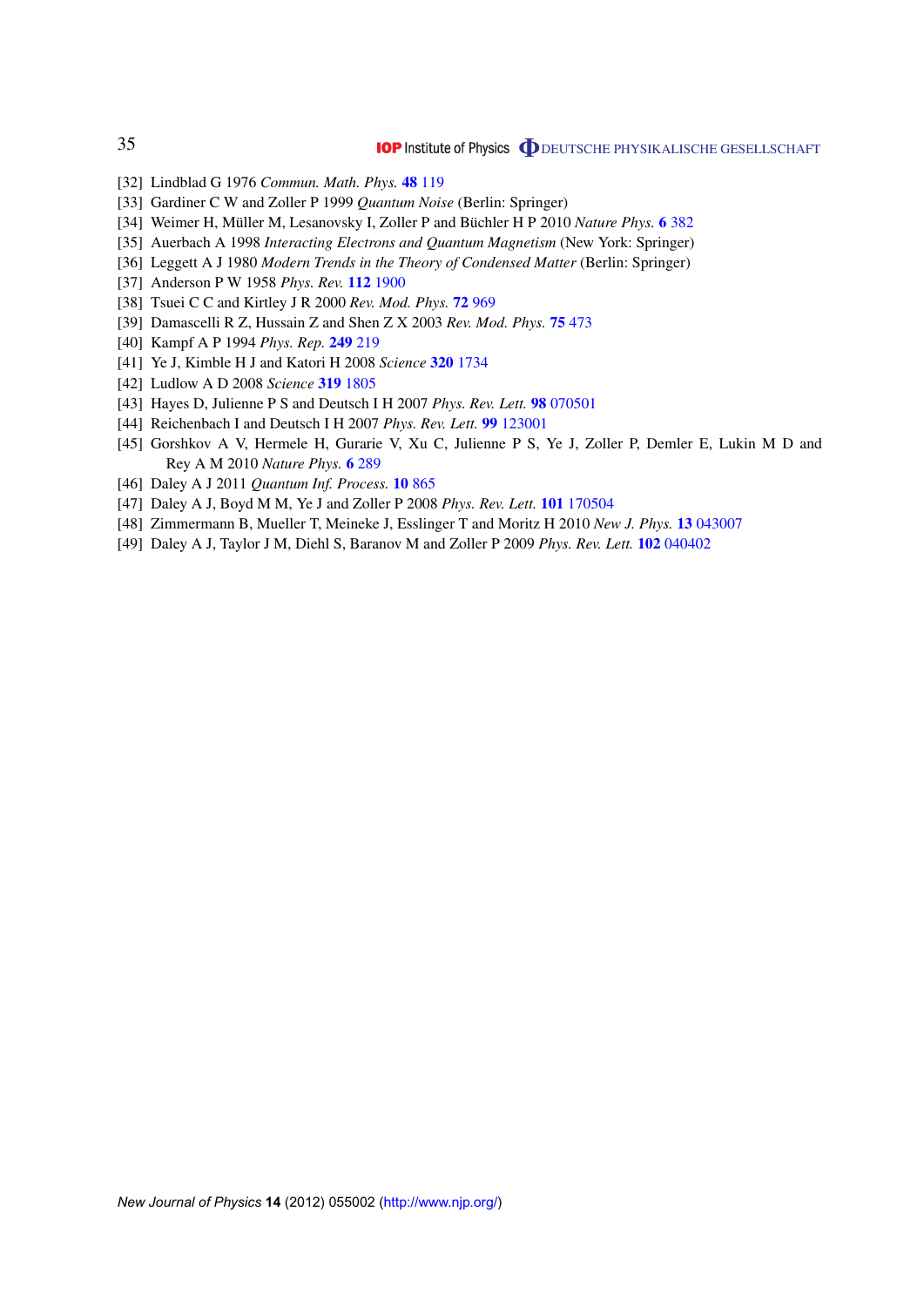[32] Lindblad G 1976 *Commun. Math. Phys.* **48** 119

[33] Gardiner C W and Zoller P 1999 *Quantum Noise* (Berlin: Springer)

[34] Weimer H, Müller M, Lesanovsky I, Zoller P and Büchler H P 2010 *Nature Phys.* **6** 382

[35] Auerbach A 1998 *Interacting Electrons and Quantum Magnetism* (New York: Springer)

[36] Leggett A J 1980 *Modern Trends in the Theory of Condensed Matter* (Berlin: Springer)

[37] Anderson P W 1958 *Phys. Rev.* **112** 1900

[38] Tsuei C C and Kirtley J R 2000 *Rev. Mod. Phys.* **72** 969

[39] Damascelli R Z, Hussain Z and Shen Z X 2003 *Rev. Mod. Phys.* **75** 473

[40] Kampf A P 1994 *Phys. Rep.* **249** 219

[41] Ye J, Kimble H J and Katori H 2008 *Science* **320** 1734

[42] Ludlow A D 2008 *Science* **319** 1805

[43] Hayes D, Julienne P S and Deutsch I H 2007 *Phys. Rev. Lett.* **98** 070501

[44] Reichenbach I and Deutsch I H 2007 *Phys. Rev. Lett.* **99** 123001

[45] Gorshkov A V, Hermele H, Gurarie V, Xu C, Julienne P S, Ye J, Zoller P, Demler E, Lukin M D and Rey A M 2010 *Nature Phys.* **6** 289

[46] Daley A J 2011 *Quantum Inf. Process.* **10** 865

[47] Daley A J, Boyd M M, Ye J and Zoller P 2008 *Phys. Rev. Lett.* **101** 170504

[48] Zimmermann B, Mueller T, Meineke J, Esslinger T and Moritz H 2010 *New J. Phys.* **13** 043007

[49] Daley A J, Taylor J M, Diehl S, Baranov M and Zoller P 2009 *Phys. Rev. Lett.* **102** 040402